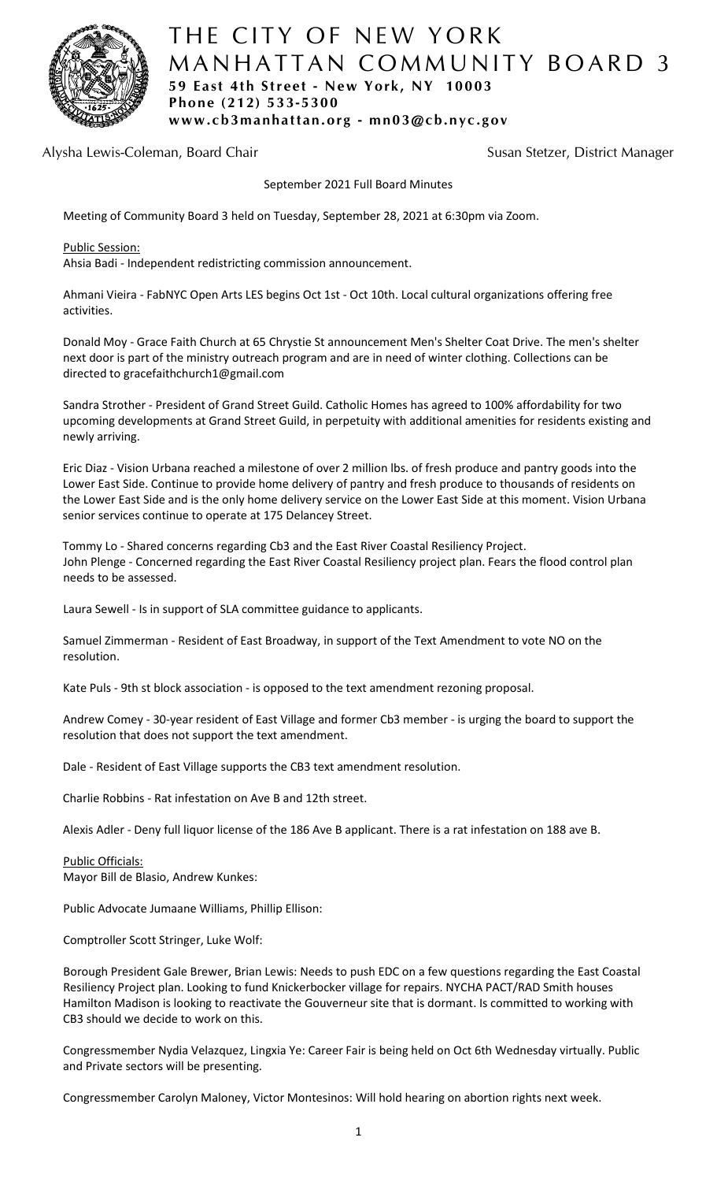# THE CITY OF NEW YORK
# MANHATTAN COMMUNITY BOARD 3

**59 East 4th Street - New York, NY 10003**
**Phone (212) 533-5300**
**www.cb3manhattan.org - mn03@cb.nyc.gov**

Alysha Lewis-Coleman, Board Chair — Susan Stetzer, District Manager

September 2021 Full Board Minutes

Meeting of Community Board 3 held on Tuesday, September 28, 2021 at 6:30pm via Zoom.

Public Session:

Ahsia Badi - Independent redistricting commission announcement.

Ahmani Vieira - FabNYC Open Arts LES begins Oct 1st - Oct 10th. Local cultural organizations offering free activities.

Donald Moy - Grace Faith Church at 65 Chrystie St announcement Men's Shelter Coat Drive. The men's shelter next door is part of the ministry outreach program and are in need of winter clothing. Collections can be directed to gracefaithchurch1@gmail.com

Sandra Strother - President of Grand Street Guild. Catholic Homes has agreed to 100% affordability for two upcoming developments at Grand Street Guild, in perpetuity with additional amenities for residents existing and newly arriving.

Eric Diaz - Vision Urbana reached a milestone of over 2 million lbs. of fresh produce and pantry goods into the Lower East Side. Continue to provide home delivery of pantry and fresh produce to thousands of residents on the Lower East Side and is the only home delivery service on the Lower East Side at this moment. Vision Urbana senior services continue to operate at 175 Delancey Street.

Tommy Lo - Shared concerns regarding Cb3 and the East River Coastal Resiliency Project.
John Plenge - Concerned regarding the East River Coastal Resiliency project plan. Fears the flood control plan needs to be assessed.

Laura Sewell - Is in support of SLA committee guidance to applicants.

Samuel Zimmerman - Resident of East Broadway, in support of the Text Amendment to vote NO on the resolution.

Kate Puls - 9th st block association - is opposed to the text amendment rezoning proposal.

Andrew Comey - 30-year resident of East Village and former Cb3 member - is urging the board to support the resolution that does not support the text amendment.

Dale - Resident of East Village supports the CB3 text amendment resolution.

Charlie Robbins - Rat infestation on Ave B and 12th street.

Alexis Adler - Deny full liquor license of the 186 Ave B applicant. There is a rat infestation on 188 ave B.

Public Officials:

Mayor Bill de Blasio, Andrew Kunkes:

Public Advocate Jumaane Williams, Phillip Ellison:

Comptroller Scott Stringer, Luke Wolf:

Borough President Gale Brewer, Brian Lewis: Needs to push EDC on a few questions regarding the East Coastal Resiliency Project plan. Looking to fund Knickerbocker village for repairs. NYCHA PACT/RAD Smith houses Hamilton Madison is looking to reactivate the Gouverneur site that is dormant. Is committed to working with CB3 should we decide to work on this.

Congressmember Nydia Velazquez, Lingxia Ye: Career Fair is being held on Oct 6th Wednesday virtually. Public and Private sectors will be presenting.

Congressmember Carolyn Maloney, Victor Montesinos: Will hold hearing on abortion rights next week.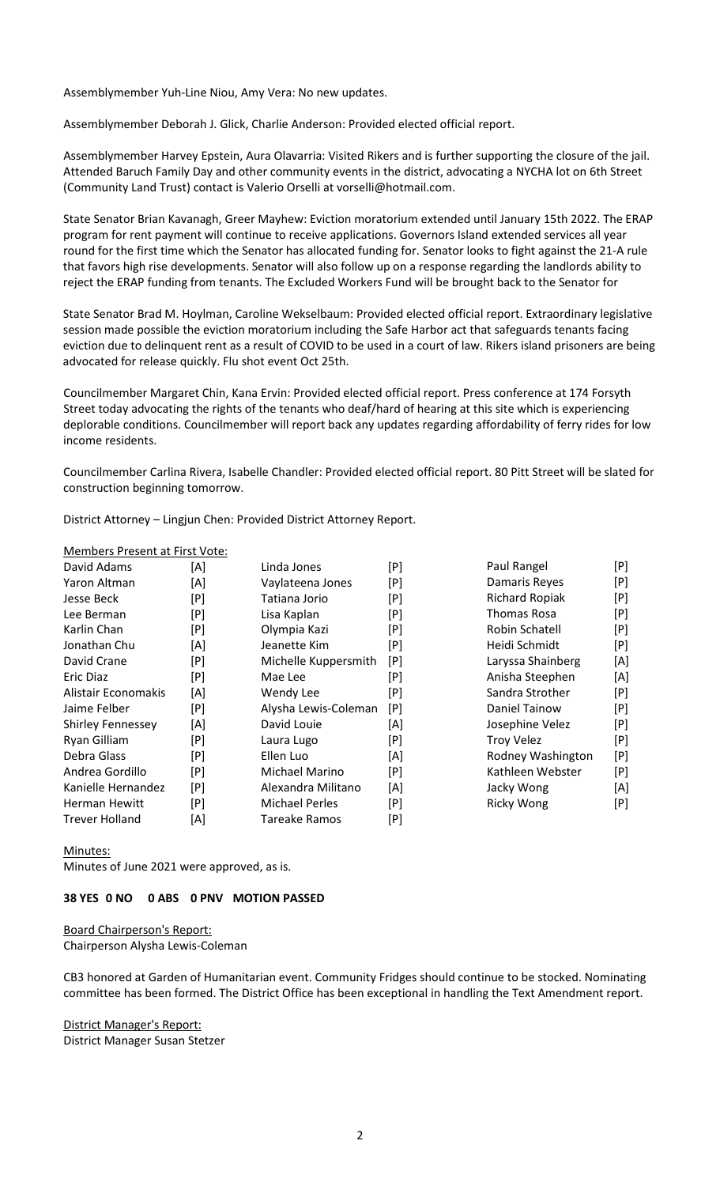Assemblymember Yuh-Line Niou, Amy Vera: No new updates.

Assemblymember Deborah J. Glick, Charlie Anderson: Provided elected official report.

Assemblymember Harvey Epstein, Aura Olavarria: Visited Rikers and is further supporting the closure of the jail. Attended Baruch Family Day and other community events in the district, advocating a NYCHA lot on 6th Street (Community Land Trust) contact is Valerio Orselli at vorselli@hotmail.com.

State Senator Brian Kavanagh, Greer Mayhew: Eviction moratorium extended until January 15th 2022. The ERAP program for rent payment will continue to receive applications. Governors Island extended services all year round for the first time which the Senator has allocated funding for. Senator looks to fight against the 21-A rule that favors high rise developments. Senator will also follow up on a response regarding the landlords ability to reject the ERAP funding from tenants. The Excluded Workers Fund will be brought back to the Senator for

State Senator Brad M. Hoylman, Caroline Wekselbaum: Provided elected official report. Extraordinary legislative session made possible the eviction moratorium including the Safe Harbor act that safeguards tenants facing eviction due to delinquent rent as a result of COVID to be used in a court of law. Rikers island prisoners are being advocated for release quickly. Flu shot event Oct 25th.

Councilmember Margaret Chin, Kana Ervin: Provided elected official report. Press conference at 174 Forsyth Street today advocating the rights of the tenants who deaf/hard of hearing at this site which is experiencing deplorable conditions. Councilmember will report back any updates regarding affordability of ferry rides for low income residents.

Councilmember Carlina Rivera, Isabelle Chandler: Provided elected official report. 80 Pitt Street will be slated for construction beginning tomorrow.

District Attorney – Lingjun Chen: Provided District Attorney Report.

Members Present at First Vote:

| | | | | | |
|---|---|---|---|---|---|
| David Adams | [A] | Linda Jones | [P] | Paul Rangel | [P] |
| Yaron Altman | [A] | Vaylateena Jones | [P] | Damaris Reyes | [P] |
| Jesse Beck | [P] | Tatiana Jorio | [P] | Richard Ropiak | [P] |
| Lee Berman | [P] | Lisa Kaplan | [P] | Thomas Rosa | [P] |
| Karlin Chan | [P] | Olympia Kazi | [P] | Robin Schatell | [P] |
| Jonathan Chu | [A] | Jeanette Kim | [P] | Heidi Schmidt | [P] |
| David Crane | [P] | Michelle Kuppersmith | [P] | Laryssa Shainberg | [A] |
| Eric Diaz | [P] | Mae Lee | [P] | Anisha Steephen | [A] |
| Alistair Economakis | [A] | Wendy Lee | [P] | Sandra Strother | [P] |
| Jaime Felber | [P] | Alysha Lewis-Coleman | [P] | Daniel Tainow | [P] |
| Shirley Fennessey | [A] | David Louie | [A] | Josephine Velez | [P] |
| Ryan Gilliam | [P] | Laura Lugo | [P] | Troy Velez | [P] |
| Debra Glass | [P] | Ellen Luo | [A] | Rodney Washington | [P] |
| Andrea Gordillo | [P] | Michael Marino | [P] | Kathleen Webster | [P] |
| Kanielle Hernandez | [P] | Alexandra Militano | [A] | Jacky Wong | [A] |
| Herman Hewitt | [P] | Michael Perles | [P] | Ricky Wong | [P] |
| Trever Holland | [A] | Tareake Ramos | [P] | | |

Minutes:
Minutes of June 2021 were approved, as is.

**38 YES 0 NO 0 ABS 0 PNV MOTION PASSED**

Board Chairperson's Report:
Chairperson Alysha Lewis-Coleman

CB3 honored at Garden of Humanitarian event. Community Fridges should continue to be stocked. Nominating committee has been formed. The District Office has been exceptional in handling the Text Amendment report.

District Manager's Report:
District Manager Susan Stetzer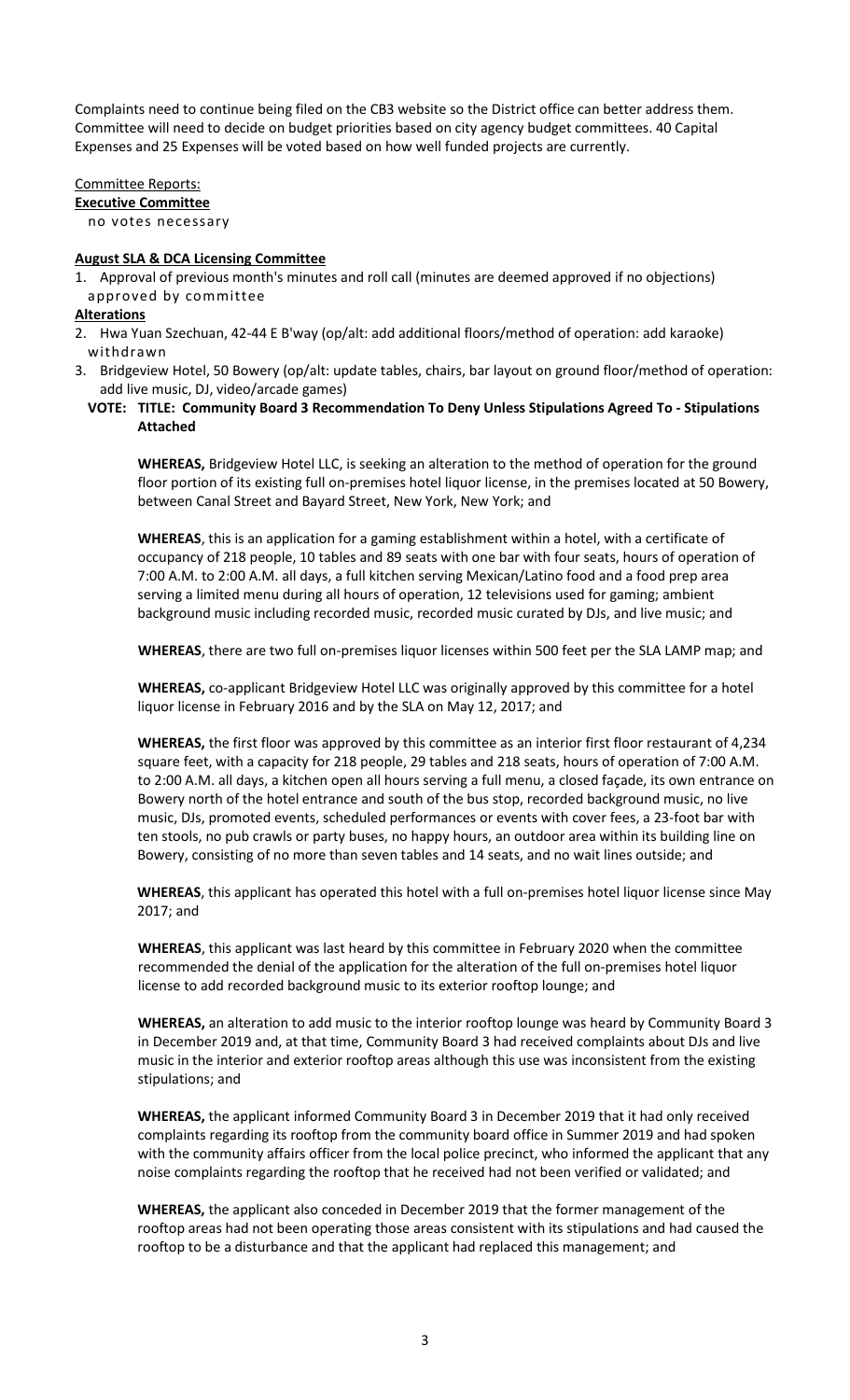Complaints need to continue being filed on the CB3 website so the District office can better address them. Committee will need to decide on budget priorities based on city agency budget committees. 40 Capital Expenses and 25 Expenses will be voted based on how well funded projects are currently.

Committee Reports:

**Executive Committee**

no votes necessary

**August SLA & DCA Licensing Committee**

1. Approval of previous month's minutes and roll call (minutes are deemed approved if no objections) approved by committee

**Alterations**

2. Hwa Yuan Szechuan, 42-44 E B'way (op/alt: add additional floors/method of operation: add karaoke) withdrawn
3. Bridgeview Hotel, 50 Bowery (op/alt: update tables, chairs, bar layout on ground floor/method of operation: add live music, DJ, video/arcade games)

**VOTE: TITLE: Community Board 3 Recommendation To Deny Unless Stipulations Agreed To - Stipulations Attached**

**WHEREAS,** Bridgeview Hotel LLC, is seeking an alteration to the method of operation for the ground floor portion of its existing full on-premises hotel liquor license, in the premises located at 50 Bowery, between Canal Street and Bayard Street, New York, New York; and

**WHEREAS**, this is an application for a gaming establishment within a hotel, with a certificate of occupancy of 218 people, 10 tables and 89 seats with one bar with four seats, hours of operation of 7:00 A.M. to 2:00 A.M. all days, a full kitchen serving Mexican/Latino food and a food prep area serving a limited menu during all hours of operation, 12 televisions used for gaming; ambient background music including recorded music, recorded music curated by DJs, and live music; and

**WHEREAS**, there are two full on-premises liquor licenses within 500 feet per the SLA LAMP map; and

**WHEREAS,** co-applicant Bridgeview Hotel LLC was originally approved by this committee for a hotel liquor license in February 2016 and by the SLA on May 12, 2017; and

**WHEREAS,** the first floor was approved by this committee as an interior first floor restaurant of 4,234 square feet, with a capacity for 218 people, 29 tables and 218 seats, hours of operation of 7:00 A.M. to 2:00 A.M. all days, a kitchen open all hours serving a full menu, a closed façade, its own entrance on Bowery north of the hotel entrance and south of the bus stop, recorded background music, no live music, DJs, promoted events, scheduled performances or events with cover fees, a 23-foot bar with ten stools, no pub crawls or party buses, no happy hours, an outdoor area within its building line on Bowery, consisting of no more than seven tables and 14 seats, and no wait lines outside; and

**WHEREAS**, this applicant has operated this hotel with a full on-premises hotel liquor license since May 2017; and

**WHEREAS**, this applicant was last heard by this committee in February 2020 when the committee recommended the denial of the application for the alteration of the full on-premises hotel liquor license to add recorded background music to its exterior rooftop lounge; and

**WHEREAS,** an alteration to add music to the interior rooftop lounge was heard by Community Board 3 in December 2019 and, at that time, Community Board 3 had received complaints about DJs and live music in the interior and exterior rooftop areas although this use was inconsistent from the existing stipulations; and

**WHEREAS,** the applicant informed Community Board 3 in December 2019 that it had only received complaints regarding its rooftop from the community board office in Summer 2019 and had spoken with the community affairs officer from the local police precinct, who informed the applicant that any noise complaints regarding the rooftop that he received had not been verified or validated; and

**WHEREAS,** the applicant also conceded in December 2019 that the former management of the rooftop areas had not been operating those areas consistent with its stipulations and had caused the rooftop to be a disturbance and that the applicant had replaced this management; and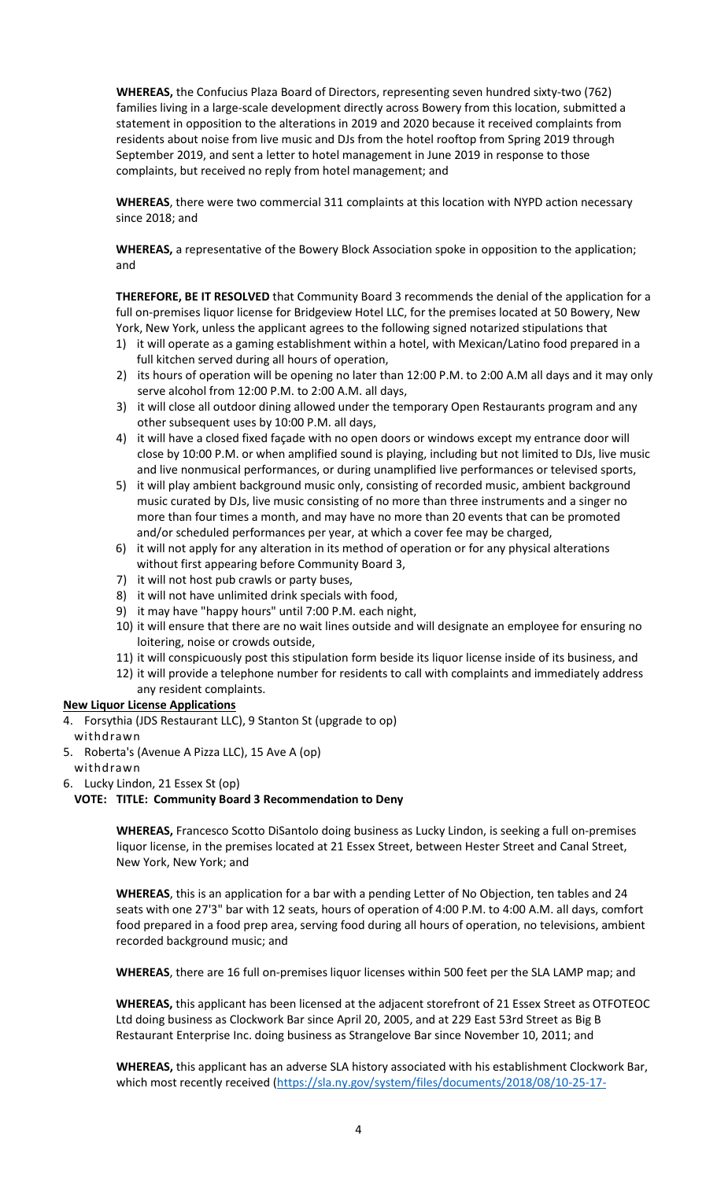**WHEREAS,** the Confucius Plaza Board of Directors, representing seven hundred sixty-two (762) families living in a large-scale development directly across Bowery from this location, submitted a statement in opposition to the alterations in 2019 and 2020 because it received complaints from residents about noise from live music and DJs from the hotel rooftop from Spring 2019 through September 2019, and sent a letter to hotel management in June 2019 in response to those complaints, but received no reply from hotel management; and

**WHEREAS**, there were two commercial 311 complaints at this location with NYPD action necessary since 2018; and

**WHEREAS,** a representative of the Bowery Block Association spoke in opposition to the application; and

**THEREFORE, BE IT RESOLVED** that Community Board 3 recommends the denial of the application for a full on-premises liquor license for Bridgeview Hotel LLC, for the premises located at 50 Bowery, New York, New York, unless the applicant agrees to the following signed notarized stipulations that

1) it will operate as a gaming establishment within a hotel, with Mexican/Latino food prepared in a full kitchen served during all hours of operation,
2) its hours of operation will be opening no later than 12:00 P.M. to 2:00 A.M all days and it may only serve alcohol from 12:00 P.M. to 2:00 A.M. all days,
3) it will close all outdoor dining allowed under the temporary Open Restaurants program and any other subsequent uses by 10:00 P.M. all days,
4) it will have a closed fixed façade with no open doors or windows except my entrance door will close by 10:00 P.M. or when amplified sound is playing, including but not limited to DJs, live music and live nonmusical performances, or during unamplified live performances or televised sports,
5) it will play ambient background music only, consisting of recorded music, ambient background music curated by DJs, live music consisting of no more than three instruments and a singer no more than four times a month, and may have no more than 20 events that can be promoted and/or scheduled performances per year, at which a cover fee may be charged,
6) it will not apply for any alteration in its method of operation or for any physical alterations without first appearing before Community Board 3,
7) it will not host pub crawls or party buses,
8) it will not have unlimited drink specials with food,
9) it may have "happy hours" until 7:00 P.M. each night,
10) it will ensure that there are no wait lines outside and will designate an employee for ensuring no loitering, noise or crowds outside,
11) it will conspicuously post this stipulation form beside its liquor license inside of its business, and
12) it will provide a telephone number for residents to call with complaints and immediately address any resident complaints.

**New Liquor License Applications**

4. Forsythia (JDS Restaurant LLC), 9 Stanton St (upgrade to op)
   withdrawn
5. Roberta's (Avenue A Pizza LLC), 15 Ave A (op)
   withdrawn
6. Lucky Lindon, 21 Essex St (op)

**VOTE: TITLE: Community Board 3 Recommendation to Deny**

**WHEREAS,** Francesco Scotto DiSantolo doing business as Lucky Lindon, is seeking a full on-premises liquor license, in the premises located at 21 Essex Street, between Hester Street and Canal Street, New York, New York; and

**WHEREAS**, this is an application for a bar with a pending Letter of No Objection, ten tables and 24 seats with one 27'3" bar with 12 seats, hours of operation of 4:00 P.M. to 4:00 A.M. all days, comfort food prepared in a food prep area, serving food during all hours of operation, no televisions, ambient recorded background music; and

**WHEREAS**, there are 16 full on-premises liquor licenses within 500 feet per the SLA LAMP map; and

**WHEREAS,** this applicant has been licensed at the adjacent storefront of 21 Essex Street as OTFOTEOC Ltd doing business as Clockwork Bar since April 20, 2005, and at 229 East 53rd Street as Big B Restaurant Enterprise Inc. doing business as Strangelove Bar since November 10, 2011; and

**WHEREAS,** this applicant has an adverse SLA history associated with his establishment Clockwork Bar, which most recently received (https://sla.ny.gov/system/files/documents/2018/08/10-25-17-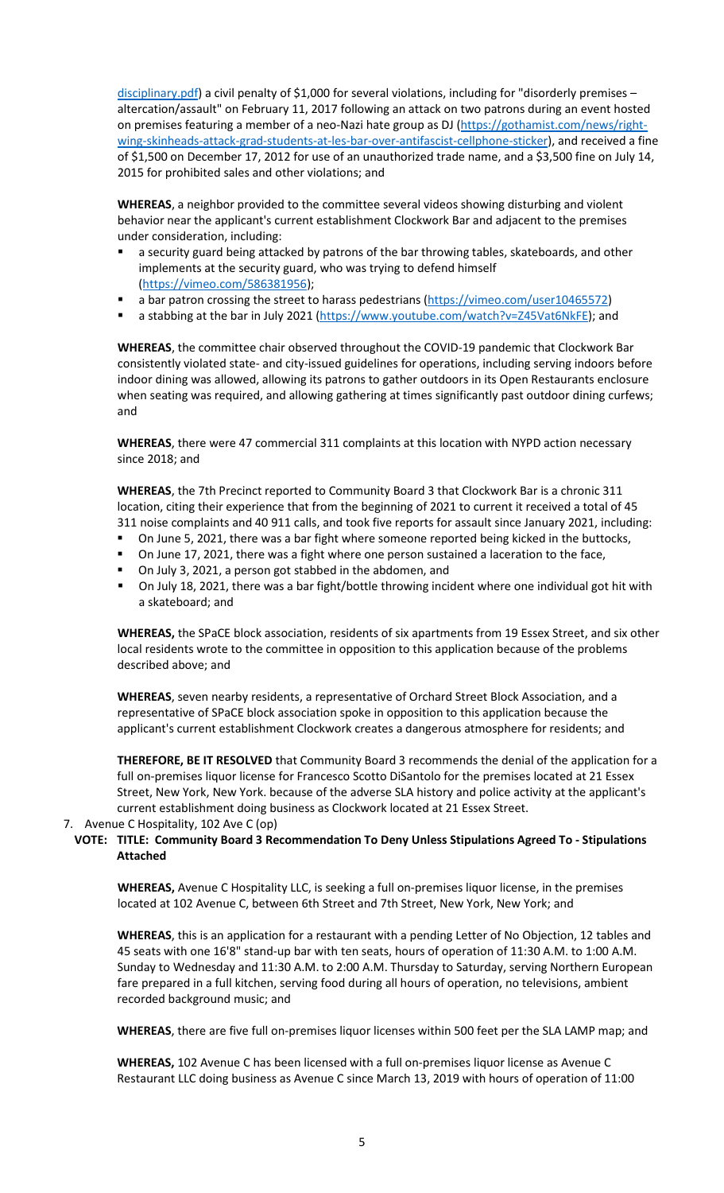disciplinary.pdf) a civil penalty of $1,000 for several violations, including for "disorderly premises – altercation/assault" on February 11, 2017 following an attack on two patrons during an event hosted on premises featuring a member of a neo-Nazi hate group as DJ (https://gothamist.com/news/right-wing-skinheads-attack-grad-students-at-les-bar-over-antifascist-cellphone-sticker), and received a fine of $1,500 on December 17, 2012 for use of an unauthorized trade name, and a $3,500 fine on July 14, 2015 for prohibited sales and other violations; and

**WHEREAS**, a neighbor provided to the committee several videos showing disturbing and violent behavior near the applicant's current establishment Clockwork Bar and adjacent to the premises under consideration, including:

- a security guard being attacked by patrons of the bar throwing tables, skateboards, and other implements at the security guard, who was trying to defend himself (https://vimeo.com/586381956);
- a bar patron crossing the street to harass pedestrians (https://vimeo.com/user10465572)
- a stabbing at the bar in July 2021 (https://www.youtube.com/watch?v=Z45Vat6NkFE); and

**WHEREAS**, the committee chair observed throughout the COVID-19 pandemic that Clockwork Bar consistently violated state- and city-issued guidelines for operations, including serving indoors before indoor dining was allowed, allowing its patrons to gather outdoors in its Open Restaurants enclosure when seating was required, and allowing gathering at times significantly past outdoor dining curfews; and

**WHEREAS**, there were 47 commercial 311 complaints at this location with NYPD action necessary since 2018; and

**WHEREAS**, the 7th Precinct reported to Community Board 3 that Clockwork Bar is a chronic 311 location, citing their experience that from the beginning of 2021 to current it received a total of 45 311 noise complaints and 40 911 calls, and took five reports for assault since January 2021, including:

- On June 5, 2021, there was a bar fight where someone reported being kicked in the buttocks,
- On June 17, 2021, there was a fight where one person sustained a laceration to the face,
- On July 3, 2021, a person got stabbed in the abdomen, and
- On July 18, 2021, there was a bar fight/bottle throwing incident where one individual got hit with a skateboard; and

**WHEREAS,** the SPaCE block association, residents of six apartments from 19 Essex Street, and six other local residents wrote to the committee in opposition to this application because of the problems described above; and

**WHEREAS**, seven nearby residents, a representative of Orchard Street Block Association, and a representative of SPaCE block association spoke in opposition to this application because the applicant's current establishment Clockwork creates a dangerous atmosphere for residents; and

**THEREFORE, BE IT RESOLVED** that Community Board 3 recommends the denial of the application for a full on-premises liquor license for Francesco Scotto DiSantolo for the premises located at 21 Essex Street, New York, New York. because of the adverse SLA history and police activity at the applicant's current establishment doing business as Clockwork located at 21 Essex Street.

7. Avenue C Hospitality, 102 Ave C (op)

**VOTE: TITLE: Community Board 3 Recommendation To Deny Unless Stipulations Agreed To - Stipulations Attached**

**WHEREAS,** Avenue C Hospitality LLC, is seeking a full on-premises liquor license, in the premises located at 102 Avenue C, between 6th Street and 7th Street, New York, New York; and

**WHEREAS**, this is an application for a restaurant with a pending Letter of No Objection, 12 tables and 45 seats with one 16'8" stand-up bar with ten seats, hours of operation of 11:30 A.M. to 1:00 A.M. Sunday to Wednesday and 11:30 A.M. to 2:00 A.M. Thursday to Saturday, serving Northern European fare prepared in a full kitchen, serving food during all hours of operation, no televisions, ambient recorded background music; and

**WHEREAS**, there are five full on-premises liquor licenses within 500 feet per the SLA LAMP map; and

**WHEREAS,** 102 Avenue C has been licensed with a full on-premises liquor license as Avenue C Restaurant LLC doing business as Avenue C since March 13, 2019 with hours of operation of 11:00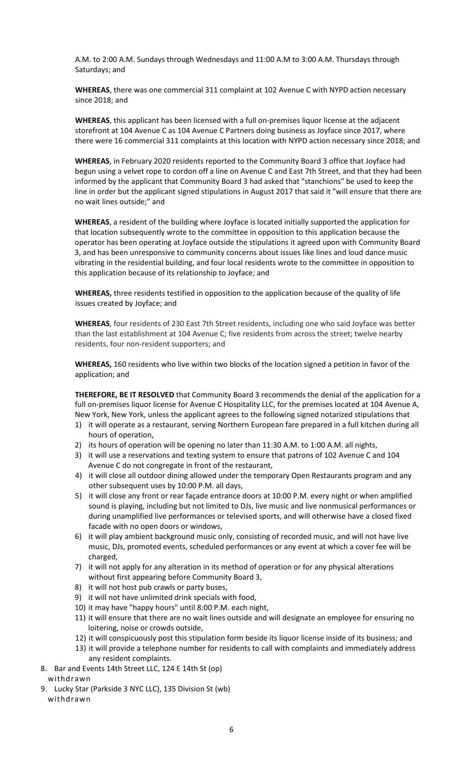A.M. to 2:00 A.M. Sundays through Wednesdays and 11:00 A.M to 3:00 A.M. Thursdays through Saturdays; and

**WHEREAS**, there was one commercial 311 complaint at 102 Avenue C with NYPD action necessary since 2018; and

**WHEREAS**, this applicant has been licensed with a full on-premises liquor license at the adjacent storefront at 104 Avenue C as 104 Avenue C Partners doing business as Joyface since 2017, where there were 16 commercial 311 complaints at this location with NYPD action necessary since 2018; and

**WHEREAS**, in February 2020 residents reported to the Community Board 3 office that Joyface had begun using a velvet rope to cordon off a line on Avenue C and East 7th Street, and that they had been informed by the applicant that Community Board 3 had asked that "stanchions" be used to keep the line in order but the applicant signed stipulations in August 2017 that said it "will ensure that there are no wait lines outside;" and

**WHEREAS**, a resident of the building where Joyface is located initially supported the application for that location subsequently wrote to the committee in opposition to this application because the operator has been operating at Joyface outside the stipulations it agreed upon with Community Board 3, and has been unresponsive to community concerns about issues like lines and loud dance music vibrating in the residential building, and four local residents wrote to the committee in opposition to this application because of its relationship to Joyface; and

**WHEREAS,** three residents testified in opposition to the application because of the quality of life issues created by Joyface; and

**WHEREAS**, four residents of 230 East 7th Street residents, including one who said Joyface was better than the last establishment at 104 Avenue C; five residents from across the street; twelve nearby residents, four non-resident supporters; and

**WHEREAS,** 160 residents who live within two blocks of the location signed a petition in favor of the application; and

**THEREFORE, BE IT RESOLVED** that Community Board 3 recommends the denial of the application for a full on-premises liquor license for Avenue C Hospitality LLC, for the premises located at 104 Avenue A, New York, New York, unless the applicant agrees to the following signed notarized stipulations that

1) it will operate as a restaurant, serving Northern European fare prepared in a full kitchen during all hours of operation,
2) its hours of operation will be opening no later than 11:30 A.M. to 1:00 A.M. all nights,
3) it will use a reservations and texting system to ensure that patrons of 102 Avenue C and 104 Avenue C do not congregate in front of the restaurant,
4) it will close all outdoor dining allowed under the temporary Open Restaurants program and any other subsequent uses by 10:00 P.M. all days,
5) it will close any front or rear façade entrance doors at 10:00 P.M. every night or when amplified sound is playing, including but not limited to DJs, live music and live nonmusical performances or during unamplified live performances or televised sports, and will otherwise have a closed fixed facade with no open doors or windows,
6) it will play ambient background music only, consisting of recorded music, and will not have live music, DJs, promoted events, scheduled performances or any event at which a cover fee will be charged,
7) it will not apply for any alteration in its method of operation or for any physical alterations without first appearing before Community Board 3,
8) it will not host pub crawls or party buses,
9) it will not have unlimited drink specials with food,
10) it may have "happy hours" until 8:00 P.M. each night,
11) it will ensure that there are no wait lines outside and will designate an employee for ensuring no loitering, noise or crowds outside,
12) it will conspicuously post this stipulation form beside its liquor license inside of its business; and
13) it will provide a telephone number for residents to call with complaints and immediately address any resident complaints.

8. Bar and Events 14th Street LLC, 124 E 14th St (op)
   withdrawn
9. Lucky Star (Parkside 3 NYC LLC), 135 Division St (wb)
   withdrawn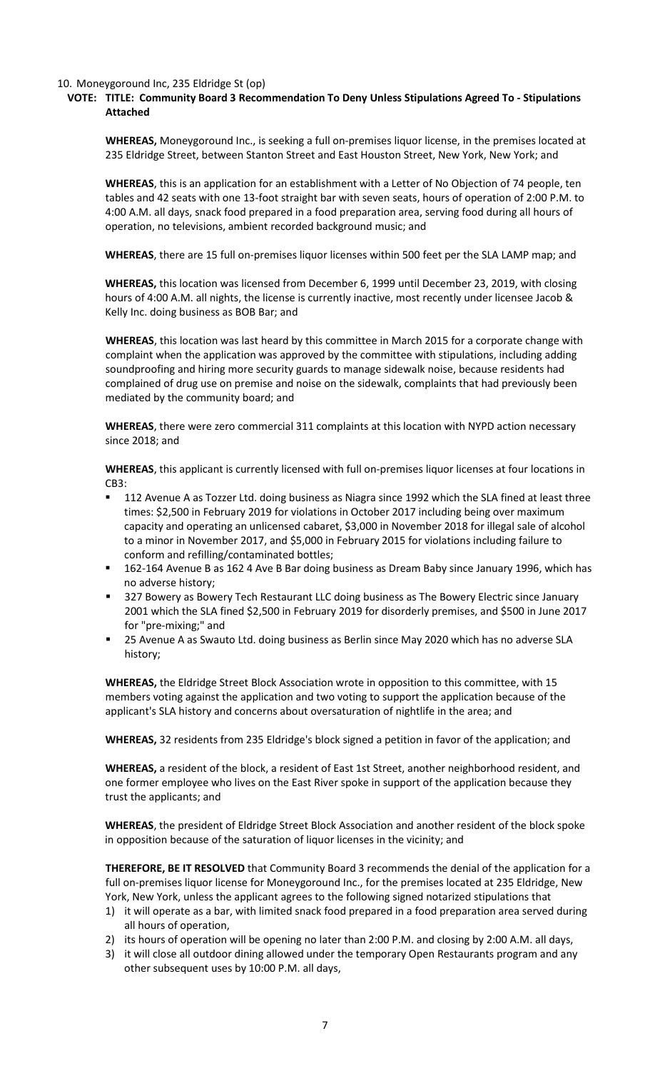10. Moneygoround Inc, 235 Eldridge St (op)

**VOTE: TITLE: Community Board 3 Recommendation To Deny Unless Stipulations Agreed To - Stipulations Attached**

**WHEREAS,** Moneygoround Inc., is seeking a full on-premises liquor license, in the premises located at 235 Eldridge Street, between Stanton Street and East Houston Street, New York, New York; and

**WHEREAS**, this is an application for an establishment with a Letter of No Objection of 74 people, ten tables and 42 seats with one 13-foot straight bar with seven seats, hours of operation of 2:00 P.M. to 4:00 A.M. all days, snack food prepared in a food preparation area, serving food during all hours of operation, no televisions, ambient recorded background music; and

**WHEREAS**, there are 15 full on-premises liquor licenses within 500 feet per the SLA LAMP map; and

**WHEREAS,** this location was licensed from December 6, 1999 until December 23, 2019, with closing hours of 4:00 A.M. all nights, the license is currently inactive, most recently under licensee Jacob & Kelly Inc. doing business as BOB Bar; and

**WHEREAS**, this location was last heard by this committee in March 2015 for a corporate change with complaint when the application was approved by the committee with stipulations, including adding soundproofing and hiring more security guards to manage sidewalk noise, because residents had complained of drug use on premise and noise on the sidewalk, complaints that had previously been mediated by the community board; and

**WHEREAS**, there were zero commercial 311 complaints at this location with NYPD action necessary since 2018; and

**WHEREAS**, this applicant is currently licensed with full on-premises liquor licenses at four locations in CB3:

- 112 Avenue A as Tozzer Ltd. doing business as Niagra since 1992 which the SLA fined at least three times: $2,500 in February 2019 for violations in October 2017 including being over maximum capacity and operating an unlicensed cabaret, $3,000 in November 2018 for illegal sale of alcohol to a minor in November 2017, and $5,000 in February 2015 for violations including failure to conform and refilling/contaminated bottles;
- 162-164 Avenue B as 162 4 Ave B Bar doing business as Dream Baby since January 1996, which has no adverse history;
- 327 Bowery as Bowery Tech Restaurant LLC doing business as The Bowery Electric since January 2001 which the SLA fined $2,500 in February 2019 for disorderly premises, and $500 in June 2017 for "pre-mixing;" and
- 25 Avenue A as Swauto Ltd. doing business as Berlin since May 2020 which has no adverse SLA history;

**WHEREAS,** the Eldridge Street Block Association wrote in opposition to this committee, with 15 members voting against the application and two voting to support the application because of the applicant's SLA history and concerns about oversaturation of nightlife in the area; and

**WHEREAS,** 32 residents from 235 Eldridge's block signed a petition in favor of the application; and

**WHEREAS,** a resident of the block, a resident of East 1st Street, another neighborhood resident, and one former employee who lives on the East River spoke in support of the application because they trust the applicants; and

**WHEREAS**, the president of Eldridge Street Block Association and another resident of the block spoke in opposition because of the saturation of liquor licenses in the vicinity; and

**THEREFORE, BE IT RESOLVED** that Community Board 3 recommends the denial of the application for a full on-premises liquor license for Moneygoround Inc., for the premises located at 235 Eldridge, New York, New York, unless the applicant agrees to the following signed notarized stipulations that

1) it will operate as a bar, with limited snack food prepared in a food preparation area served during all hours of operation,
2) its hours of operation will be opening no later than 2:00 P.M. and closing by 2:00 A.M. all days,
3) it will close all outdoor dining allowed under the temporary Open Restaurants program and any other subsequent uses by 10:00 P.M. all days,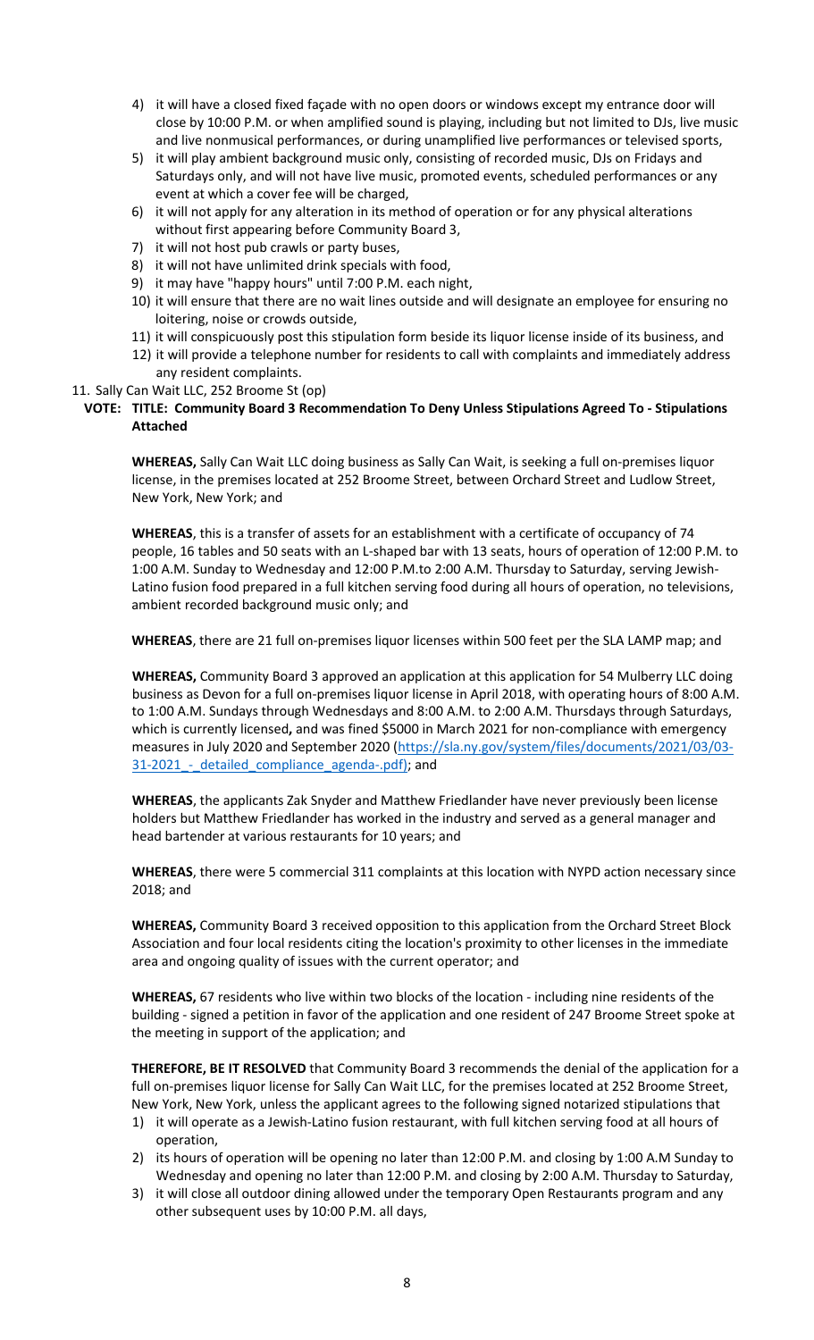4) it will have a closed fixed façade with no open doors or windows except my entrance door will close by 10:00 P.M. or when amplified sound is playing, including but not limited to DJs, live music and live nonmusical performances, or during unamplified live performances or televised sports,
5) it will play ambient background music only, consisting of recorded music, DJs on Fridays and Saturdays only, and will not have live music, promoted events, scheduled performances or any event at which a cover fee will be charged,
6) it will not apply for any alteration in its method of operation or for any physical alterations without first appearing before Community Board 3,
7) it will not host pub crawls or party buses,
8) it will not have unlimited drink specials with food,
9) it may have "happy hours" until 7:00 P.M. each night,
10) it will ensure that there are no wait lines outside and will designate an employee for ensuring no loitering, noise or crowds outside,
11) it will conspicuously post this stipulation form beside its liquor license inside of its business, and
12) it will provide a telephone number for residents to call with complaints and immediately address any resident complaints.

11. Sally Can Wait LLC, 252 Broome St (op)

**VOTE: TITLE: Community Board 3 Recommendation To Deny Unless Stipulations Agreed To - Stipulations Attached**

**WHEREAS,** Sally Can Wait LLC doing business as Sally Can Wait, is seeking a full on-premises liquor license, in the premises located at 252 Broome Street, between Orchard Street and Ludlow Street, New York, New York; and

**WHEREAS**, this is a transfer of assets for an establishment with a certificate of occupancy of 74 people, 16 tables and 50 seats with an L-shaped bar with 13 seats, hours of operation of 12:00 P.M. to 1:00 A.M. Sunday to Wednesday and 12:00 P.M.to 2:00 A.M. Thursday to Saturday, serving Jewish-Latino fusion food prepared in a full kitchen serving food during all hours of operation, no televisions, ambient recorded background music only; and

**WHEREAS**, there are 21 full on-premises liquor licenses within 500 feet per the SLA LAMP map; and

**WHEREAS,** Community Board 3 approved an application at this application for 54 Mulberry LLC doing business as Devon for a full on-premises liquor license in April 2018, with operating hours of 8:00 A.M. to 1:00 A.M. Sundays through Wednesdays and 8:00 A.M. to 2:00 A.M. Thursdays through Saturdays, which is currently licensed**,** and was fined $5000 in March 2021 for non-compliance with emergency measures in July 2020 and September 2020 (https://sla.ny.gov/system/files/documents/2021/03/03-31-2021_-_detailed_compliance_agenda-.pdf); and

**WHEREAS**, the applicants Zak Snyder and Matthew Friedlander have never previously been license holders but Matthew Friedlander has worked in the industry and served as a general manager and head bartender at various restaurants for 10 years; and

**WHEREAS**, there were 5 commercial 311 complaints at this location with NYPD action necessary since 2018; and

**WHEREAS,** Community Board 3 received opposition to this application from the Orchard Street Block Association and four local residents citing the location's proximity to other licenses in the immediate area and ongoing quality of issues with the current operator; and

**WHEREAS,** 67 residents who live within two blocks of the location - including nine residents of the building - signed a petition in favor of the application and one resident of 247 Broome Street spoke at the meeting in support of the application; and

**THEREFORE, BE IT RESOLVED** that Community Board 3 recommends the denial of the application for a full on-premises liquor license for Sally Can Wait LLC, for the premises located at 252 Broome Street, New York, New York, unless the applicant agrees to the following signed notarized stipulations that

1) it will operate as a Jewish-Latino fusion restaurant, with full kitchen serving food at all hours of operation,
2) its hours of operation will be opening no later than 12:00 P.M. and closing by 1:00 A.M Sunday to Wednesday and opening no later than 12:00 P.M. and closing by 2:00 A.M. Thursday to Saturday,
3) it will close all outdoor dining allowed under the temporary Open Restaurants program and any other subsequent uses by 10:00 P.M. all days,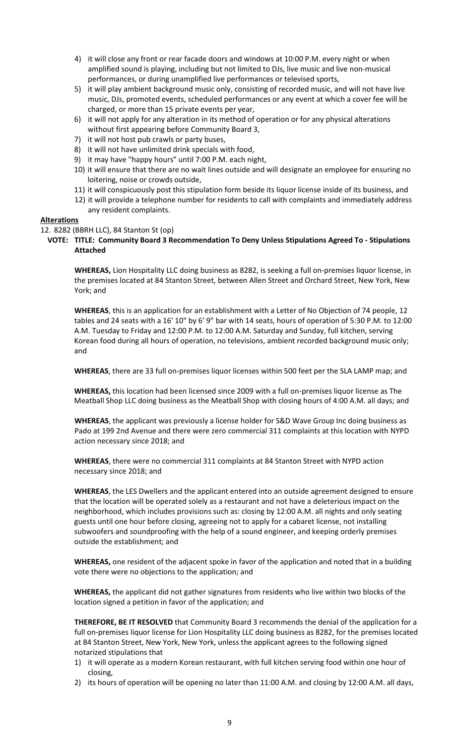4) it will close any front or rear facade doors and windows at 10:00 P.M. every night or when amplified sound is playing, including but not limited to DJs, live music and live non-musical performances, or during unamplified live performances or televised sports,
5) it will play ambient background music only, consisting of recorded music, and will not have live music, DJs, promoted events, scheduled performances or any event at which a cover fee will be charged, or more than 15 private events per year,
6) it will not apply for any alteration in its method of operation or for any physical alterations without first appearing before Community Board 3,
7) it will not host pub crawls or party buses,
8) it will not have unlimited drink specials with food,
9) it may have "happy hours" until 7:00 P.M. each night,
10) it will ensure that there are no wait lines outside and will designate an employee for ensuring no loitering, noise or crowds outside,
11) it will conspicuously post this stipulation form beside its liquor license inside of its business, and
12) it will provide a telephone number for residents to call with complaints and immediately address any resident complaints.

**Alterations**

12. 8282 (BBRH LLC), 84 Stanton St (op)

**VOTE: TITLE: Community Board 3 Recommendation To Deny Unless Stipulations Agreed To - Stipulations Attached**

**WHEREAS,** Lion Hospitality LLC doing business as 8282, is seeking a full on-premises liquor license, in the premises located at 84 Stanton Street, between Allen Street and Orchard Street, New York, New York; and

**WHEREAS**, this is an application for an establishment with a Letter of No Objection of 74 people, 12 tables and 24 seats with a 16' 10" by 6' 9" bar with 14 seats, hours of operation of 5:30 P.M. to 12:00 A.M. Tuesday to Friday and 12:00 P.M. to 12:00 A.M. Saturday and Sunday, full kitchen, serving Korean food during all hours of operation, no televisions, ambient recorded background music only; and

**WHEREAS**, there are 33 full on-premises liquor licenses within 500 feet per the SLA LAMP map; and

**WHEREAS,** this location had been licensed since 2009 with a full on-premises liquor license as The Meatball Shop LLC doing business as the Meatball Shop with closing hours of 4:00 A.M. all days; and

**WHEREAS**, the applicant was previously a license holder for S&D Wave Group Inc doing business as Pado at 199 2nd Avenue and there were zero commercial 311 complaints at this location with NYPD action necessary since 2018; and

**WHEREAS**, there were no commercial 311 complaints at 84 Stanton Street with NYPD action necessary since 2018; and

**WHEREAS**, the LES Dwellers and the applicant entered into an outside agreement designed to ensure that the location will be operated solely as a restaurant and not have a deleterious impact on the neighborhood, which includes provisions such as: closing by 12:00 A.M. all nights and only seating guests until one hour before closing, agreeing not to apply for a cabaret license, not installing subwoofers and soundproofing with the help of a sound engineer, and keeping orderly premises outside the establishment; and

**WHEREAS,** one resident of the adjacent spoke in favor of the application and noted that in a building vote there were no objections to the application; and

**WHEREAS,** the applicant did not gather signatures from residents who live within two blocks of the location signed a petition in favor of the application; and

**THEREFORE, BE IT RESOLVED** that Community Board 3 recommends the denial of the application for a full on-premises liquor license for Lion Hospitality LLC doing business as 8282, for the premises located at 84 Stanton Street, New York, New York, unless the applicant agrees to the following signed notarized stipulations that

1) it will operate as a modern Korean restaurant, with full kitchen serving food within one hour of closing,
2) its hours of operation will be opening no later than 11:00 A.M. and closing by 12:00 A.M. all days,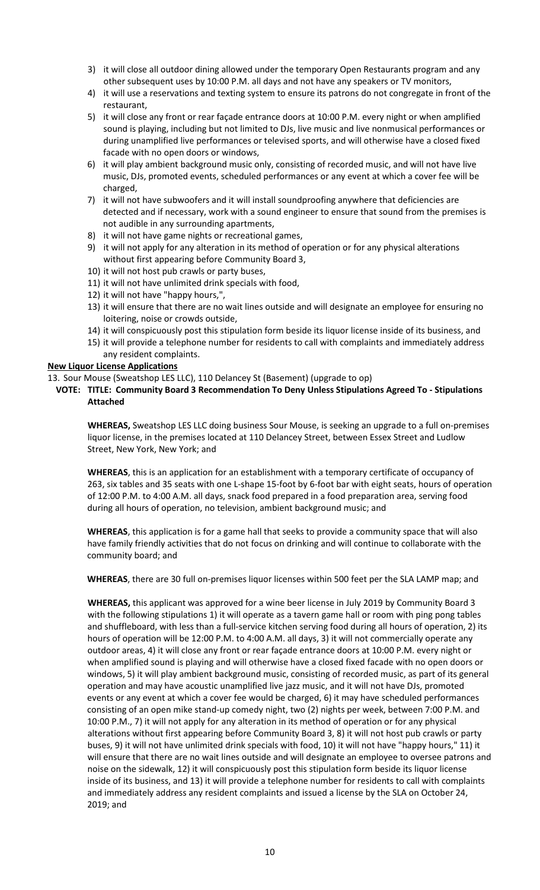3) it will close all outdoor dining allowed under the temporary Open Restaurants program and any other subsequent uses by 10:00 P.M. all days and not have any speakers or TV monitors,
4) it will use a reservations and texting system to ensure its patrons do not congregate in front of the restaurant,
5) it will close any front or rear façade entrance doors at 10:00 P.M. every night or when amplified sound is playing, including but not limited to DJs, live music and live nonmusical performances or during unamplified live performances or televised sports, and will otherwise have a closed fixed facade with no open doors or windows,
6) it will play ambient background music only, consisting of recorded music, and will not have live music, DJs, promoted events, scheduled performances or any event at which a cover fee will be charged,
7) it will not have subwoofers and it will install soundproofing anywhere that deficiencies are detected and if necessary, work with a sound engineer to ensure that sound from the premises is not audible in any surrounding apartments,
8) it will not have game nights or recreational games,
9) it will not apply for any alteration in its method of operation or for any physical alterations without first appearing before Community Board 3,
10) it will not host pub crawls or party buses,
11) it will not have unlimited drink specials with food,
12) it will not have "happy hours,",
13) it will ensure that there are no wait lines outside and will designate an employee for ensuring no loitering, noise or crowds outside,
14) it will conspicuously post this stipulation form beside its liquor license inside of its business, and
15) it will provide a telephone number for residents to call with complaints and immediately address any resident complaints.

**New Liquor License Applications**

13. Sour Mouse (Sweatshop LES LLC), 110 Delancey St (Basement) (upgrade to op)

**VOTE: TITLE: Community Board 3 Recommendation To Deny Unless Stipulations Agreed To - Stipulations Attached**

**WHEREAS,** Sweatshop LES LLC doing business Sour Mouse, is seeking an upgrade to a full on-premises liquor license, in the premises located at 110 Delancey Street, between Essex Street and Ludlow Street, New York, New York; and

**WHEREAS**, this is an application for an establishment with a temporary certificate of occupancy of 263, six tables and 35 seats with one L-shape 15-foot by 6-foot bar with eight seats, hours of operation of 12:00 P.M. to 4:00 A.M. all days, snack food prepared in a food preparation area, serving food during all hours of operation, no television, ambient background music; and

**WHEREAS**, this application is for a game hall that seeks to provide a community space that will also have family friendly activities that do not focus on drinking and will continue to collaborate with the community board; and

**WHEREAS**, there are 30 full on-premises liquor licenses within 500 feet per the SLA LAMP map; and

**WHEREAS,** this applicant was approved for a wine beer license in July 2019 by Community Board 3 with the following stipulations 1) it will operate as a tavern game hall or room with ping pong tables and shuffleboard, with less than a full-service kitchen serving food during all hours of operation, 2) its hours of operation will be 12:00 P.M. to 4:00 A.M. all days, 3) it will not commercially operate any outdoor areas, 4) it will close any front or rear façade entrance doors at 10:00 P.M. every night or when amplified sound is playing and will otherwise have a closed fixed facade with no open doors or windows, 5) it will play ambient background music, consisting of recorded music, as part of its general operation and may have acoustic unamplified live jazz music, and it will not have DJs, promoted events or any event at which a cover fee would be charged, 6) it may have scheduled performances consisting of an open mike stand-up comedy night, two (2) nights per week, between 7:00 P.M. and 10:00 P.M., 7) it will not apply for any alteration in its method of operation or for any physical alterations without first appearing before Community Board 3, 8) it will not host pub crawls or party buses, 9) it will not have unlimited drink specials with food, 10) it will not have "happy hours," 11) it will ensure that there are no wait lines outside and will designate an employee to oversee patrons and noise on the sidewalk, 12) it will conspicuously post this stipulation form beside its liquor license inside of its business, and 13) it will provide a telephone number for residents to call with complaints and immediately address any resident complaints and issued a license by the SLA on October 24, 2019; and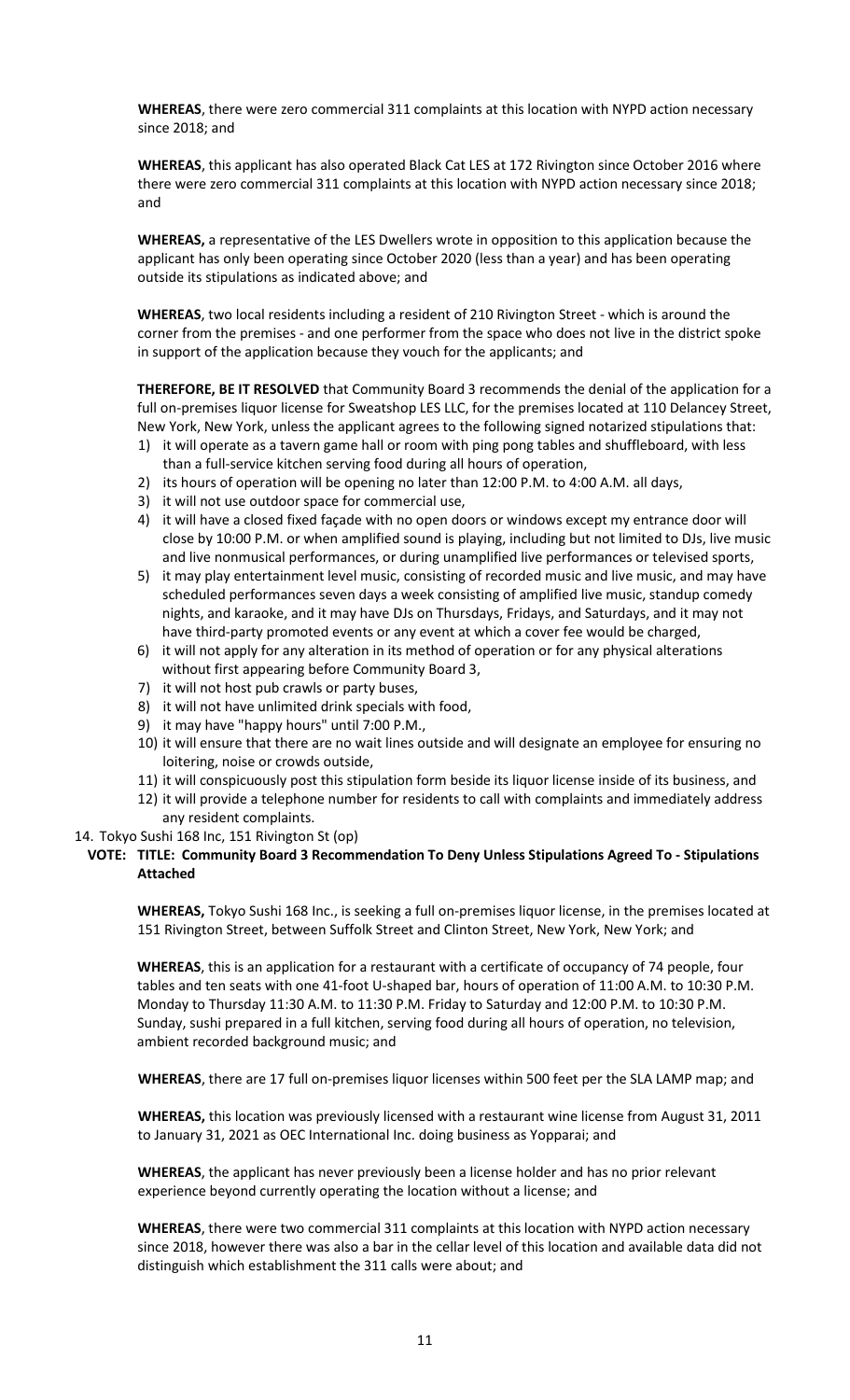**WHEREAS**, there were zero commercial 311 complaints at this location with NYPD action necessary since 2018; and

**WHEREAS**, this applicant has also operated Black Cat LES at 172 Rivington since October 2016 where there were zero commercial 311 complaints at this location with NYPD action necessary since 2018; and

**WHEREAS,** a representative of the LES Dwellers wrote in opposition to this application because the applicant has only been operating since October 2020 (less than a year) and has been operating outside its stipulations as indicated above; and

**WHEREAS**, two local residents including a resident of 210 Rivington Street - which is around the corner from the premises - and one performer from the space who does not live in the district spoke in support of the application because they vouch for the applicants; and

**THEREFORE, BE IT RESOLVED** that Community Board 3 recommends the denial of the application for a full on-premises liquor license for Sweatshop LES LLC, for the premises located at 110 Delancey Street, New York, New York, unless the applicant agrees to the following signed notarized stipulations that:

1) it will operate as a tavern game hall or room with ping pong tables and shuffleboard, with less than a full-service kitchen serving food during all hours of operation,
2) its hours of operation will be opening no later than 12:00 P.M. to 4:00 A.M. all days,
3) it will not use outdoor space for commercial use,
4) it will have a closed fixed façade with no open doors or windows except my entrance door will close by 10:00 P.M. or when amplified sound is playing, including but not limited to DJs, live music and live nonmusical performances, or during unamplified live performances or televised sports,
5) it may play entertainment level music, consisting of recorded music and live music, and may have scheduled performances seven days a week consisting of amplified live music, standup comedy nights, and karaoke, and it may have DJs on Thursdays, Fridays, and Saturdays, and it may not have third-party promoted events or any event at which a cover fee would be charged,
6) it will not apply for any alteration in its method of operation or for any physical alterations without first appearing before Community Board 3,
7) it will not host pub crawls or party buses,
8) it will not have unlimited drink specials with food,
9) it may have "happy hours" until 7:00 P.M.,
10) it will ensure that there are no wait lines outside and will designate an employee for ensuring no loitering, noise or crowds outside,
11) it will conspicuously post this stipulation form beside its liquor license inside of its business, and
12) it will provide a telephone number for residents to call with complaints and immediately address any resident complaints.

14. Tokyo Sushi 168 Inc, 151 Rivington St (op)

**VOTE: TITLE: Community Board 3 Recommendation To Deny Unless Stipulations Agreed To - Stipulations Attached**

**WHEREAS,** Tokyo Sushi 168 Inc., is seeking a full on-premises liquor license, in the premises located at 151 Rivington Street, between Suffolk Street and Clinton Street, New York, New York; and

**WHEREAS**, this is an application for a restaurant with a certificate of occupancy of 74 people, four tables and ten seats with one 41-foot U-shaped bar, hours of operation of 11:00 A.M. to 10:30 P.M. Monday to Thursday 11:30 A.M. to 11:30 P.M. Friday to Saturday and 12:00 P.M. to 10:30 P.M. Sunday, sushi prepared in a full kitchen, serving food during all hours of operation, no television, ambient recorded background music; and

**WHEREAS**, there are 17 full on-premises liquor licenses within 500 feet per the SLA LAMP map; and

**WHEREAS,** this location was previously licensed with a restaurant wine license from August 31, 2011 to January 31, 2021 as OEC International Inc. doing business as Yopparai; and

**WHEREAS**, the applicant has never previously been a license holder and has no prior relevant experience beyond currently operating the location without a license; and

**WHEREAS**, there were two commercial 311 complaints at this location with NYPD action necessary since 2018, however there was also a bar in the cellar level of this location and available data did not distinguish which establishment the 311 calls were about; and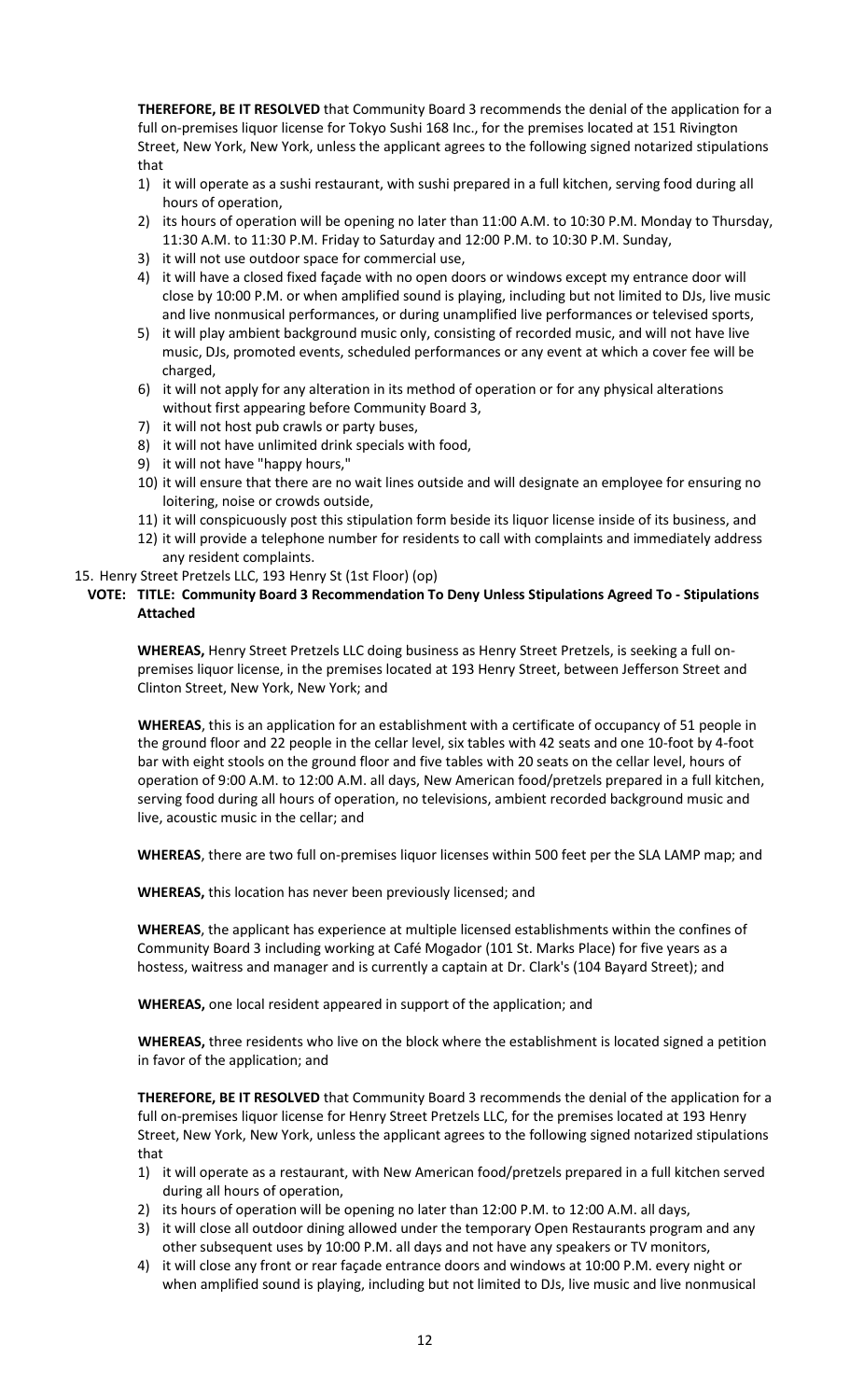**THEREFORE, BE IT RESOLVED** that Community Board 3 recommends the denial of the application for a full on-premises liquor license for Tokyo Sushi 168 Inc., for the premises located at 151 Rivington Street, New York, New York, unless the applicant agrees to the following signed notarized stipulations that

1) it will operate as a sushi restaurant, with sushi prepared in a full kitchen, serving food during all hours of operation,
2) its hours of operation will be opening no later than 11:00 A.M. to 10:30 P.M. Monday to Thursday, 11:30 A.M. to 11:30 P.M. Friday to Saturday and 12:00 P.M. to 10:30 P.M. Sunday,
3) it will not use outdoor space for commercial use,
4) it will have a closed fixed façade with no open doors or windows except my entrance door will close by 10:00 P.M. or when amplified sound is playing, including but not limited to DJs, live music and live nonmusical performances, or during unamplified live performances or televised sports,
5) it will play ambient background music only, consisting of recorded music, and will not have live music, DJs, promoted events, scheduled performances or any event at which a cover fee will be charged,
6) it will not apply for any alteration in its method of operation or for any physical alterations without first appearing before Community Board 3,
7) it will not host pub crawls or party buses,
8) it will not have unlimited drink specials with food,
9) it will not have "happy hours,"
10) it will ensure that there are no wait lines outside and will designate an employee for ensuring no loitering, noise or crowds outside,
11) it will conspicuously post this stipulation form beside its liquor license inside of its business, and
12) it will provide a telephone number for residents to call with complaints and immediately address any resident complaints.

15. Henry Street Pretzels LLC, 193 Henry St (1st Floor) (op)

**VOTE: TITLE: Community Board 3 Recommendation To Deny Unless Stipulations Agreed To - Stipulations Attached**

**WHEREAS,** Henry Street Pretzels LLC doing business as Henry Street Pretzels, is seeking a full on-premises liquor license, in the premises located at 193 Henry Street, between Jefferson Street and Clinton Street, New York, New York; and

**WHEREAS**, this is an application for an establishment with a certificate of occupancy of 51 people in the ground floor and 22 people in the cellar level, six tables with 42 seats and one 10-foot by 4-foot bar with eight stools on the ground floor and five tables with 20 seats on the cellar level, hours of operation of 9:00 A.M. to 12:00 A.M. all days, New American food/pretzels prepared in a full kitchen, serving food during all hours of operation, no televisions, ambient recorded background music and live, acoustic music in the cellar; and

**WHEREAS**, there are two full on-premises liquor licenses within 500 feet per the SLA LAMP map; and

**WHEREAS,** this location has never been previously licensed; and

**WHEREAS**, the applicant has experience at multiple licensed establishments within the confines of Community Board 3 including working at Café Mogador (101 St. Marks Place) for five years as a hostess, waitress and manager and is currently a captain at Dr. Clark's (104 Bayard Street); and

**WHEREAS,** one local resident appeared in support of the application; and

**WHEREAS,** three residents who live on the block where the establishment is located signed a petition in favor of the application; and

**THEREFORE, BE IT RESOLVED** that Community Board 3 recommends the denial of the application for a full on-premises liquor license for Henry Street Pretzels LLC, for the premises located at 193 Henry Street, New York, New York, unless the applicant agrees to the following signed notarized stipulations that

1) it will operate as a restaurant, with New American food/pretzels prepared in a full kitchen served during all hours of operation,
2) its hours of operation will be opening no later than 12:00 P.M. to 12:00 A.M. all days,
3) it will close all outdoor dining allowed under the temporary Open Restaurants program and any other subsequent uses by 10:00 P.M. all days and not have any speakers or TV monitors,
4) it will close any front or rear façade entrance doors and windows at 10:00 P.M. every night or when amplified sound is playing, including but not limited to DJs, live music and live nonmusical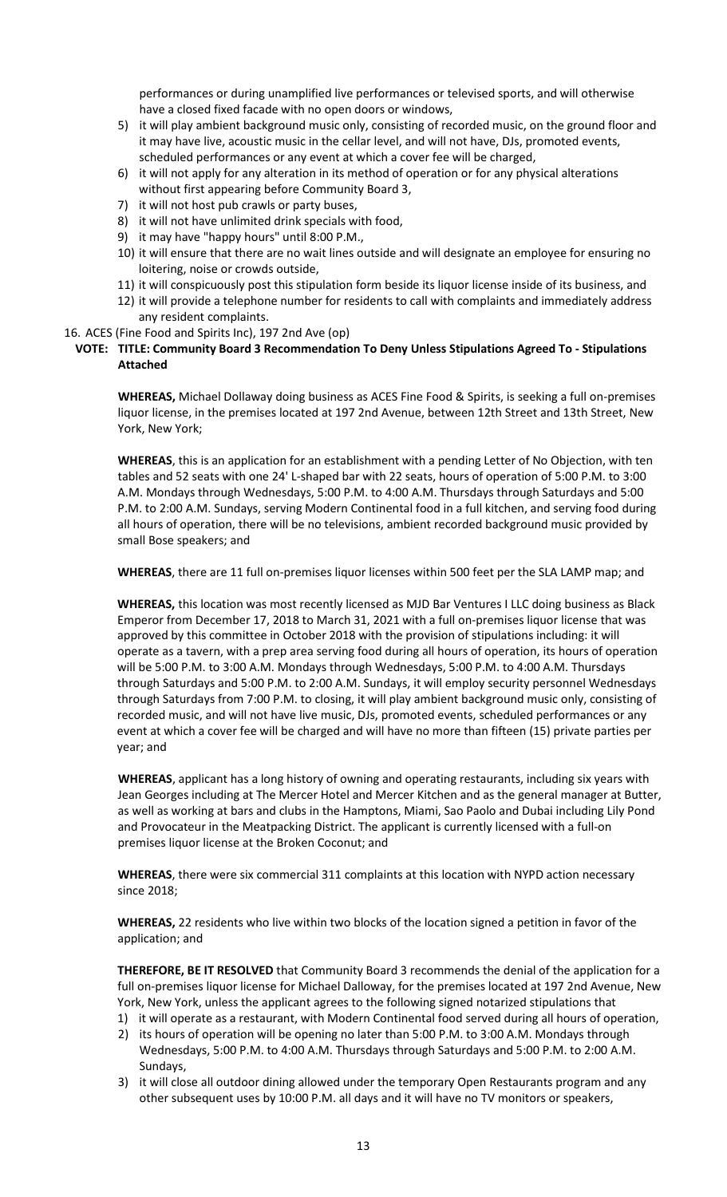performances or during unamplified live performances or televised sports, and will otherwise have a closed fixed facade with no open doors or windows,

5) it will play ambient background music only, consisting of recorded music, on the ground floor and it may have live, acoustic music in the cellar level, and will not have, DJs, promoted events, scheduled performances or any event at which a cover fee will be charged,
6) it will not apply for any alteration in its method of operation or for any physical alterations without first appearing before Community Board 3,
7) it will not host pub crawls or party buses,
8) it will not have unlimited drink specials with food,
9) it may have "happy hours" until 8:00 P.M.,
10) it will ensure that there are no wait lines outside and will designate an employee for ensuring no loitering, noise or crowds outside,
11) it will conspicuously post this stipulation form beside its liquor license inside of its business, and
12) it will provide a telephone number for residents to call with complaints and immediately address any resident complaints.

16. ACES (Fine Food and Spirits Inc), 197 2nd Ave (op)

**VOTE: TITLE: Community Board 3 Recommendation To Deny Unless Stipulations Agreed To - Stipulations Attached**

**WHEREAS,** Michael Dollaway doing business as ACES Fine Food & Spirits, is seeking a full on-premises liquor license, in the premises located at 197 2nd Avenue, between 12th Street and 13th Street, New York, New York;

**WHEREAS**, this is an application for an establishment with a pending Letter of No Objection, with ten tables and 52 seats with one 24' L-shaped bar with 22 seats, hours of operation of 5:00 P.M. to 3:00 A.M. Mondays through Wednesdays, 5:00 P.M. to 4:00 A.M. Thursdays through Saturdays and 5:00 P.M. to 2:00 A.M. Sundays, serving Modern Continental food in a full kitchen, and serving food during all hours of operation, there will be no televisions, ambient recorded background music provided by small Bose speakers; and

**WHEREAS**, there are 11 full on-premises liquor licenses within 500 feet per the SLA LAMP map; and

**WHEREAS,** this location was most recently licensed as MJD Bar Ventures I LLC doing business as Black Emperor from December 17, 2018 to March 31, 2021 with a full on-premises liquor license that was approved by this committee in October 2018 with the provision of stipulations including: it will operate as a tavern, with a prep area serving food during all hours of operation, its hours of operation will be 5:00 P.M. to 3:00 A.M. Mondays through Wednesdays, 5:00 P.M. to 4:00 A.M. Thursdays through Saturdays and 5:00 P.M. to 2:00 A.M. Sundays, it will employ security personnel Wednesdays through Saturdays from 7:00 P.M. to closing, it will play ambient background music only, consisting of recorded music, and will not have live music, DJs, promoted events, scheduled performances or any event at which a cover fee will be charged and will have no more than fifteen (15) private parties per year; and

**WHEREAS**, applicant has a long history of owning and operating restaurants, including six years with Jean Georges including at The Mercer Hotel and Mercer Kitchen and as the general manager at Butter, as well as working at bars and clubs in the Hamptons, Miami, Sao Paolo and Dubai including Lily Pond and Provocateur in the Meatpacking District. The applicant is currently licensed with a full-on premises liquor license at the Broken Coconut; and

**WHEREAS**, there were six commercial 311 complaints at this location with NYPD action necessary since 2018;

**WHEREAS,** 22 residents who live within two blocks of the location signed a petition in favor of the application; and

**THEREFORE, BE IT RESOLVED** that Community Board 3 recommends the denial of the application for a full on-premises liquor license for Michael Dalloway, for the premises located at 197 2nd Avenue, New York, New York, unless the applicant agrees to the following signed notarized stipulations that

1) it will operate as a restaurant, with Modern Continental food served during all hours of operation,
2) its hours of operation will be opening no later than 5:00 P.M. to 3:00 A.M. Mondays through Wednesdays, 5:00 P.M. to 4:00 A.M. Thursdays through Saturdays and 5:00 P.M. to 2:00 A.M. Sundays,
3) it will close all outdoor dining allowed under the temporary Open Restaurants program and any other subsequent uses by 10:00 P.M. all days and it will have no TV monitors or speakers,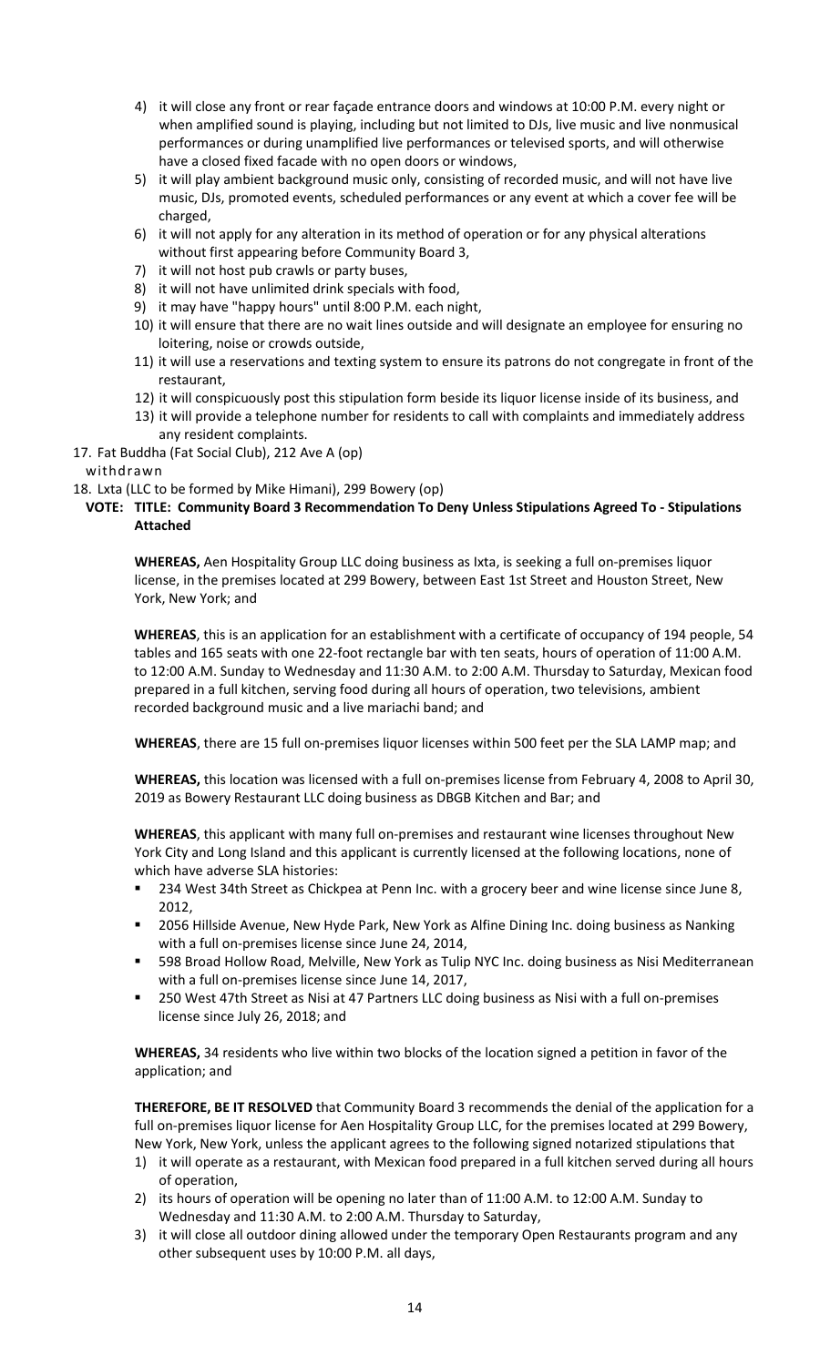4) it will close any front or rear façade entrance doors and windows at 10:00 P.M. every night or when amplified sound is playing, including but not limited to DJs, live music and live nonmusical performances or during unamplified live performances or televised sports, and will otherwise have a closed fixed facade with no open doors or windows,
5) it will play ambient background music only, consisting of recorded music, and will not have live music, DJs, promoted events, scheduled performances or any event at which a cover fee will be charged,
6) it will not apply for any alteration in its method of operation or for any physical alterations without first appearing before Community Board 3,
7) it will not host pub crawls or party buses,
8) it will not have unlimited drink specials with food,
9) it may have "happy hours" until 8:00 P.M. each night,
10) it will ensure that there are no wait lines outside and will designate an employee for ensuring no loitering, noise or crowds outside,
11) it will use a reservations and texting system to ensure its patrons do not congregate in front of the restaurant,
12) it will conspicuously post this stipulation form beside its liquor license inside of its business, and
13) it will provide a telephone number for residents to call with complaints and immediately address any resident complaints.

17. Fat Buddha (Fat Social Club), 212 Ave A (op)
withdrawn

18. Lxta (LLC to be formed by Mike Himani), 299 Bowery (op)

**VOTE: TITLE: Community Board 3 Recommendation To Deny Unless Stipulations Agreed To - Stipulations Attached**

**WHEREAS,** Aen Hospitality Group LLC doing business as Ixta, is seeking a full on-premises liquor license, in the premises located at 299 Bowery, between East 1st Street and Houston Street, New York, New York; and

**WHEREAS**, this is an application for an establishment with a certificate of occupancy of 194 people, 54 tables and 165 seats with one 22-foot rectangle bar with ten seats, hours of operation of 11:00 A.M. to 12:00 A.M. Sunday to Wednesday and 11:30 A.M. to 2:00 A.M. Thursday to Saturday, Mexican food prepared in a full kitchen, serving food during all hours of operation, two televisions, ambient recorded background music and a live mariachi band; and

**WHEREAS**, there are 15 full on-premises liquor licenses within 500 feet per the SLA LAMP map; and

**WHEREAS,** this location was licensed with a full on-premises license from February 4, 2008 to April 30, 2019 as Bowery Restaurant LLC doing business as DBGB Kitchen and Bar; and

**WHEREAS**, this applicant with many full on-premises and restaurant wine licenses throughout New York City and Long Island and this applicant is currently licensed at the following locations, none of which have adverse SLA histories:

- 234 West 34th Street as Chickpea at Penn Inc. with a grocery beer and wine license since June 8, 2012,
- 2056 Hillside Avenue, New Hyde Park, New York as Alfine Dining Inc. doing business as Nanking with a full on-premises license since June 24, 2014,
- 598 Broad Hollow Road, Melville, New York as Tulip NYC Inc. doing business as Nisi Mediterranean with a full on-premises license since June 14, 2017,
- 250 West 47th Street as Nisi at 47 Partners LLC doing business as Nisi with a full on-premises license since July 26, 2018; and

**WHEREAS,** 34 residents who live within two blocks of the location signed a petition in favor of the application; and

**THEREFORE, BE IT RESOLVED** that Community Board 3 recommends the denial of the application for a full on-premises liquor license for Aen Hospitality Group LLC, for the premises located at 299 Bowery, New York, New York, unless the applicant agrees to the following signed notarized stipulations that

1) it will operate as a restaurant, with Mexican food prepared in a full kitchen served during all hours of operation,
2) its hours of operation will be opening no later than of 11:00 A.M. to 12:00 A.M. Sunday to Wednesday and 11:30 A.M. to 2:00 A.M. Thursday to Saturday,
3) it will close all outdoor dining allowed under the temporary Open Restaurants program and any other subsequent uses by 10:00 P.M. all days,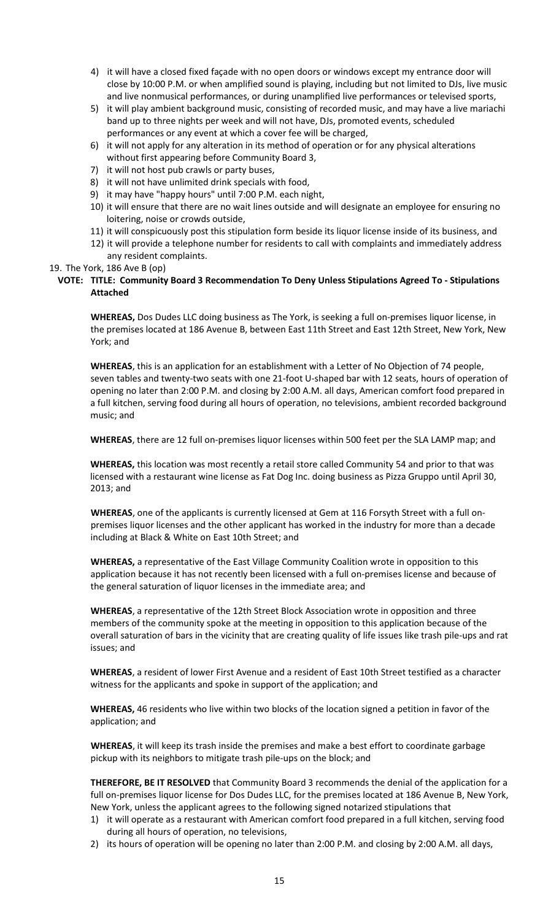4) it will have a closed fixed façade with no open doors or windows except my entrance door will close by 10:00 P.M. or when amplified sound is playing, including but not limited to DJs, live music and live nonmusical performances, or during unamplified live performances or televised sports,
5) it will play ambient background music, consisting of recorded music, and may have a live mariachi band up to three nights per week and will not have, DJs, promoted events, scheduled performances or any event at which a cover fee will be charged,
6) it will not apply for any alteration in its method of operation or for any physical alterations without first appearing before Community Board 3,
7) it will not host pub crawls or party buses,
8) it will not have unlimited drink specials with food,
9) it may have "happy hours" until 7:00 P.M. each night,
10) it will ensure that there are no wait lines outside and will designate an employee for ensuring no loitering, noise or crowds outside,
11) it will conspicuously post this stipulation form beside its liquor license inside of its business, and
12) it will provide a telephone number for residents to call with complaints and immediately address any resident complaints.

19. The York, 186 Ave B (op)

**VOTE: TITLE: Community Board 3 Recommendation To Deny Unless Stipulations Agreed To - Stipulations Attached**

**WHEREAS,** Dos Dudes LLC doing business as The York, is seeking a full on-premises liquor license, in the premises located at 186 Avenue B, between East 11th Street and East 12th Street, New York, New York; and

**WHEREAS**, this is an application for an establishment with a Letter of No Objection of 74 people, seven tables and twenty-two seats with one 21-foot U-shaped bar with 12 seats, hours of operation of opening no later than 2:00 P.M. and closing by 2:00 A.M. all days, American comfort food prepared in a full kitchen, serving food during all hours of operation, no televisions, ambient recorded background music; and

**WHEREAS**, there are 12 full on-premises liquor licenses within 500 feet per the SLA LAMP map; and

**WHEREAS,** this location was most recently a retail store called Community 54 and prior to that was licensed with a restaurant wine license as Fat Dog Inc. doing business as Pizza Gruppo until April 30, 2013; and

**WHEREAS**, one of the applicants is currently licensed at Gem at 116 Forsyth Street with a full on-premises liquor licenses and the other applicant has worked in the industry for more than a decade including at Black & White on East 10th Street; and

**WHEREAS,** a representative of the East Village Community Coalition wrote in opposition to this application because it has not recently been licensed with a full on-premises license and because of the general saturation of liquor licenses in the immediate area; and

**WHEREAS**, a representative of the 12th Street Block Association wrote in opposition and three members of the community spoke at the meeting in opposition to this application because of the overall saturation of bars in the vicinity that are creating quality of life issues like trash pile-ups and rat issues; and

**WHEREAS**, a resident of lower First Avenue and a resident of East 10th Street testified as a character witness for the applicants and spoke in support of the application; and

**WHEREAS,** 46 residents who live within two blocks of the location signed a petition in favor of the application; and

**WHEREAS**, it will keep its trash inside the premises and make a best effort to coordinate garbage pickup with its neighbors to mitigate trash pile-ups on the block; and

**THEREFORE, BE IT RESOLVED** that Community Board 3 recommends the denial of the application for a full on-premises liquor license for Dos Dudes LLC, for the premises located at 186 Avenue B, New York, New York, unless the applicant agrees to the following signed notarized stipulations that

1) it will operate as a restaurant with American comfort food prepared in a full kitchen, serving food during all hours of operation, no televisions,
2) its hours of operation will be opening no later than 2:00 P.M. and closing by 2:00 A.M. all days,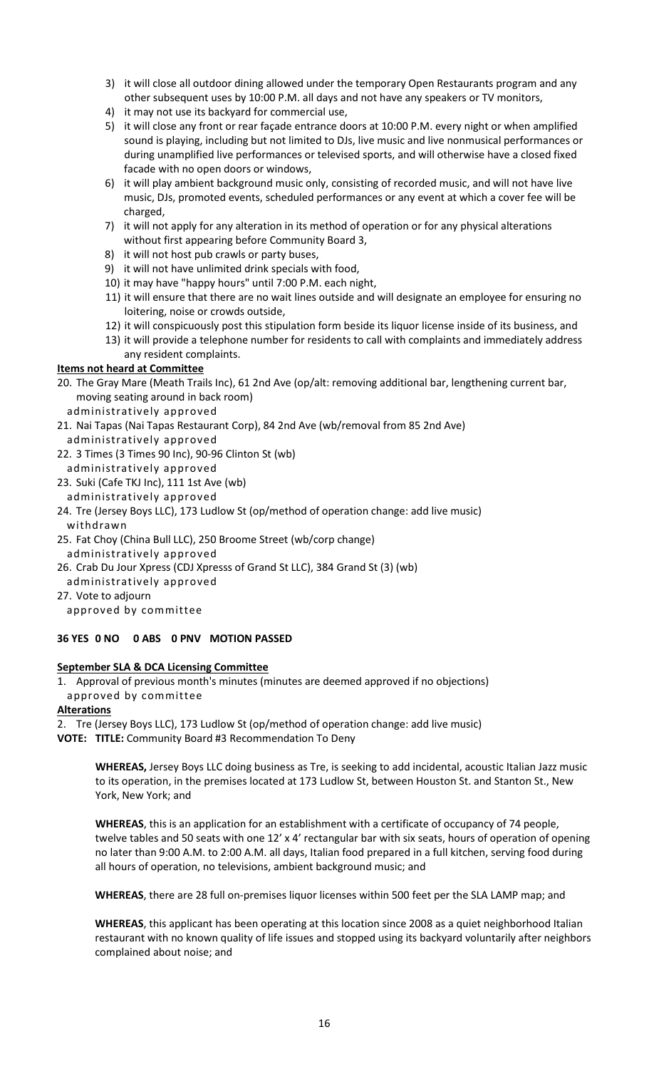3) it will close all outdoor dining allowed under the temporary Open Restaurants program and any other subsequent uses by 10:00 P.M. all days and not have any speakers or TV monitors,
4) it may not use its backyard for commercial use,
5) it will close any front or rear façade entrance doors at 10:00 P.M. every night or when amplified sound is playing, including but not limited to DJs, live music and live nonmusical performances or during unamplified live performances or televised sports, and will otherwise have a closed fixed facade with no open doors or windows,
6) it will play ambient background music only, consisting of recorded music, and will not have live music, DJs, promoted events, scheduled performances or any event at which a cover fee will be charged,
7) it will not apply for any alteration in its method of operation or for any physical alterations without first appearing before Community Board 3,
8) it will not host pub crawls or party buses,
9) it will not have unlimited drink specials with food,
10) it may have "happy hours" until 7:00 P.M. each night,
11) it will ensure that there are no wait lines outside and will designate an employee for ensuring no loitering, noise or crowds outside,
12) it will conspicuously post this stipulation form beside its liquor license inside of its business, and
13) it will provide a telephone number for residents to call with complaints and immediately address any resident complaints.

**Items not heard at Committee**

20. The Gray Mare (Meath Trails Inc), 61 2nd Ave (op/alt: removing additional bar, lengthening current bar, moving seating around in back room)
    administratively approved
21. Nai Tapas (Nai Tapas Restaurant Corp), 84 2nd Ave (wb/removal from 85 2nd Ave)
    administratively approved
22. 3 Times (3 Times 90 Inc), 90-96 Clinton St (wb)
    administratively approved
23. Suki (Cafe TKJ Inc), 111 1st Ave (wb)
    administratively approved
24. Tre (Jersey Boys LLC), 173 Ludlow St (op/method of operation change: add live music)
    withdrawn
25. Fat Choy (China Bull LLC), 250 Broome Street (wb/corp change)
    administratively approved
26. Crab Du Jour Xpress (CDJ Xpresss of Grand St LLC), 384 Grand St (3) (wb)
    administratively approved
27. Vote to adjourn
    approved by committee

**36 YES 0 NO 0 ABS 0 PNV MOTION PASSED**

**September SLA & DCA Licensing Committee**

1. Approval of previous month's minutes (minutes are deemed approved if no objections)
   approved by committee

**Alterations**

2. Tre (Jersey Boys LLC), 173 Ludlow St (op/method of operation change: add live music)

**VOTE: TITLE:** Community Board #3 Recommendation To Deny

**WHEREAS,** Jersey Boys LLC doing business as Tre, is seeking to add incidental, acoustic Italian Jazz music to its operation, in the premises located at 173 Ludlow St, between Houston St. and Stanton St., New York, New York; and

**WHEREAS**, this is an application for an establishment with a certificate of occupancy of 74 people, twelve tables and 50 seats with one 12' x 4' rectangular bar with six seats, hours of operation of opening no later than 9:00 A.M. to 2:00 A.M. all days, Italian food prepared in a full kitchen, serving food during all hours of operation, no televisions, ambient background music; and

**WHEREAS**, there are 28 full on-premises liquor licenses within 500 feet per the SLA LAMP map; and

**WHEREAS**, this applicant has been operating at this location since 2008 as a quiet neighborhood Italian restaurant with no known quality of life issues and stopped using its backyard voluntarily after neighbors complained about noise; and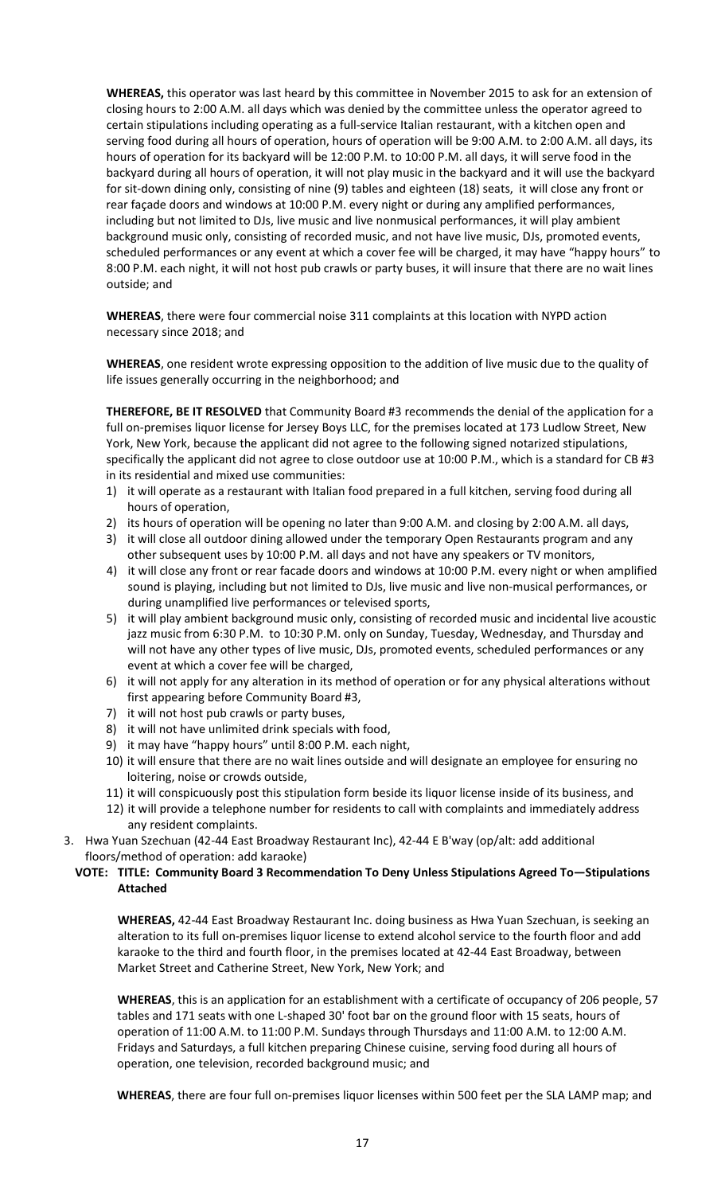**WHEREAS,** this operator was last heard by this committee in November 2015 to ask for an extension of closing hours to 2:00 A.M. all days which was denied by the committee unless the operator agreed to certain stipulations including operating as a full-service Italian restaurant, with a kitchen open and serving food during all hours of operation, hours of operation will be 9:00 A.M. to 2:00 A.M. all days, its hours of operation for its backyard will be 12:00 P.M. to 10:00 P.M. all days, it will serve food in the backyard during all hours of operation, it will not play music in the backyard and it will use the backyard for sit-down dining only, consisting of nine (9) tables and eighteen (18) seats, it will close any front or rear façade doors and windows at 10:00 P.M. every night or during any amplified performances, including but not limited to DJs, live music and live nonmusical performances, it will play ambient background music only, consisting of recorded music, and not have live music, DJs, promoted events, scheduled performances or any event at which a cover fee will be charged, it may have "happy hours" to 8:00 P.M. each night, it will not host pub crawls or party buses, it will insure that there are no wait lines outside; and

**WHEREAS**, there were four commercial noise 311 complaints at this location with NYPD action necessary since 2018; and

**WHEREAS**, one resident wrote expressing opposition to the addition of live music due to the quality of life issues generally occurring in the neighborhood; and

**THEREFORE, BE IT RESOLVED** that Community Board #3 recommends the denial of the application for a full on-premises liquor license for Jersey Boys LLC, for the premises located at 173 Ludlow Street, New York, New York, because the applicant did not agree to the following signed notarized stipulations, specifically the applicant did not agree to close outdoor use at 10:00 P.M., which is a standard for CB #3 in its residential and mixed use communities:

1) it will operate as a restaurant with Italian food prepared in a full kitchen, serving food during all hours of operation,
2) its hours of operation will be opening no later than 9:00 A.M. and closing by 2:00 A.M. all days,
3) it will close all outdoor dining allowed under the temporary Open Restaurants program and any other subsequent uses by 10:00 P.M. all days and not have any speakers or TV monitors,
4) it will close any front or rear facade doors and windows at 10:00 P.M. every night or when amplified sound is playing, including but not limited to DJs, live music and live non-musical performances, or during unamplified live performances or televised sports,
5) it will play ambient background music only, consisting of recorded music and incidental live acoustic jazz music from 6:30 P.M. to 10:30 P.M. only on Sunday, Tuesday, Wednesday, and Thursday and will not have any other types of live music, DJs, promoted events, scheduled performances or any event at which a cover fee will be charged,
6) it will not apply for any alteration in its method of operation or for any physical alterations without first appearing before Community Board #3,
7) it will not host pub crawls or party buses,
8) it will not have unlimited drink specials with food,
9) it may have "happy hours" until 8:00 P.M. each night,
10) it will ensure that there are no wait lines outside and will designate an employee for ensuring no loitering, noise or crowds outside,
11) it will conspicuously post this stipulation form beside its liquor license inside of its business, and
12) it will provide a telephone number for residents to call with complaints and immediately address any resident complaints.

3. Hwa Yuan Szechuan (42-44 East Broadway Restaurant Inc), 42-44 E B'way (op/alt: add additional floors/method of operation: add karaoke)

**VOTE: TITLE: Community Board 3 Recommendation To Deny Unless Stipulations Agreed To—Stipulations Attached**

**WHEREAS,** 42-44 East Broadway Restaurant Inc. doing business as Hwa Yuan Szechuan, is seeking an alteration to its full on-premises liquor license to extend alcohol service to the fourth floor and add karaoke to the third and fourth floor, in the premises located at 42-44 East Broadway, between Market Street and Catherine Street, New York, New York; and

**WHEREAS**, this is an application for an establishment with a certificate of occupancy of 206 people, 57 tables and 171 seats with one L-shaped 30' foot bar on the ground floor with 15 seats, hours of operation of 11:00 A.M. to 11:00 P.M. Sundays through Thursdays and 11:00 A.M. to 12:00 A.M. Fridays and Saturdays, a full kitchen preparing Chinese cuisine, serving food during all hours of operation, one television, recorded background music; and

**WHEREAS**, there are four full on-premises liquor licenses within 500 feet per the SLA LAMP map; and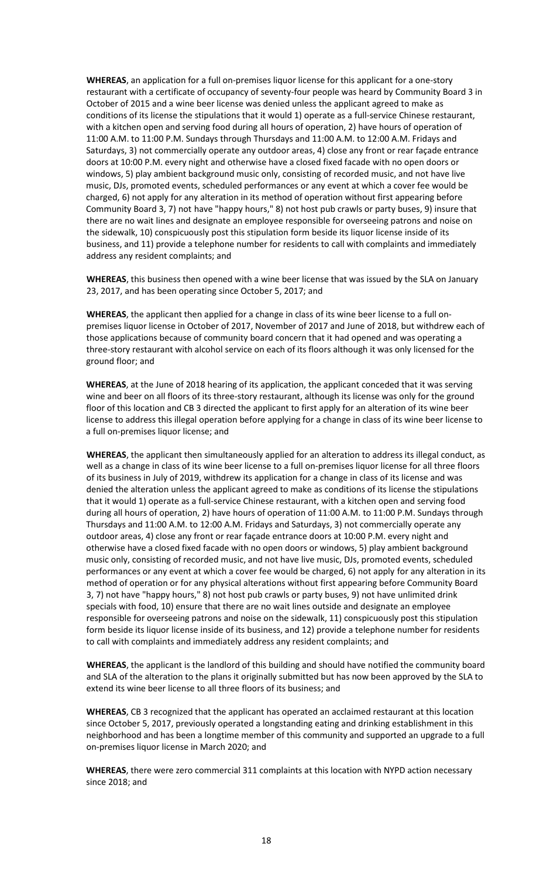**WHEREAS**, an application for a full on-premises liquor license for this applicant for a one-story restaurant with a certificate of occupancy of seventy-four people was heard by Community Board 3 in October of 2015 and a wine beer license was denied unless the applicant agreed to make as conditions of its license the stipulations that it would 1) operate as a full-service Chinese restaurant, with a kitchen open and serving food during all hours of operation, 2) have hours of operation of 11:00 A.M. to 11:00 P.M. Sundays through Thursdays and 11:00 A.M. to 12:00 A.M. Fridays and Saturdays, 3) not commercially operate any outdoor areas, 4) close any front or rear façade entrance doors at 10:00 P.M. every night and otherwise have a closed fixed facade with no open doors or windows, 5) play ambient background music only, consisting of recorded music, and not have live music, DJs, promoted events, scheduled performances or any event at which a cover fee would be charged, 6) not apply for any alteration in its method of operation without first appearing before Community Board 3, 7) not have "happy hours," 8) not host pub crawls or party buses, 9) insure that there are no wait lines and designate an employee responsible for overseeing patrons and noise on the sidewalk, 10) conspicuously post this stipulation form beside its liquor license inside of its business, and 11) provide a telephone number for residents to call with complaints and immediately address any resident complaints; and

**WHEREAS**, this business then opened with a wine beer license that was issued by the SLA on January 23, 2017, and has been operating since October 5, 2017; and

**WHEREAS**, the applicant then applied for a change in class of its wine beer license to a full on-premises liquor license in October of 2017, November of 2017 and June of 2018, but withdrew each of those applications because of community board concern that it had opened and was operating a three-story restaurant with alcohol service on each of its floors although it was only licensed for the ground floor; and

**WHEREAS**, at the June of 2018 hearing of its application, the applicant conceded that it was serving wine and beer on all floors of its three-story restaurant, although its license was only for the ground floor of this location and CB 3 directed the applicant to first apply for an alteration of its wine beer license to address this illegal operation before applying for a change in class of its wine beer license to a full on-premises liquor license; and

**WHEREAS**, the applicant then simultaneously applied for an alteration to address its illegal conduct, as well as a change in class of its wine beer license to a full on-premises liquor license for all three floors of its business in July of 2019, withdrew its application for a change in class of its license and was denied the alteration unless the applicant agreed to make as conditions of its license the stipulations that it would 1) operate as a full-service Chinese restaurant, with a kitchen open and serving food during all hours of operation, 2) have hours of operation of 11:00 A.M. to 11:00 P.M. Sundays through Thursdays and 11:00 A.M. to 12:00 A.M. Fridays and Saturdays, 3) not commercially operate any outdoor areas, 4) close any front or rear façade entrance doors at 10:00 P.M. every night and otherwise have a closed fixed facade with no open doors or windows, 5) play ambient background music only, consisting of recorded music, and not have live music, DJs, promoted events, scheduled performances or any event at which a cover fee would be charged, 6) not apply for any alteration in its method of operation or for any physical alterations without first appearing before Community Board 3, 7) not have "happy hours," 8) not host pub crawls or party buses, 9) not have unlimited drink specials with food, 10) ensure that there are no wait lines outside and designate an employee responsible for overseeing patrons and noise on the sidewalk, 11) conspicuously post this stipulation form beside its liquor license inside of its business, and 12) provide a telephone number for residents to call with complaints and immediately address any resident complaints; and

**WHEREAS**, the applicant is the landlord of this building and should have notified the community board and SLA of the alteration to the plans it originally submitted but has now been approved by the SLA to extend its wine beer license to all three floors of its business; and

**WHEREAS**, CB 3 recognized that the applicant has operated an acclaimed restaurant at this location since October 5, 2017, previously operated a longstanding eating and drinking establishment in this neighborhood and has been a longtime member of this community and supported an upgrade to a full on-premises liquor license in March 2020; and

**WHEREAS**, there were zero commercial 311 complaints at this location with NYPD action necessary since 2018; and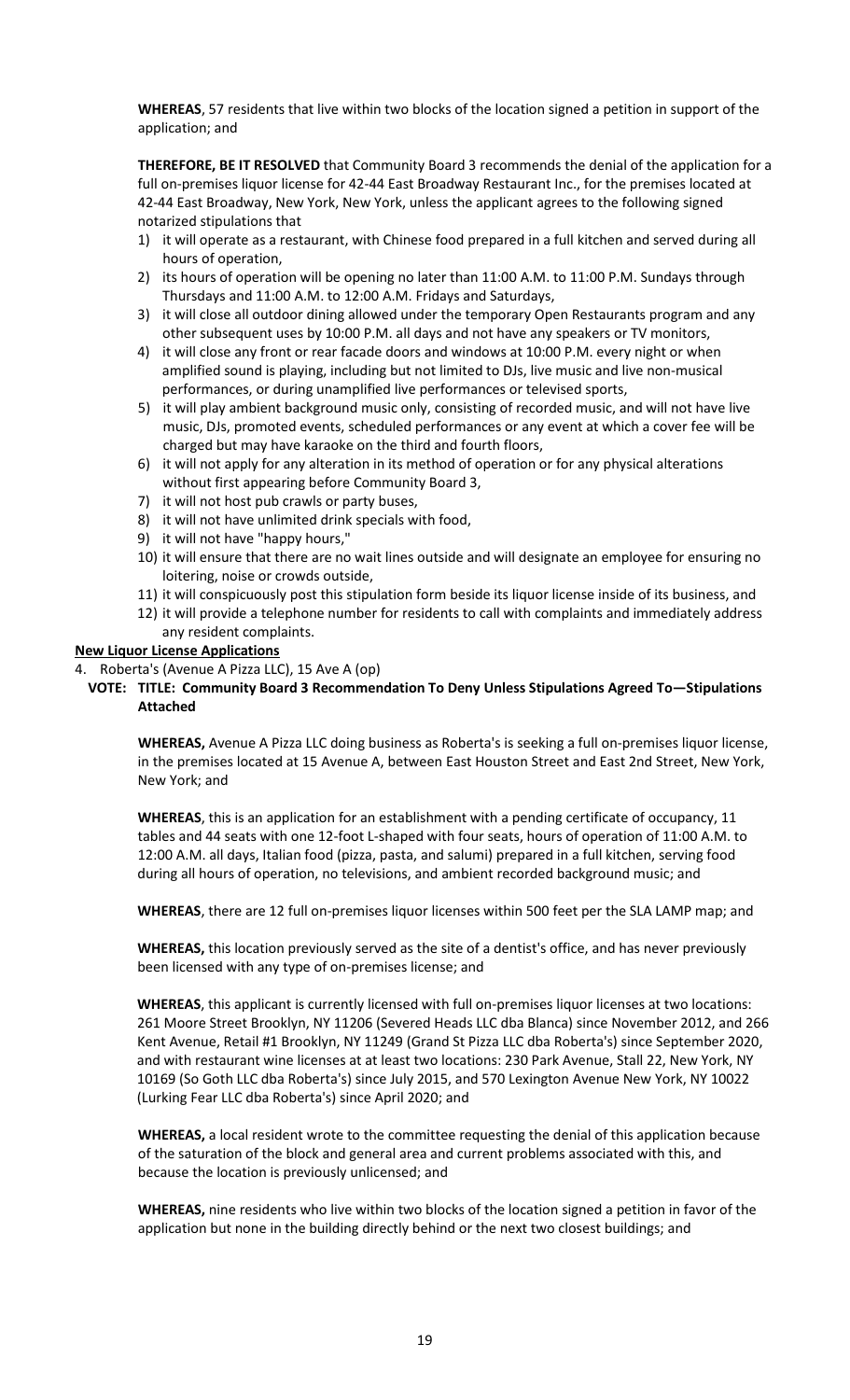**WHEREAS**, 57 residents that live within two blocks of the location signed a petition in support of the application; and

**THEREFORE, BE IT RESOLVED** that Community Board 3 recommends the denial of the application for a full on-premises liquor license for 42-44 East Broadway Restaurant Inc., for the premises located at 42-44 East Broadway, New York, New York, unless the applicant agrees to the following signed notarized stipulations that

1) it will operate as a restaurant, with Chinese food prepared in a full kitchen and served during all hours of operation,
2) its hours of operation will be opening no later than 11:00 A.M. to 11:00 P.M. Sundays through Thursdays and 11:00 A.M. to 12:00 A.M. Fridays and Saturdays,
3) it will close all outdoor dining allowed under the temporary Open Restaurants program and any other subsequent uses by 10:00 P.M. all days and not have any speakers or TV monitors,
4) it will close any front or rear facade doors and windows at 10:00 P.M. every night or when amplified sound is playing, including but not limited to DJs, live music and live non-musical performances, or during unamplified live performances or televised sports,
5) it will play ambient background music only, consisting of recorded music, and will not have live music, DJs, promoted events, scheduled performances or any event at which a cover fee will be charged but may have karaoke on the third and fourth floors,
6) it will not apply for any alteration in its method of operation or for any physical alterations without first appearing before Community Board 3,
7) it will not host pub crawls or party buses,
8) it will not have unlimited drink specials with food,
9) it will not have "happy hours,"
10) it will ensure that there are no wait lines outside and will designate an employee for ensuring no loitering, noise or crowds outside,
11) it will conspicuously post this stipulation form beside its liquor license inside of its business, and
12) it will provide a telephone number for residents to call with complaints and immediately address any resident complaints.

**New Liquor License Applications**

4. Roberta's (Avenue A Pizza LLC), 15 Ave A (op)

**VOTE: TITLE: Community Board 3 Recommendation To Deny Unless Stipulations Agreed To—Stipulations Attached**

**WHEREAS,** Avenue A Pizza LLC doing business as Roberta's is seeking a full on-premises liquor license, in the premises located at 15 Avenue A, between East Houston Street and East 2nd Street, New York, New York; and

**WHEREAS**, this is an application for an establishment with a pending certificate of occupancy, 11 tables and 44 seats with one 12-foot L-shaped with four seats, hours of operation of 11:00 A.M. to 12:00 A.M. all days, Italian food (pizza, pasta, and salumi) prepared in a full kitchen, serving food during all hours of operation, no televisions, and ambient recorded background music; and

**WHEREAS**, there are 12 full on-premises liquor licenses within 500 feet per the SLA LAMP map; and

**WHEREAS,** this location previously served as the site of a dentist's office, and has never previously been licensed with any type of on-premises license; and

**WHEREAS**, this applicant is currently licensed with full on-premises liquor licenses at two locations: 261 Moore Street Brooklyn, NY 11206 (Severed Heads LLC dba Blanca) since November 2012, and 266 Kent Avenue, Retail #1 Brooklyn, NY 11249 (Grand St Pizza LLC dba Roberta's) since September 2020, and with restaurant wine licenses at at least two locations: 230 Park Avenue, Stall 22, New York, NY 10169 (So Goth LLC dba Roberta's) since July 2015, and 570 Lexington Avenue New York, NY 10022 (Lurking Fear LLC dba Roberta's) since April 2020; and

**WHEREAS,** a local resident wrote to the committee requesting the denial of this application because of the saturation of the block and general area and current problems associated with this, and because the location is previously unlicensed; and

**WHEREAS,** nine residents who live within two blocks of the location signed a petition in favor of the application but none in the building directly behind or the next two closest buildings; and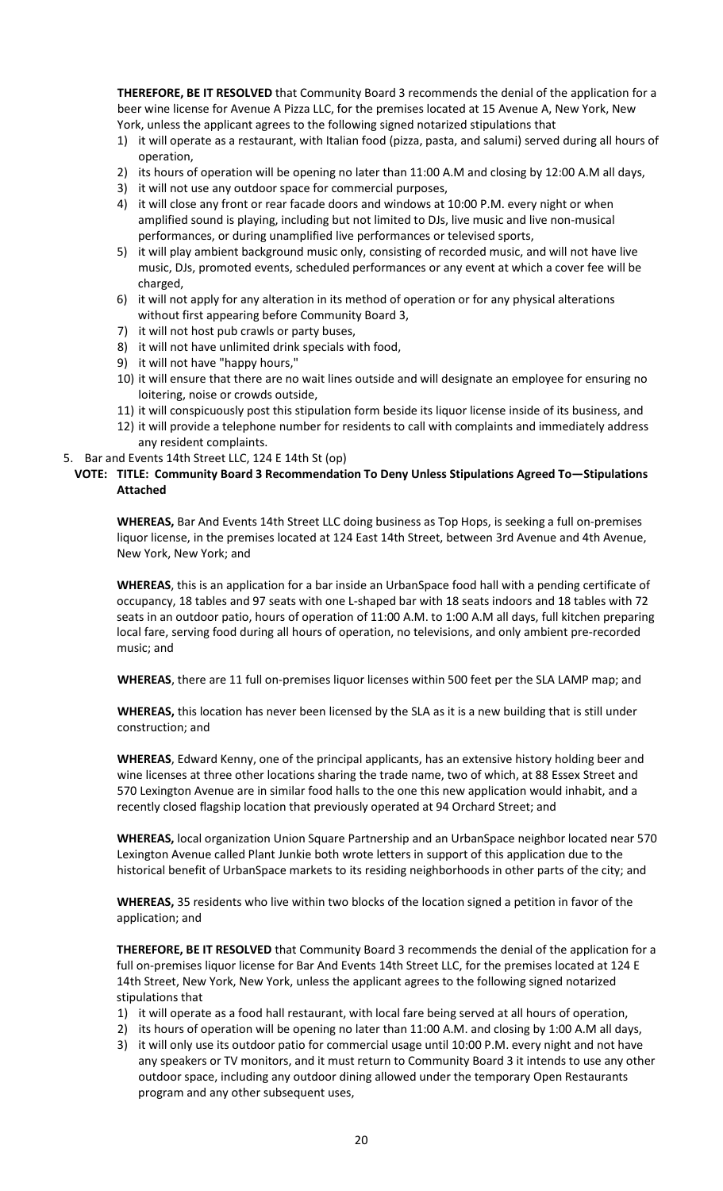**THEREFORE, BE IT RESOLVED** that Community Board 3 recommends the denial of the application for a beer wine license for Avenue A Pizza LLC, for the premises located at 15 Avenue A, New York, New York, unless the applicant agrees to the following signed notarized stipulations that

1) it will operate as a restaurant, with Italian food (pizza, pasta, and salumi) served during all hours of operation,
2) its hours of operation will be opening no later than 11:00 A.M and closing by 12:00 A.M all days,
3) it will not use any outdoor space for commercial purposes,
4) it will close any front or rear facade doors and windows at 10:00 P.M. every night or when amplified sound is playing, including but not limited to DJs, live music and live non-musical performances, or during unamplified live performances or televised sports,
5) it will play ambient background music only, consisting of recorded music, and will not have live music, DJs, promoted events, scheduled performances or any event at which a cover fee will be charged,
6) it will not apply for any alteration in its method of operation or for any physical alterations without first appearing before Community Board 3,
7) it will not host pub crawls or party buses,
8) it will not have unlimited drink specials with food,
9) it will not have "happy hours,"
10) it will ensure that there are no wait lines outside and will designate an employee for ensuring no loitering, noise or crowds outside,
11) it will conspicuously post this stipulation form beside its liquor license inside of its business, and
12) it will provide a telephone number for residents to call with complaints and immediately address any resident complaints.

5. Bar and Events 14th Street LLC, 124 E 14th St (op)

**VOTE: TITLE: Community Board 3 Recommendation To Deny Unless Stipulations Agreed To—Stipulations Attached**

**WHEREAS,** Bar And Events 14th Street LLC doing business as Top Hops, is seeking a full on-premises liquor license, in the premises located at 124 East 14th Street, between 3rd Avenue and 4th Avenue, New York, New York; and

**WHEREAS**, this is an application for a bar inside an UrbanSpace food hall with a pending certificate of occupancy, 18 tables and 97 seats with one L-shaped bar with 18 seats indoors and 18 tables with 72 seats in an outdoor patio, hours of operation of 11:00 A.M. to 1:00 A.M all days, full kitchen preparing local fare, serving food during all hours of operation, no televisions, and only ambient pre-recorded music; and

**WHEREAS**, there are 11 full on-premises liquor licenses within 500 feet per the SLA LAMP map; and

**WHEREAS,** this location has never been licensed by the SLA as it is a new building that is still under construction; and

**WHEREAS**, Edward Kenny, one of the principal applicants, has an extensive history holding beer and wine licenses at three other locations sharing the trade name, two of which, at 88 Essex Street and 570 Lexington Avenue are in similar food halls to the one this new application would inhabit, and a recently closed flagship location that previously operated at 94 Orchard Street; and

**WHEREAS,** local organization Union Square Partnership and an UrbanSpace neighbor located near 570 Lexington Avenue called Plant Junkie both wrote letters in support of this application due to the historical benefit of UrbanSpace markets to its residing neighborhoods in other parts of the city; and

**WHEREAS,** 35 residents who live within two blocks of the location signed a petition in favor of the application; and

**THEREFORE, BE IT RESOLVED** that Community Board 3 recommends the denial of the application for a full on-premises liquor license for Bar And Events 14th Street LLC, for the premises located at 124 E 14th Street, New York, New York, unless the applicant agrees to the following signed notarized stipulations that

1) it will operate as a food hall restaurant, with local fare being served at all hours of operation,
2) its hours of operation will be opening no later than 11:00 A.M. and closing by 1:00 A.M all days,
3) it will only use its outdoor patio for commercial usage until 10:00 P.M. every night and not have any speakers or TV monitors, and it must return to Community Board 3 it intends to use any other outdoor space, including any outdoor dining allowed under the temporary Open Restaurants program and any other subsequent uses,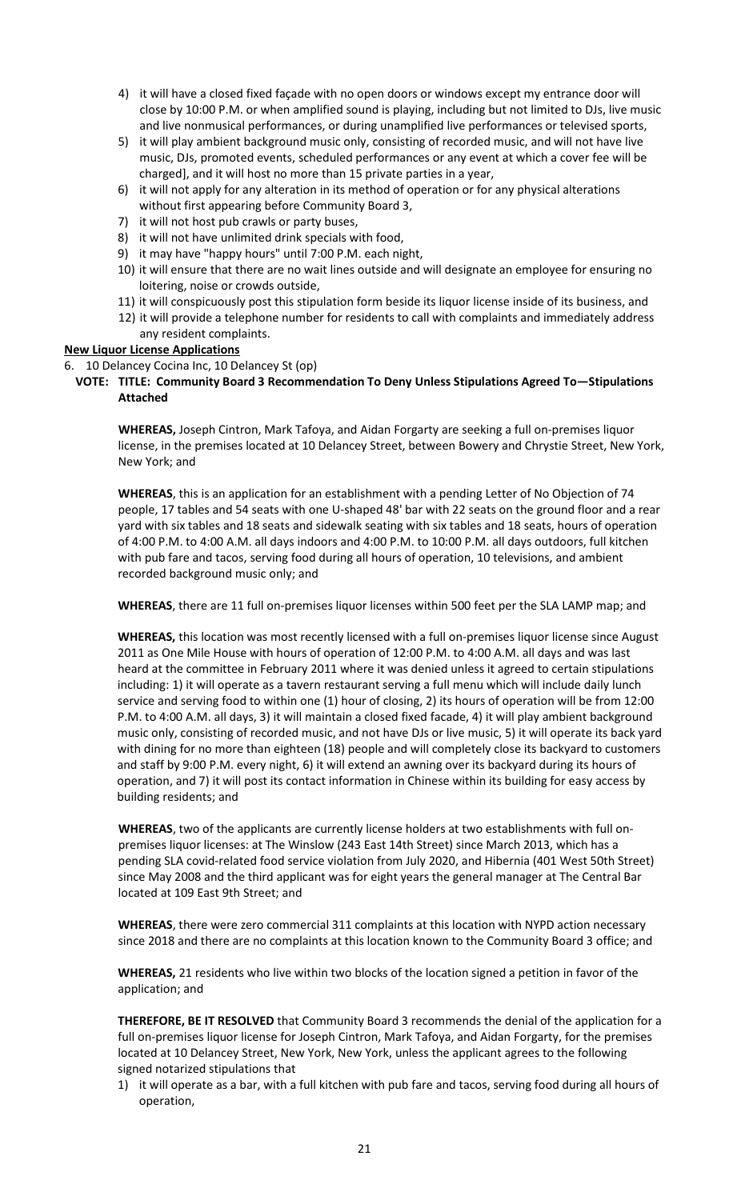4) it will have a closed fixed façade with no open doors or windows except my entrance door will close by 10:00 P.M. or when amplified sound is playing, including but not limited to DJs, live music and live nonmusical performances, or during unamplified live performances or televised sports,
5) it will play ambient background music only, consisting of recorded music, and will not have live music, DJs, promoted events, scheduled performances or any event at which a cover fee will be charged], and it will host no more than 15 private parties in a year,
6) it will not apply for any alteration in its method of operation or for any physical alterations without first appearing before Community Board 3,
7) it will not host pub crawls or party buses,
8) it will not have unlimited drink specials with food,
9) it may have "happy hours" until 7:00 P.M. each night,
10) it will ensure that there are no wait lines outside and will designate an employee for ensuring no loitering, noise or crowds outside,
11) it will conspicuously post this stipulation form beside its liquor license inside of its business, and
12) it will provide a telephone number for residents to call with complaints and immediately address any resident complaints.

**New Liquor License Applications**

6. 10 Delancey Cocina Inc, 10 Delancey St (op)

**VOTE: TITLE: Community Board 3 Recommendation To Deny Unless Stipulations Agreed To—Stipulations Attached**

**WHEREAS,** Joseph Cintron, Mark Tafoya, and Aidan Forgarty are seeking a full on-premises liquor license, in the premises located at 10 Delancey Street, between Bowery and Chrystie Street, New York, New York; and

**WHEREAS**, this is an application for an establishment with a pending Letter of No Objection of 74 people, 17 tables and 54 seats with one U-shaped 48' bar with 22 seats on the ground floor and a rear yard with six tables and 18 seats and sidewalk seating with six tables and 18 seats, hours of operation of 4:00 P.M. to 4:00 A.M. all days indoors and 4:00 P.M. to 10:00 P.M. all days outdoors, full kitchen with pub fare and tacos, serving food during all hours of operation, 10 televisions, and ambient recorded background music only; and

**WHEREAS**, there are 11 full on-premises liquor licenses within 500 feet per the SLA LAMP map; and

**WHEREAS,** this location was most recently licensed with a full on-premises liquor license since August 2011 as One Mile House with hours of operation of 12:00 P.M. to 4:00 A.M. all days and was last heard at the committee in February 2011 where it was denied unless it agreed to certain stipulations including: 1) it will operate as a tavern restaurant serving a full menu which will include daily lunch service and serving food to within one (1) hour of closing, 2) its hours of operation will be from 12:00 P.M. to 4:00 A.M. all days, 3) it will maintain a closed fixed facade, 4) it will play ambient background music only, consisting of recorded music, and not have DJs or live music, 5) it will operate its back yard with dining for no more than eighteen (18) people and will completely close its backyard to customers and staff by 9:00 P.M. every night, 6) it will extend an awning over its backyard during its hours of operation, and 7) it will post its contact information in Chinese within its building for easy access by building residents; and

**WHEREAS**, two of the applicants are currently license holders at two establishments with full on-premises liquor licenses: at The Winslow (243 East 14th Street) since March 2013, which has a pending SLA covid-related food service violation from July 2020, and Hibernia (401 West 50th Street) since May 2008 and the third applicant was for eight years the general manager at The Central Bar located at 109 East 9th Street; and

**WHEREAS**, there were zero commercial 311 complaints at this location with NYPD action necessary since 2018 and there are no complaints at this location known to the Community Board 3 office; and

**WHEREAS,** 21 residents who live within two blocks of the location signed a petition in favor of the application; and

**THEREFORE, BE IT RESOLVED** that Community Board 3 recommends the denial of the application for a full on-premises liquor license for Joseph Cintron, Mark Tafoya, and Aidan Forgarty, for the premises located at 10 Delancey Street, New York, New York, unless the applicant agrees to the following signed notarized stipulations that

1) it will operate as a bar, with a full kitchen with pub fare and tacos, serving food during all hours of operation,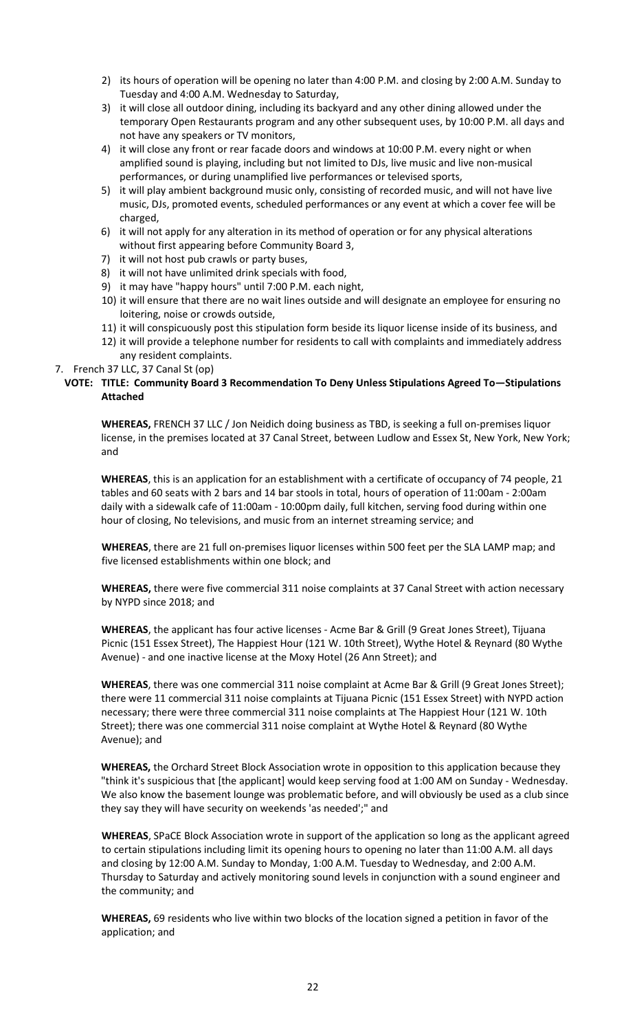2) its hours of operation will be opening no later than 4:00 P.M. and closing by 2:00 A.M. Sunday to Tuesday and 4:00 A.M. Wednesday to Saturday,
3) it will close all outdoor dining, including its backyard and any other dining allowed under the temporary Open Restaurants program and any other subsequent uses, by 10:00 P.M. all days and not have any speakers or TV monitors,
4) it will close any front or rear facade doors and windows at 10:00 P.M. every night or when amplified sound is playing, including but not limited to DJs, live music and live non-musical performances, or during unamplified live performances or televised sports,
5) it will play ambient background music only, consisting of recorded music, and will not have live music, DJs, promoted events, scheduled performances or any event at which a cover fee will be charged,
6) it will not apply for any alteration in its method of operation or for any physical alterations without first appearing before Community Board 3,
7) it will not host pub crawls or party buses,
8) it will not have unlimited drink specials with food,
9) it may have "happy hours" until 7:00 P.M. each night,
10) it will ensure that there are no wait lines outside and will designate an employee for ensuring no loitering, noise or crowds outside,
11) it will conspicuously post this stipulation form beside its liquor license inside of its business, and
12) it will provide a telephone number for residents to call with complaints and immediately address any resident complaints.

7. French 37 LLC, 37 Canal St (op)

**VOTE: TITLE: Community Board 3 Recommendation To Deny Unless Stipulations Agreed To—Stipulations Attached**

**WHEREAS,** FRENCH 37 LLC / Jon Neidich doing business as TBD, is seeking a full on-premises liquor license, in the premises located at 37 Canal Street, between Ludlow and Essex St, New York, New York; and

**WHEREAS**, this is an application for an establishment with a certificate of occupancy of 74 people, 21 tables and 60 seats with 2 bars and 14 bar stools in total, hours of operation of 11:00am - 2:00am daily with a sidewalk cafe of 11:00am - 10:00pm daily, full kitchen, serving food during within one hour of closing, No televisions, and music from an internet streaming service; and

**WHEREAS**, there are 21 full on-premises liquor licenses within 500 feet per the SLA LAMP map; and five licensed establishments within one block; and

**WHEREAS,** there were five commercial 311 noise complaints at 37 Canal Street with action necessary by NYPD since 2018; and

**WHEREAS**, the applicant has four active licenses - Acme Bar & Grill (9 Great Jones Street), Tijuana Picnic (151 Essex Street), The Happiest Hour (121 W. 10th Street), Wythe Hotel & Reynard (80 Wythe Avenue) - and one inactive license at the Moxy Hotel (26 Ann Street); and

**WHEREAS**, there was one commercial 311 noise complaint at Acme Bar & Grill (9 Great Jones Street); there were 11 commercial 311 noise complaints at Tijuana Picnic (151 Essex Street) with NYPD action necessary; there were three commercial 311 noise complaints at The Happiest Hour (121 W. 10th Street); there was one commercial 311 noise complaint at Wythe Hotel & Reynard (80 Wythe Avenue); and

**WHEREAS,** the Orchard Street Block Association wrote in opposition to this application because they "think it's suspicious that [the applicant] would keep serving food at 1:00 AM on Sunday - Wednesday. We also know the basement lounge was problematic before, and will obviously be used as a club since they say they will have security on weekends 'as needed';" and

**WHEREAS**, SPaCE Block Association wrote in support of the application so long as the applicant agreed to certain stipulations including limit its opening hours to opening no later than 11:00 A.M. all days and closing by 12:00 A.M. Sunday to Monday, 1:00 A.M. Tuesday to Wednesday, and 2:00 A.M. Thursday to Saturday and actively monitoring sound levels in conjunction with a sound engineer and the community; and

**WHEREAS,** 69 residents who live within two blocks of the location signed a petition in favor of the application; and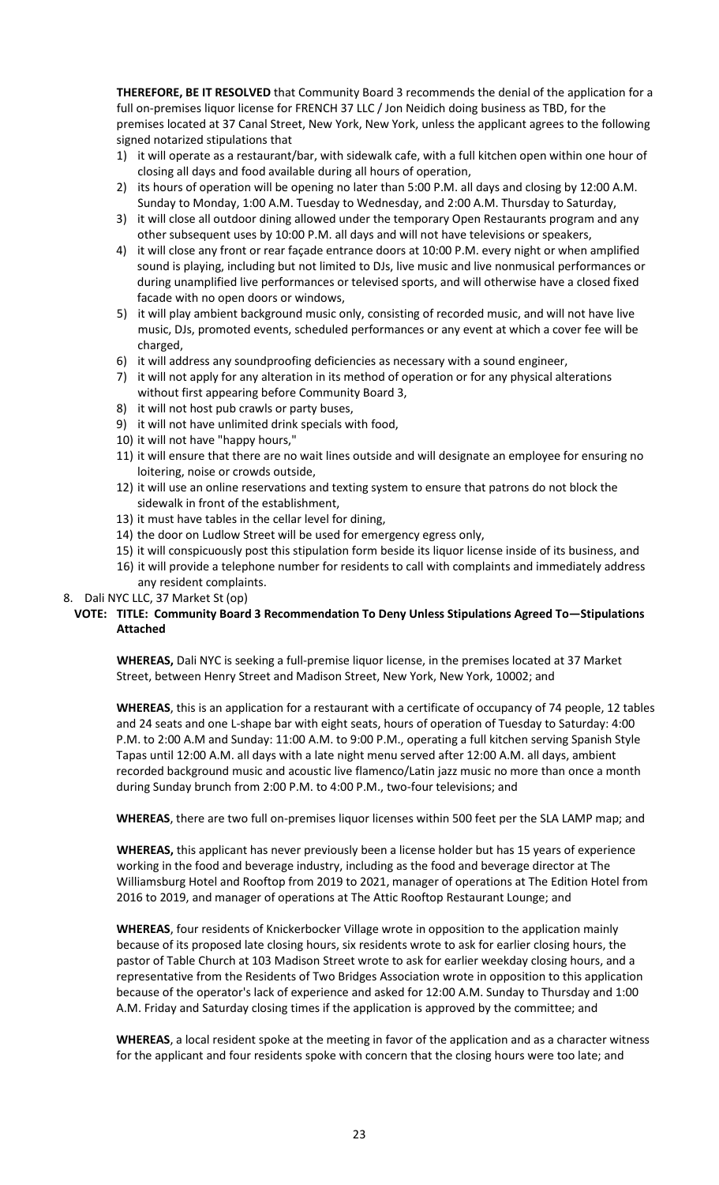**THEREFORE, BE IT RESOLVED** that Community Board 3 recommends the denial of the application for a full on-premises liquor license for FRENCH 37 LLC / Jon Neidich doing business as TBD, for the premises located at 37 Canal Street, New York, New York, unless the applicant agrees to the following signed notarized stipulations that

1) it will operate as a restaurant/bar, with sidewalk cafe, with a full kitchen open within one hour of closing all days and food available during all hours of operation,
2) its hours of operation will be opening no later than 5:00 P.M. all days and closing by 12:00 A.M. Sunday to Monday, 1:00 A.M. Tuesday to Wednesday, and 2:00 A.M. Thursday to Saturday,
3) it will close all outdoor dining allowed under the temporary Open Restaurants program and any other subsequent uses by 10:00 P.M. all days and will not have televisions or speakers,
4) it will close any front or rear façade entrance doors at 10:00 P.M. every night or when amplified sound is playing, including but not limited to DJs, live music and live nonmusical performances or during unamplified live performances or televised sports, and will otherwise have a closed fixed facade with no open doors or windows,
5) it will play ambient background music only, consisting of recorded music, and will not have live music, DJs, promoted events, scheduled performances or any event at which a cover fee will be charged,
6) it will address any soundproofing deficiencies as necessary with a sound engineer,
7) it will not apply for any alteration in its method of operation or for any physical alterations without first appearing before Community Board 3,
8) it will not host pub crawls or party buses,
9) it will not have unlimited drink specials with food,
10) it will not have "happy hours,"
11) it will ensure that there are no wait lines outside and will designate an employee for ensuring no loitering, noise or crowds outside,
12) it will use an online reservations and texting system to ensure that patrons do not block the sidewalk in front of the establishment,
13) it must have tables in the cellar level for dining,
14) the door on Ludlow Street will be used for emergency egress only,
15) it will conspicuously post this stipulation form beside its liquor license inside of its business, and
16) it will provide a telephone number for residents to call with complaints and immediately address any resident complaints.

8. Dali NYC LLC, 37 Market St (op)

**VOTE: TITLE: Community Board 3 Recommendation To Deny Unless Stipulations Agreed To—Stipulations Attached**

**WHEREAS,** Dali NYC is seeking a full-premise liquor license, in the premises located at 37 Market Street, between Henry Street and Madison Street, New York, New York, 10002; and

**WHEREAS**, this is an application for a restaurant with a certificate of occupancy of 74 people, 12 tables and 24 seats and one L-shape bar with eight seats, hours of operation of Tuesday to Saturday: 4:00 P.M. to 2:00 A.M and Sunday: 11:00 A.M. to 9:00 P.M., operating a full kitchen serving Spanish Style Tapas until 12:00 A.M. all days with a late night menu served after 12:00 A.M. all days, ambient recorded background music and acoustic live flamenco/Latin jazz music no more than once a month during Sunday brunch from 2:00 P.M. to 4:00 P.M., two-four televisions; and

**WHEREAS**, there are two full on-premises liquor licenses within 500 feet per the SLA LAMP map; and

**WHEREAS,** this applicant has never previously been a license holder but has 15 years of experience working in the food and beverage industry, including as the food and beverage director at The Williamsburg Hotel and Rooftop from 2019 to 2021, manager of operations at The Edition Hotel from 2016 to 2019, and manager of operations at The Attic Rooftop Restaurant Lounge; and

**WHEREAS**, four residents of Knickerbocker Village wrote in opposition to the application mainly because of its proposed late closing hours, six residents wrote to ask for earlier closing hours, the pastor of Table Church at 103 Madison Street wrote to ask for earlier weekday closing hours, and a representative from the Residents of Two Bridges Association wrote in opposition to this application because of the operator's lack of experience and asked for 12:00 A.M. Sunday to Thursday and 1:00 A.M. Friday and Saturday closing times if the application is approved by the committee; and

**WHEREAS**, a local resident spoke at the meeting in favor of the application and as a character witness for the applicant and four residents spoke with concern that the closing hours were too late; and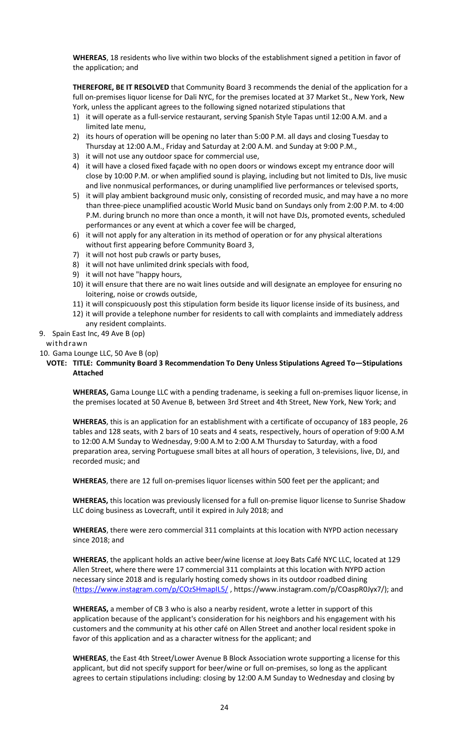**WHEREAS**, 18 residents who live within two blocks of the establishment signed a petition in favor of the application; and

**THEREFORE, BE IT RESOLVED** that Community Board 3 recommends the denial of the application for a full on-premises liquor license for Dali NYC, for the premises located at 37 Market St., New York, New York, unless the applicant agrees to the following signed notarized stipulations that

1) it will operate as a full-service restaurant, serving Spanish Style Tapas until 12:00 A.M. and a limited late menu,
2) its hours of operation will be opening no later than 5:00 P.M. all days and closing Tuesday to Thursday at 12:00 A.M., Friday and Saturday at 2:00 A.M. and Sunday at 9:00 P.M.,
3) it will not use any outdoor space for commercial use,
4) it will have a closed fixed façade with no open doors or windows except my entrance door will close by 10:00 P.M. or when amplified sound is playing, including but not limited to DJs, live music and live nonmusical performances, or during unamplified live performances or televised sports,
5) it will play ambient background music only, consisting of recorded music, and may have a no more than three-piece unamplified acoustic World Music band on Sundays only from 2:00 P.M. to 4:00 P.M. during brunch no more than once a month, it will not have DJs, promoted events, scheduled performances or any event at which a cover fee will be charged,
6) it will not apply for any alteration in its method of operation or for any physical alterations without first appearing before Community Board 3,
7) it will not host pub crawls or party buses,
8) it will not have unlimited drink specials with food,
9) it will not have "happy hours,
10) it will ensure that there are no wait lines outside and will designate an employee for ensuring no loitering, noise or crowds outside,
11) it will conspicuously post this stipulation form beside its liquor license inside of its business, and
12) it will provide a telephone number for residents to call with complaints and immediately address any resident complaints.

9. Spain East Inc, 49 Ave B (op)
withdrawn

10. Gama Lounge LLC, 50 Ave B (op)

**VOTE: TITLE: Community Board 3 Recommendation To Deny Unless Stipulations Agreed To—Stipulations Attached**

**WHEREAS,** Gama Lounge LLC with a pending tradename, is seeking a full on-premises liquor license, in the premises located at 50 Avenue B, between 3rd Street and 4th Street, New York, New York; and

**WHEREAS**, this is an application for an establishment with a certificate of occupancy of 183 people, 26 tables and 128 seats, with 2 bars of 10 seats and 4 seats, respectively, hours of operation of 9:00 A.M to 12:00 A.M Sunday to Wednesday, 9:00 A.M to 2:00 A.M Thursday to Saturday, with a food preparation area, serving Portuguese small bites at all hours of operation, 3 televisions, live, DJ, and recorded music; and

**WHEREAS**, there are 12 full on-premises liquor licenses within 500 feet per the applicant; and

**WHEREAS,** this location was previously licensed for a full on-premise liquor license to Sunrise Shadow LLC doing business as Lovecraft, until it expired in July 2018; and

**WHEREAS**, there were zero commercial 311 complaints at this location with NYPD action necessary since 2018; and

**WHEREAS**, the applicant holds an active beer/wine license at Joey Bats Café NYC LLC, located at 129 Allen Street, where there were 17 commercial 311 complaints at this location with NYPD action necessary since 2018 and is regularly hosting comedy shows in its outdoor roadbed dining (https://www.instagram.com/p/COzSHmapIL5/ , https://www.instagram.com/p/COaspR0Jyx7/); and

**WHEREAS,** a member of CB 3 who is also a nearby resident, wrote a letter in support of this application because of the applicant's consideration for his neighbors and his engagement with his customers and the community at his other café on Allen Street and another local resident spoke in favor of this application and as a character witness for the applicant; and

**WHEREAS**, the East 4th Street/Lower Avenue B Block Association wrote supporting a license for this applicant, but did not specify support for beer/wine or full on-premises, so long as the applicant agrees to certain stipulations including: closing by 12:00 A.M Sunday to Wednesday and closing by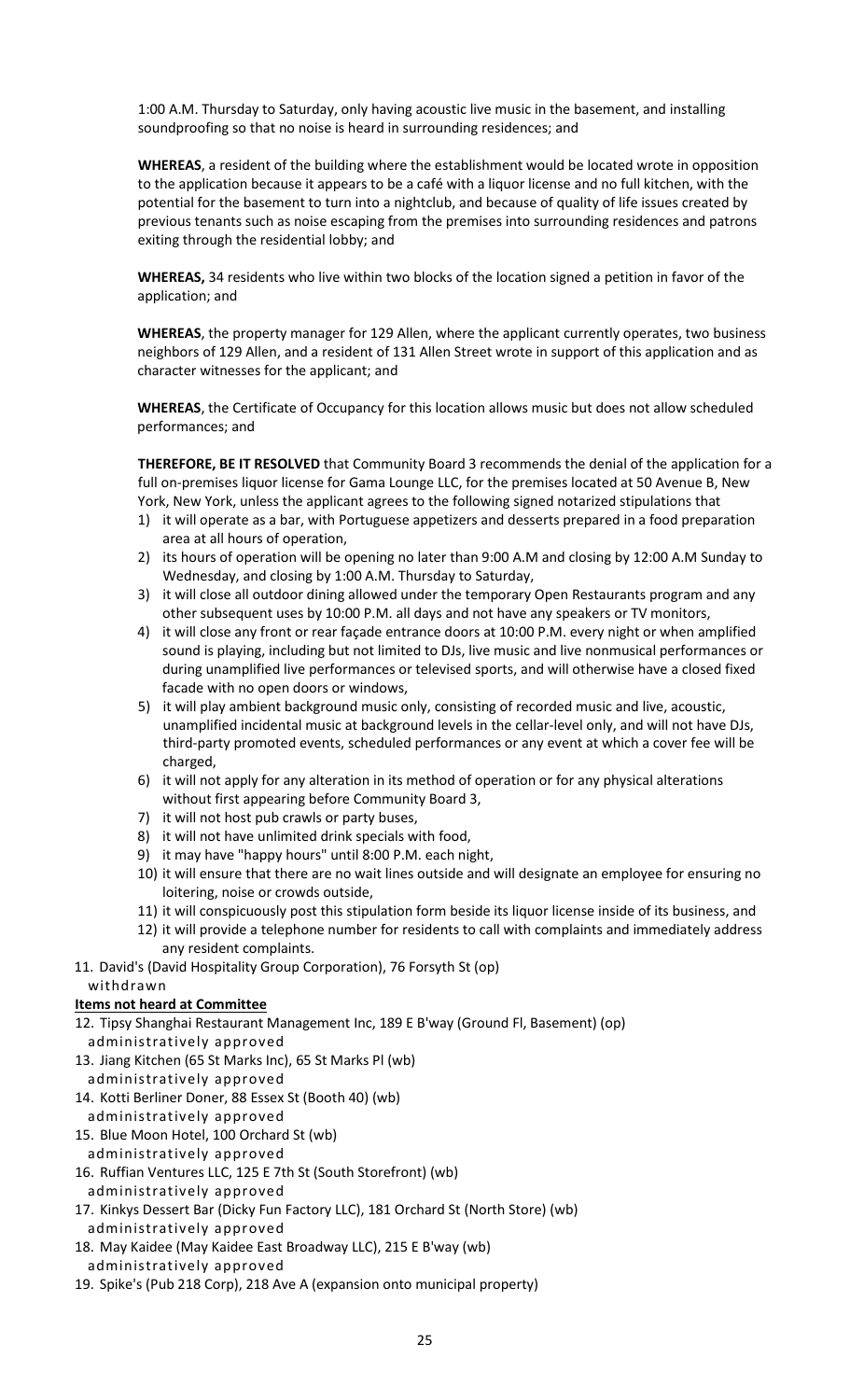1:00 A.M. Thursday to Saturday, only having acoustic live music in the basement, and installing soundproofing so that no noise is heard in surrounding residences; and

**WHEREAS**, a resident of the building where the establishment would be located wrote in opposition to the application because it appears to be a café with a liquor license and no full kitchen, with the potential for the basement to turn into a nightclub, and because of quality of life issues created by previous tenants such as noise escaping from the premises into surrounding residences and patrons exiting through the residential lobby; and

**WHEREAS,** 34 residents who live within two blocks of the location signed a petition in favor of the application; and

**WHEREAS**, the property manager for 129 Allen, where the applicant currently operates, two business neighbors of 129 Allen, and a resident of 131 Allen Street wrote in support of this application and as character witnesses for the applicant; and

**WHEREAS**, the Certificate of Occupancy for this location allows music but does not allow scheduled performances; and

**THEREFORE, BE IT RESOLVED** that Community Board 3 recommends the denial of the application for a full on-premises liquor license for Gama Lounge LLC, for the premises located at 50 Avenue B, New York, New York, unless the applicant agrees to the following signed notarized stipulations that

1) it will operate as a bar, with Portuguese appetizers and desserts prepared in a food preparation area at all hours of operation,
2) its hours of operation will be opening no later than 9:00 A.M and closing by 12:00 A.M Sunday to Wednesday, and closing by 1:00 A.M. Thursday to Saturday,
3) it will close all outdoor dining allowed under the temporary Open Restaurants program and any other subsequent uses by 10:00 P.M. all days and not have any speakers or TV monitors,
4) it will close any front or rear façade entrance doors at 10:00 P.M. every night or when amplified sound is playing, including but not limited to DJs, live music and live nonmusical performances or during unamplified live performances or televised sports, and will otherwise have a closed fixed facade with no open doors or windows,
5) it will play ambient background music only, consisting of recorded music and live, acoustic, unamplified incidental music at background levels in the cellar-level only, and will not have DJs, third-party promoted events, scheduled performances or any event at which a cover fee will be charged,
6) it will not apply for any alteration in its method of operation or for any physical alterations without first appearing before Community Board 3,
7) it will not host pub crawls or party buses,
8) it will not have unlimited drink specials with food,
9) it may have "happy hours" until 8:00 P.M. each night,
10) it will ensure that there are no wait lines outside and will designate an employee for ensuring no loitering, noise or crowds outside,
11) it will conspicuously post this stipulation form beside its liquor license inside of its business, and
12) it will provide a telephone number for residents to call with complaints and immediately address any resident complaints.

11. David's (David Hospitality Group Corporation), 76 Forsyth St (op)
    withdrawn

**Items not heard at Committee**

12. Tipsy Shanghai Restaurant Management Inc, 189 E B'way (Ground Fl, Basement) (op)
    administratively approved
13. Jiang Kitchen (65 St Marks Inc), 65 St Marks Pl (wb)
    administratively approved
14. Kotti Berliner Doner, 88 Essex St (Booth 40) (wb)
    administratively approved
15. Blue Moon Hotel, 100 Orchard St (wb)
    administratively approved
16. Ruffian Ventures LLC, 125 E 7th St (South Storefront) (wb)
    administratively approved
17. Kinkys Dessert Bar (Dicky Fun Factory LLC), 181 Orchard St (North Store) (wb)
    administratively approved
18. May Kaidee (May Kaidee East Broadway LLC), 215 E B'way (wb)
    administratively approved
19. Spike's (Pub 218 Corp), 218 Ave A (expansion onto municipal property)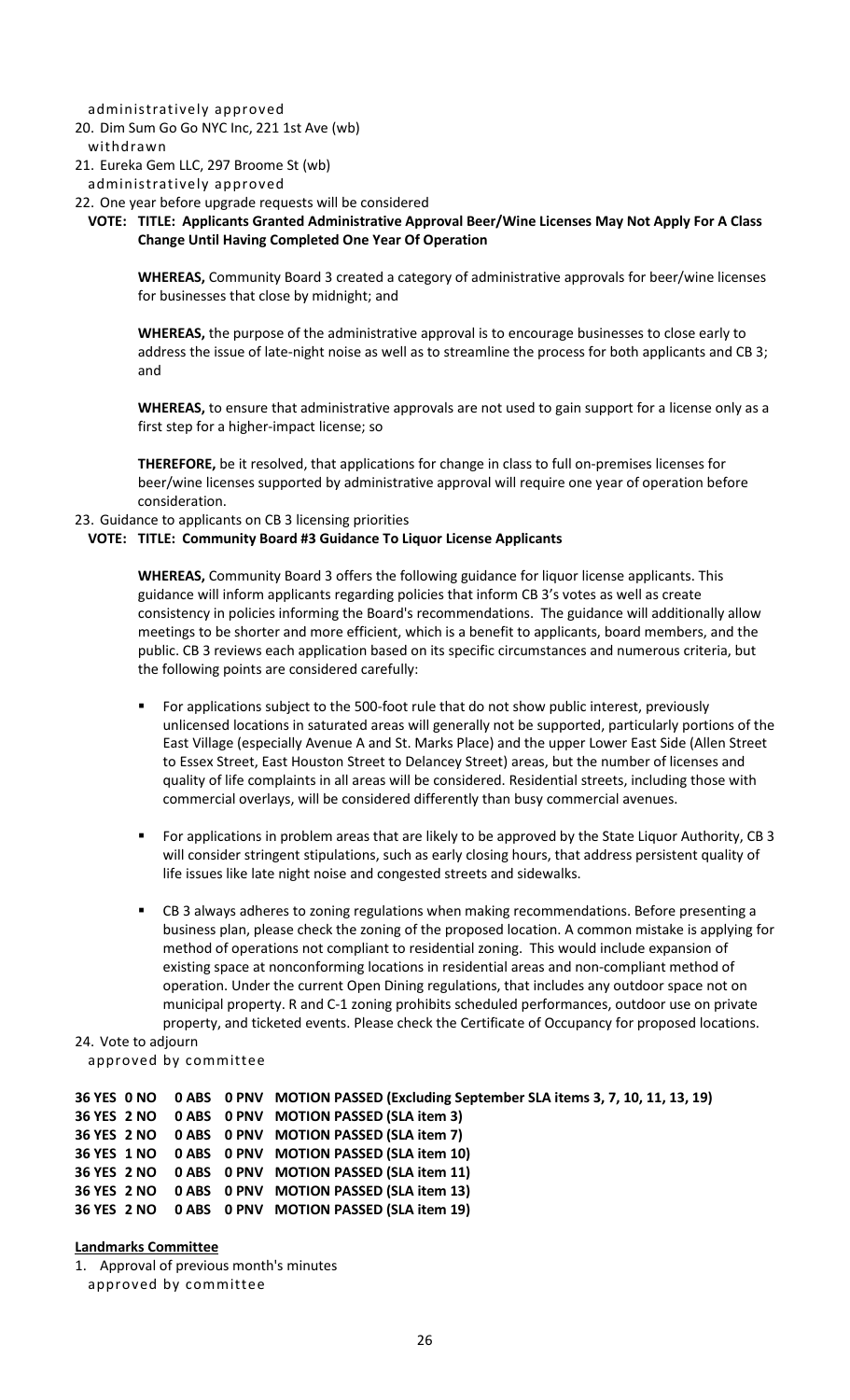administratively approved

20. Dim Sum Go Go NYC Inc, 221 1st Ave (wb)
    withdrawn
21. Eureka Gem LLC, 297 Broome St (wb)
    administratively approved
22. One year before upgrade requests will be considered

**VOTE: TITLE: Applicants Granted Administrative Approval Beer/Wine Licenses May Not Apply For A Class Change Until Having Completed One Year Of Operation**

**WHEREAS,** Community Board 3 created a category of administrative approvals for beer/wine licenses for businesses that close by midnight; and

**WHEREAS,** the purpose of the administrative approval is to encourage businesses to close early to address the issue of late-night noise as well as to streamline the process for both applicants and CB 3; and

**WHEREAS,** to ensure that administrative approvals are not used to gain support for a license only as a first step for a higher-impact license; so

**THEREFORE,** be it resolved, that applications for change in class to full on-premises licenses for beer/wine licenses supported by administrative approval will require one year of operation before consideration.

23. Guidance to applicants on CB 3 licensing priorities

**VOTE: TITLE: Community Board #3 Guidance To Liquor License Applicants**

**WHEREAS,** Community Board 3 offers the following guidance for liquor license applicants. This guidance will inform applicants regarding policies that inform CB 3's votes as well as create consistency in policies informing the Board's recommendations. The guidance will additionally allow meetings to be shorter and more efficient, which is a benefit to applicants, board members, and the public. CB 3 reviews each application based on its specific circumstances and numerous criteria, but the following points are considered carefully:

- For applications subject to the 500-foot rule that do not show public interest, previously unlicensed locations in saturated areas will generally not be supported, particularly portions of the East Village (especially Avenue A and St. Marks Place) and the upper Lower East Side (Allen Street to Essex Street, East Houston Street to Delancey Street) areas, but the number of licenses and quality of life complaints in all areas will be considered. Residential streets, including those with commercial overlays, will be considered differently than busy commercial avenues.
- For applications in problem areas that are likely to be approved by the State Liquor Authority, CB 3 will consider stringent stipulations, such as early closing hours, that address persistent quality of life issues like late night noise and congested streets and sidewalks.
- CB 3 always adheres to zoning regulations when making recommendations. Before presenting a business plan, please check the zoning of the proposed location. A common mistake is applying for method of operations not compliant to residential zoning. This would include expansion of existing space at nonconforming locations in residential areas and non-compliant method of operation. Under the current Open Dining regulations, that includes any outdoor space not on municipal property. R and C-1 zoning prohibits scheduled performances, outdoor use on private property, and ticketed events. Please check the Certificate of Occupancy for proposed locations.

24. Vote to adjourn
    approved by committee

**36 YES 0 NO 0 ABS 0 PNV MOTION PASSED (Excluding September SLA items 3, 7, 10, 11, 13, 19)**
**36 YES 2 NO 0 ABS 0 PNV MOTION PASSED (SLA item 3)**
**36 YES 2 NO 0 ABS 0 PNV MOTION PASSED (SLA item 7)**
**36 YES 1 NO 0 ABS 0 PNV MOTION PASSED (SLA item 10)**
**36 YES 2 NO 0 ABS 0 PNV MOTION PASSED (SLA item 11)**
**36 YES 2 NO 0 ABS 0 PNV MOTION PASSED (SLA item 13)**
**36 YES 2 NO 0 ABS 0 PNV MOTION PASSED (SLA item 19)**

**Landmarks Committee**

1. Approval of previous month's minutes
   approved by committee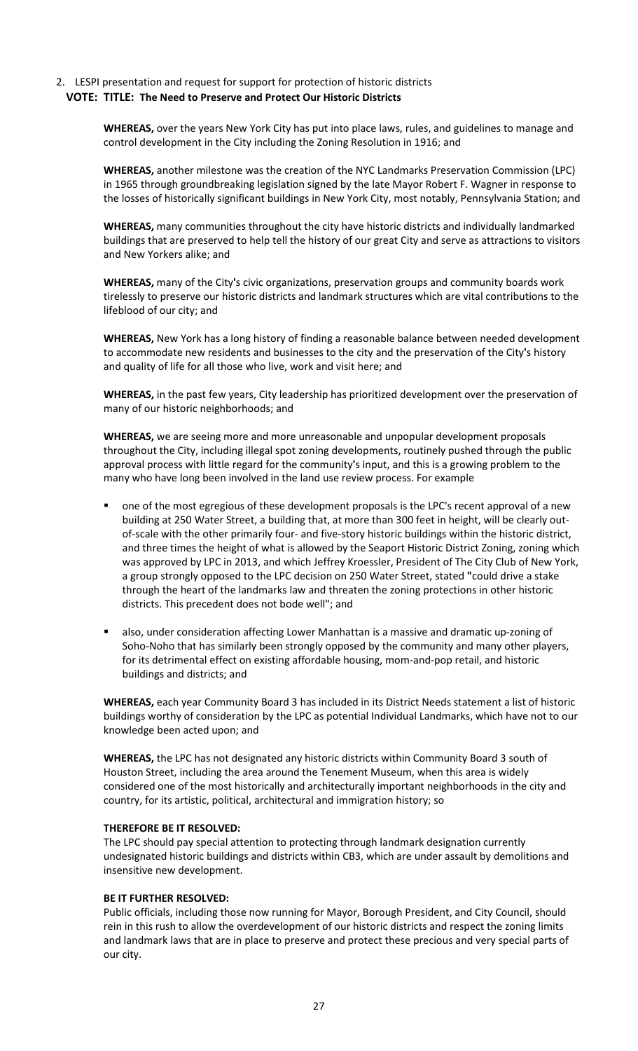2. LESPI presentation and request for support for protection of historic districts

**VOTE: TITLE: The Need to Preserve and Protect Our Historic Districts**

**WHEREAS,** over the years New York City has put into place laws, rules, and guidelines to manage and control development in the City including the Zoning Resolution in 1916; and

**WHEREAS,** another milestone was the creation of the NYC Landmarks Preservation Commission (LPC) in 1965 through groundbreaking legislation signed by the late Mayor Robert F. Wagner in response to the losses of historically significant buildings in New York City, most notably, Pennsylvania Station; and

**WHEREAS,** many communities throughout the city have historic districts and individually landmarked buildings that are preserved to help tell the history of our great City and serve as attractions to visitors and New Yorkers alike; and

**WHEREAS,** many of the City's civic organizations, preservation groups and community boards work tirelessly to preserve our historic districts and landmark structures which are vital contributions to the lifeblood of our city; and

**WHEREAS,** New York has a long history of finding a reasonable balance between needed development to accommodate new residents and businesses to the city and the preservation of the City's history and quality of life for all those who live, work and visit here; and

**WHEREAS,** in the past few years, City leadership has prioritized development over the preservation of many of our historic neighborhoods; and

**WHEREAS,** we are seeing more and more unreasonable and unpopular development proposals throughout the City, including illegal spot zoning developments, routinely pushed through the public approval process with little regard for the community's input, and this is a growing problem to the many who have long been involved in the land use review process. For example

- one of the most egregious of these development proposals is the LPC's recent approval of a new building at 250 Water Street, a building that, at more than 300 feet in height, will be clearly out-of-scale with the other primarily four- and five-story historic buildings within the historic district, and three times the height of what is allowed by the Seaport Historic District Zoning, zoning which was approved by LPC in 2013, and which Jeffrey Kroessler, President of The City Club of New York, a group strongly opposed to the LPC decision on 250 Water Street, stated "could drive a stake through the heart of the landmarks law and threaten the zoning protections in other historic districts. This precedent does not bode well"; and
- also, under consideration affecting Lower Manhattan is a massive and dramatic up-zoning of Soho-Noho that has similarly been strongly opposed by the community and many other players, for its detrimental effect on existing affordable housing, mom-and-pop retail, and historic buildings and districts; and

**WHEREAS,** each year Community Board 3 has included in its District Needs statement a list of historic buildings worthy of consideration by the LPC as potential Individual Landmarks, which have not to our knowledge been acted upon; and

**WHEREAS,** the LPC has not designated any historic districts within Community Board 3 south of Houston Street, including the area around the Tenement Museum, when this area is widely considered one of the most historically and architecturally important neighborhoods in the city and country, for its artistic, political, architectural and immigration history; so

**THEREFORE BE IT RESOLVED:**
The LPC should pay special attention to protecting through landmark designation currently undesignated historic buildings and districts within CB3, which are under assault by demolitions and insensitive new development.

**BE IT FURTHER RESOLVED:**
Public officials, including those now running for Mayor, Borough President, and City Council, should rein in this rush to allow the overdevelopment of our historic districts and respect the zoning limits and landmark laws that are in place to preserve and protect these precious and very special parts of our city.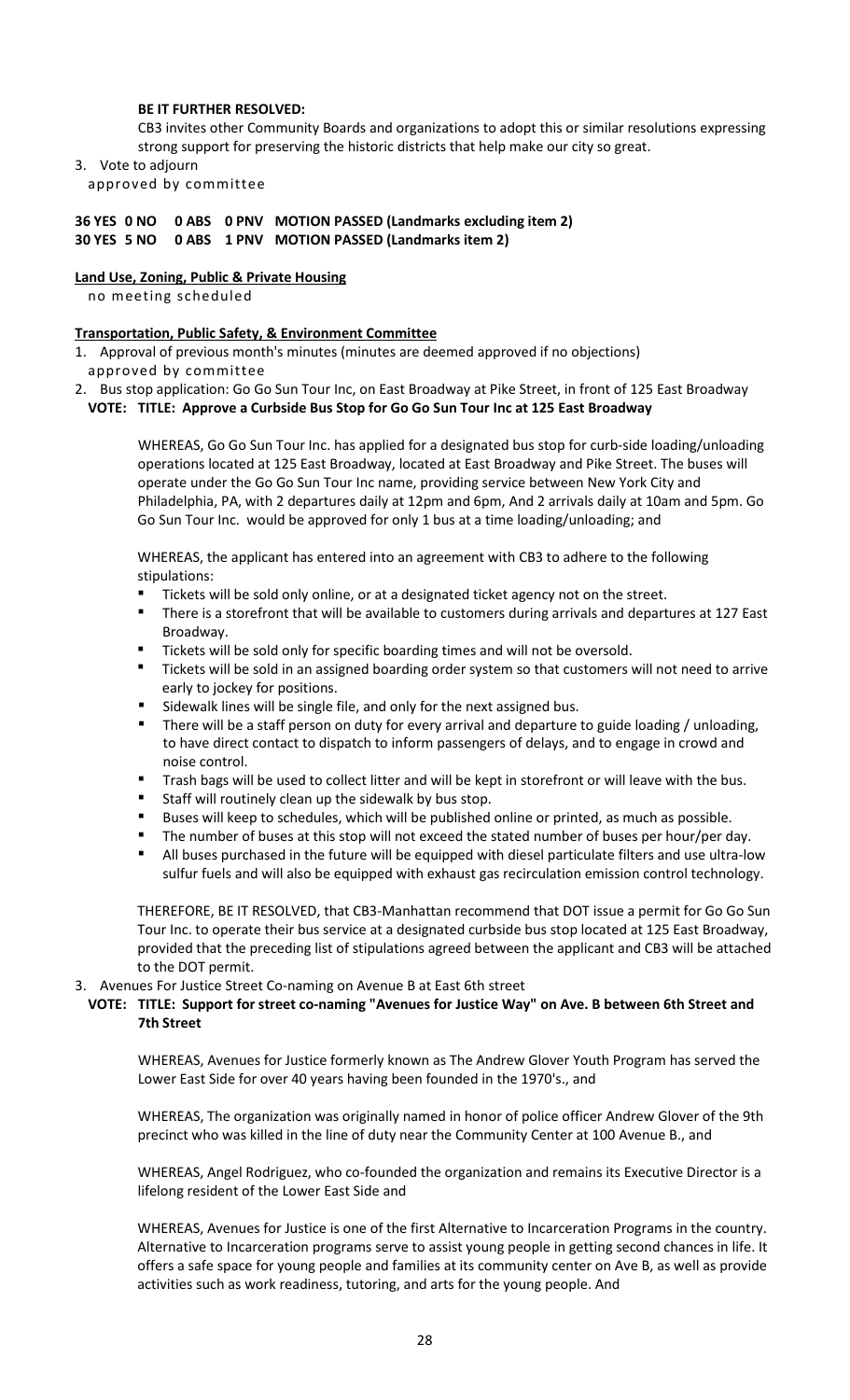**BE IT FURTHER RESOLVED:**

CB3 invites other Community Boards and organizations to adopt this or similar resolutions expressing strong support for preserving the historic districts that help make our city so great.

3. Vote to adjourn
   approved by committee

**36 YES 0 NO 0 ABS 0 PNV MOTION PASSED (Landmarks excluding item 2)**
**30 YES 5 NO 0 ABS 1 PNV MOTION PASSED (Landmarks item 2)**

**Land Use, Zoning, Public & Private Housing**

no meeting scheduled

**Transportation, Public Safety, & Environment Committee**

1. Approval of previous month's minutes (minutes are deemed approved if no objections)
   approved by committee
2. Bus stop application: Go Go Sun Tour Inc, on East Broadway at Pike Street, in front of 125 East Broadway
   **VOTE: TITLE: Approve a Curbside Bus Stop for Go Go Sun Tour Inc at 125 East Broadway**

   WHEREAS, Go Go Sun Tour Inc. has applied for a designated bus stop for curb-side loading/unloading operations located at 125 East Broadway, located at East Broadway and Pike Street. The buses will operate under the Go Go Sun Tour Inc name, providing service between New York City and Philadelphia, PA, with 2 departures daily at 12pm and 6pm, And 2 arrivals daily at 10am and 5pm. Go Go Sun Tour Inc. would be approved for only 1 bus at a time loading/unloading; and

   WHEREAS, the applicant has entered into an agreement with CB3 to adhere to the following stipulations:

   - Tickets will be sold only online, or at a designated ticket agency not on the street.
   - There is a storefront that will be available to customers during arrivals and departures at 127 East Broadway.
   - Tickets will be sold only for specific boarding times and will not be oversold.
   - Tickets will be sold in an assigned boarding order system so that customers will not need to arrive early to jockey for positions.
   - Sidewalk lines will be single file, and only for the next assigned bus.
   - There will be a staff person on duty for every arrival and departure to guide loading / unloading, to have direct contact to dispatch to inform passengers of delays, and to engage in crowd and noise control.
   - Trash bags will be used to collect litter and will be kept in storefront or will leave with the bus.
   - Staff will routinely clean up the sidewalk by bus stop.
   - Buses will keep to schedules, which will be published online or printed, as much as possible.
   - The number of buses at this stop will not exceed the stated number of buses per hour/per day.
   - All buses purchased in the future will be equipped with diesel particulate filters and use ultra-low sulfur fuels and will also be equipped with exhaust gas recirculation emission control technology.

   THEREFORE, BE IT RESOLVED, that CB3-Manhattan recommend that DOT issue a permit for Go Go Sun Tour Inc. to operate their bus service at a designated curbside bus stop located at 125 East Broadway, provided that the preceding list of stipulations agreed between the applicant and CB3 will be attached to the DOT permit.
3. Avenues For Justice Street Co-naming on Avenue B at East 6th street
   **VOTE: TITLE: Support for street co-naming "Avenues for Justice Way" on Ave. B between 6th Street and 7th Street**

   WHEREAS, Avenues for Justice formerly known as The Andrew Glover Youth Program has served the Lower East Side for over 40 years having been founded in the 1970's., and

   WHEREAS, The organization was originally named in honor of police officer Andrew Glover of the 9th precinct who was killed in the line of duty near the Community Center at 100 Avenue B., and

   WHEREAS, Angel Rodriguez, who co-founded the organization and remains its Executive Director is a lifelong resident of the Lower East Side and

   WHEREAS, Avenues for Justice is one of the first Alternative to Incarceration Programs in the country. Alternative to Incarceration programs serve to assist young people in getting second chances in life. It offers a safe space for young people and families at its community center on Ave B, as well as provide activities such as work readiness, tutoring, and arts for the young people. And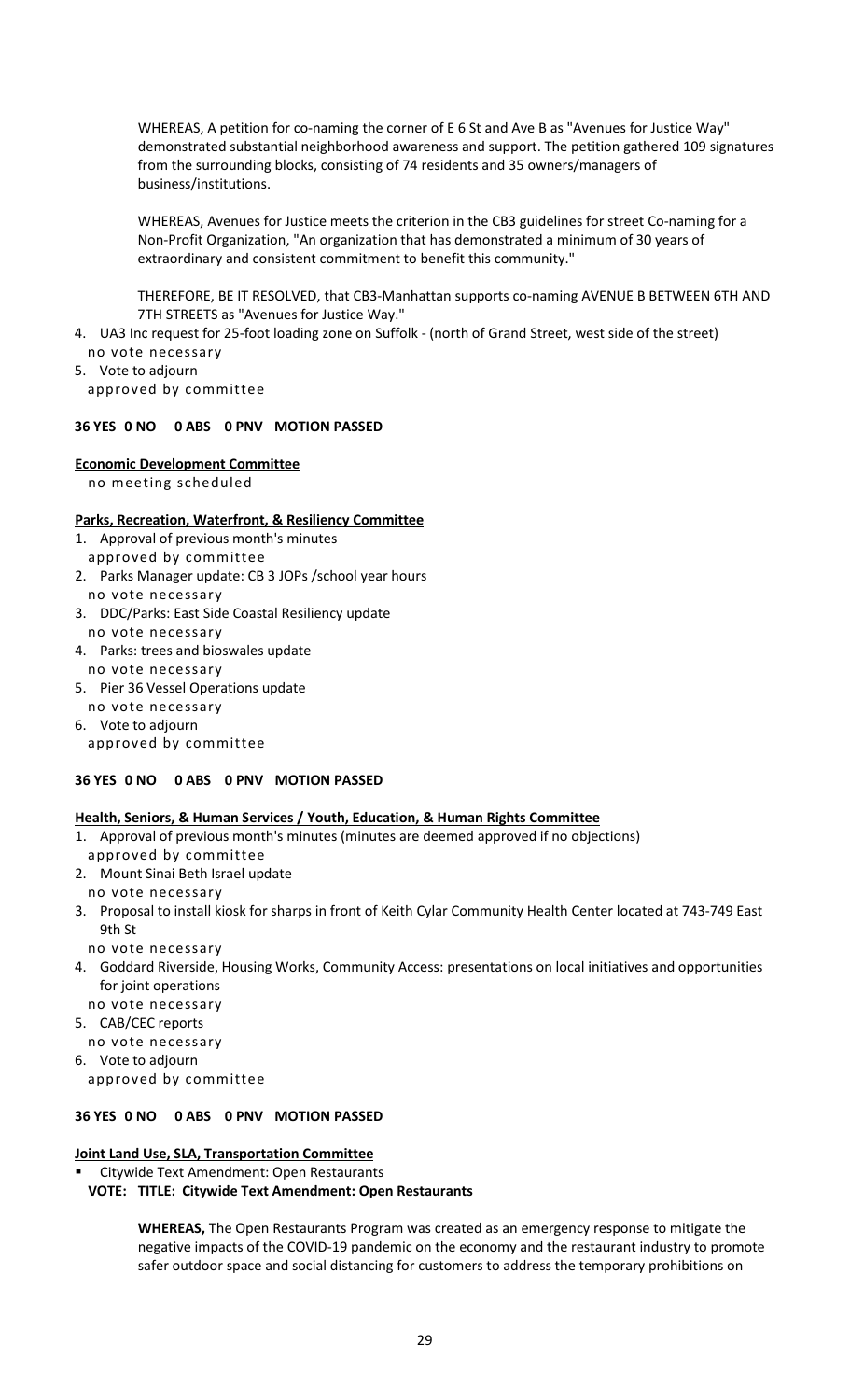WHEREAS, A petition for co-naming the corner of E 6 St and Ave B as "Avenues for Justice Way" demonstrated substantial neighborhood awareness and support. The petition gathered 109 signatures from the surrounding blocks, consisting of 74 residents and 35 owners/managers of business/institutions.

WHEREAS, Avenues for Justice meets the criterion in the CB3 guidelines for street Co-naming for a Non-Profit Organization, "An organization that has demonstrated a minimum of 30 years of extraordinary and consistent commitment to benefit this community."

THEREFORE, BE IT RESOLVED, that CB3-Manhattan supports co-naming AVENUE B BETWEEN 6TH AND 7TH STREETS as "Avenues for Justice Way."

4. UA3 Inc request for 25-foot loading zone on Suffolk - (north of Grand Street, west side of the street)
   no vote necessary
5. Vote to adjourn
   approved by committee

**36 YES 0 NO 0 ABS 0 PNV MOTION PASSED**

**Economic Development Committee**
no meeting scheduled

**Parks, Recreation, Waterfront, & Resiliency Committee**

1. Approval of previous month's minutes
   approved by committee
2. Parks Manager update: CB 3 JOPs /school year hours
   no vote necessary
3. DDC/Parks: East Side Coastal Resiliency update
   no vote necessary
4. Parks: trees and bioswales update
   no vote necessary
5. Pier 36 Vessel Operations update
   no vote necessary
6. Vote to adjourn
   approved by committee

**36 YES 0 NO 0 ABS 0 PNV MOTION PASSED**

**Health, Seniors, & Human Services / Youth, Education, & Human Rights Committee**

1. Approval of previous month's minutes (minutes are deemed approved if no objections)
   approved by committee
2. Mount Sinai Beth Israel update
   no vote necessary
3. Proposal to install kiosk for sharps in front of Keith Cylar Community Health Center located at 743-749 East 9th St
   no vote necessary
4. Goddard Riverside, Housing Works, Community Access: presentations on local initiatives and opportunities for joint operations
   no vote necessary
5. CAB/CEC reports
   no vote necessary
6. Vote to adjourn
   approved by committee

**36 YES 0 NO 0 ABS 0 PNV MOTION PASSED**

**Joint Land Use, SLA, Transportation Committee**

- Citywide Text Amendment: Open Restaurants

**VOTE: TITLE: Citywide Text Amendment: Open Restaurants**

**WHEREAS,** The Open Restaurants Program was created as an emergency response to mitigate the negative impacts of the COVID-19 pandemic on the economy and the restaurant industry to promote safer outdoor space and social distancing for customers to address the temporary prohibitions on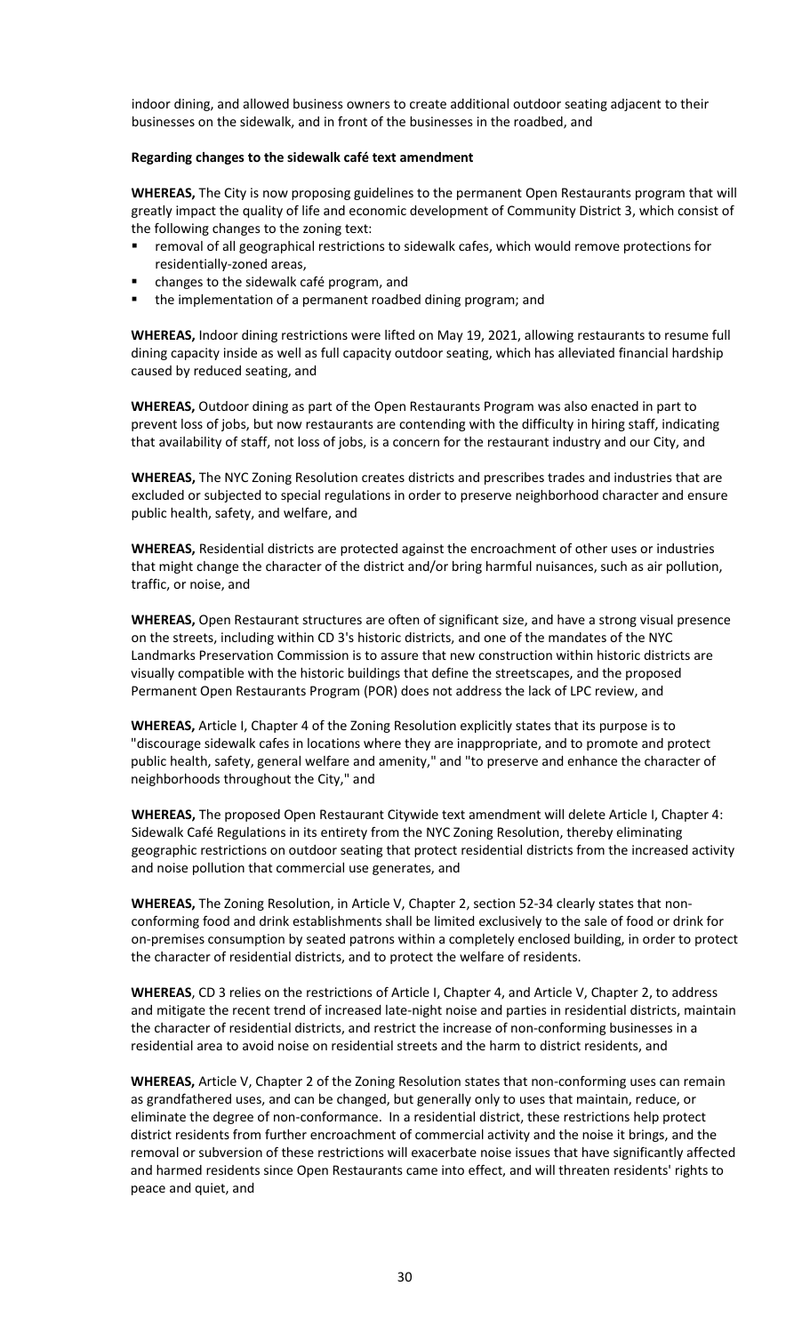indoor dining, and allowed business owners to create additional outdoor seating adjacent to their businesses on the sidewalk, and in front of the businesses in the roadbed, and

**Regarding changes to the sidewalk café text amendment**

**WHEREAS,** The City is now proposing guidelines to the permanent Open Restaurants program that will greatly impact the quality of life and economic development of Community District 3, which consist of the following changes to the zoning text:

- removal of all geographical restrictions to sidewalk cafes, which would remove protections for residentially-zoned areas,
- changes to the sidewalk café program, and
- the implementation of a permanent roadbed dining program; and

**WHEREAS,** Indoor dining restrictions were lifted on May 19, 2021, allowing restaurants to resume full dining capacity inside as well as full capacity outdoor seating, which has alleviated financial hardship caused by reduced seating, and

**WHEREAS,** Outdoor dining as part of the Open Restaurants Program was also enacted in part to prevent loss of jobs, but now restaurants are contending with the difficulty in hiring staff, indicating that availability of staff, not loss of jobs, is a concern for the restaurant industry and our City, and

**WHEREAS,** The NYC Zoning Resolution creates districts and prescribes trades and industries that are excluded or subjected to special regulations in order to preserve neighborhood character and ensure public health, safety, and welfare, and

**WHEREAS,** Residential districts are protected against the encroachment of other uses or industries that might change the character of the district and/or bring harmful nuisances, such as air pollution, traffic, or noise, and

**WHEREAS,** Open Restaurant structures are often of significant size, and have a strong visual presence on the streets, including within CD 3's historic districts, and one of the mandates of the NYC Landmarks Preservation Commission is to assure that new construction within historic districts are visually compatible with the historic buildings that define the streetscapes, and the proposed Permanent Open Restaurants Program (POR) does not address the lack of LPC review, and

**WHEREAS,** Article I, Chapter 4 of the Zoning Resolution explicitly states that its purpose is to "discourage sidewalk cafes in locations where they are inappropriate, and to promote and protect public health, safety, general welfare and amenity," and "to preserve and enhance the character of neighborhoods throughout the City," and

**WHEREAS,** The proposed Open Restaurant Citywide text amendment will delete Article I, Chapter 4: Sidewalk Café Regulations in its entirety from the NYC Zoning Resolution, thereby eliminating geographic restrictions on outdoor seating that protect residential districts from the increased activity and noise pollution that commercial use generates, and

**WHEREAS,** The Zoning Resolution, in Article V, Chapter 2, section 52-34 clearly states that non-conforming food and drink establishments shall be limited exclusively to the sale of food or drink for on-premises consumption by seated patrons within a completely enclosed building, in order to protect the character of residential districts, and to protect the welfare of residents.

**WHEREAS**, CD 3 relies on the restrictions of Article I, Chapter 4, and Article V, Chapter 2, to address and mitigate the recent trend of increased late-night noise and parties in residential districts, maintain the character of residential districts, and restrict the increase of non-conforming businesses in a residential area to avoid noise on residential streets and the harm to district residents, and

**WHEREAS,** Article V, Chapter 2 of the Zoning Resolution states that non-conforming uses can remain as grandfathered uses, and can be changed, but generally only to uses that maintain, reduce, or eliminate the degree of non-conformance. In a residential district, these restrictions help protect district residents from further encroachment of commercial activity and the noise it brings, and the removal or subversion of these restrictions will exacerbate noise issues that have significantly affected and harmed residents since Open Restaurants came into effect, and will threaten residents' rights to peace and quiet, and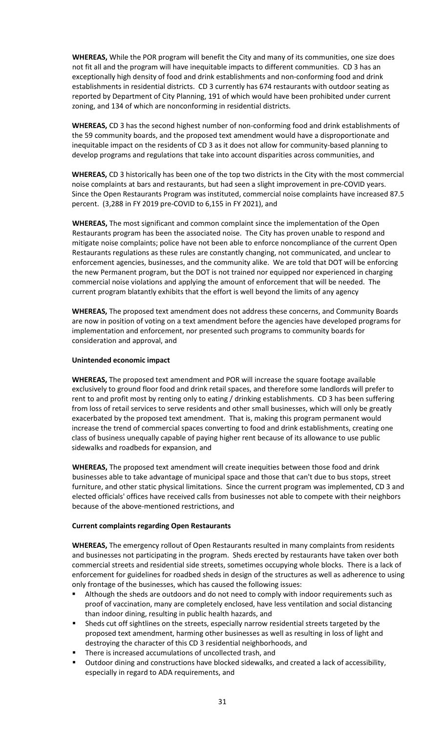**WHEREAS,** While the POR program will benefit the City and many of its communities, one size does not fit all and the program will have inequitable impacts to different communities. CD 3 has an exceptionally high density of food and drink establishments and non-conforming food and drink establishments in residential districts. CD 3 currently has 674 restaurants with outdoor seating as reported by Department of City Planning, 191 of which would have been prohibited under current zoning, and 134 of which are nonconforming in residential districts.

**WHEREAS,** CD 3 has the second highest number of non-conforming food and drink establishments of the 59 community boards, and the proposed text amendment would have a disproportionate and inequitable impact on the residents of CD 3 as it does not allow for community-based planning to develop programs and regulations that take into account disparities across communities, and

**WHEREAS,** CD 3 historically has been one of the top two districts in the City with the most commercial noise complaints at bars and restaurants, but had seen a slight improvement in pre-COVID years. Since the Open Restaurants Program was instituted, commercial noise complaints have increased 87.5 percent. (3,288 in FY 2019 pre-COVID to 6,155 in FY 2021), and

**WHEREAS,** The most significant and common complaint since the implementation of the Open Restaurants program has been the associated noise. The City has proven unable to respond and mitigate noise complaints; police have not been able to enforce noncompliance of the current Open Restaurants regulations as these rules are constantly changing, not communicated, and unclear to enforcement agencies, businesses, and the community alike. We are told that DOT will be enforcing the new Permanent program, but the DOT is not trained nor equipped nor experienced in charging commercial noise violations and applying the amount of enforcement that will be needed. The current program blatantly exhibits that the effort is well beyond the limits of any agency

**WHEREAS,** The proposed text amendment does not address these concerns, and Community Boards are now in position of voting on a text amendment before the agencies have developed programs for implementation and enforcement, nor presented such programs to community boards for consideration and approval, and

**Unintended economic impact**

**WHEREAS,** The proposed text amendment and POR will increase the square footage available exclusively to ground floor food and drink retail spaces, and therefore some landlords will prefer to rent to and profit most by renting only to eating / drinking establishments. CD 3 has been suffering from loss of retail services to serve residents and other small businesses, which will only be greatly exacerbated by the proposed text amendment. That is, making this program permanent would increase the trend of commercial spaces converting to food and drink establishments, creating one class of business unequally capable of paying higher rent because of its allowance to use public sidewalks and roadbeds for expansion, and

**WHEREAS,** The proposed text amendment will create inequities between those food and drink businesses able to take advantage of municipal space and those that can't due to bus stops, street furniture, and other static physical limitations. Since the current program was implemented, CD 3 and elected officials' offices have received calls from businesses not able to compete with their neighbors because of the above-mentioned restrictions, and

**Current complaints regarding Open Restaurants**

**WHEREAS,** The emergency rollout of Open Restaurants resulted in many complaints from residents and businesses not participating in the program. Sheds erected by restaurants have taken over both commercial streets and residential side streets, sometimes occupying whole blocks. There is a lack of enforcement for guidelines for roadbed sheds in design of the structures as well as adherence to using only frontage of the businesses, which has caused the following issues:

- Although the sheds are outdoors and do not need to comply with indoor requirements such as proof of vaccination, many are completely enclosed, have less ventilation and social distancing than indoor dining, resulting in public health hazards, and
- Sheds cut off sightlines on the streets, especially narrow residential streets targeted by the proposed text amendment, harming other businesses as well as resulting in loss of light and destroying the character of this CD 3 residential neighborhoods, and
- There is increased accumulations of uncollected trash, and
- Outdoor dining and constructions have blocked sidewalks, and created a lack of accessibility, especially in regard to ADA requirements, and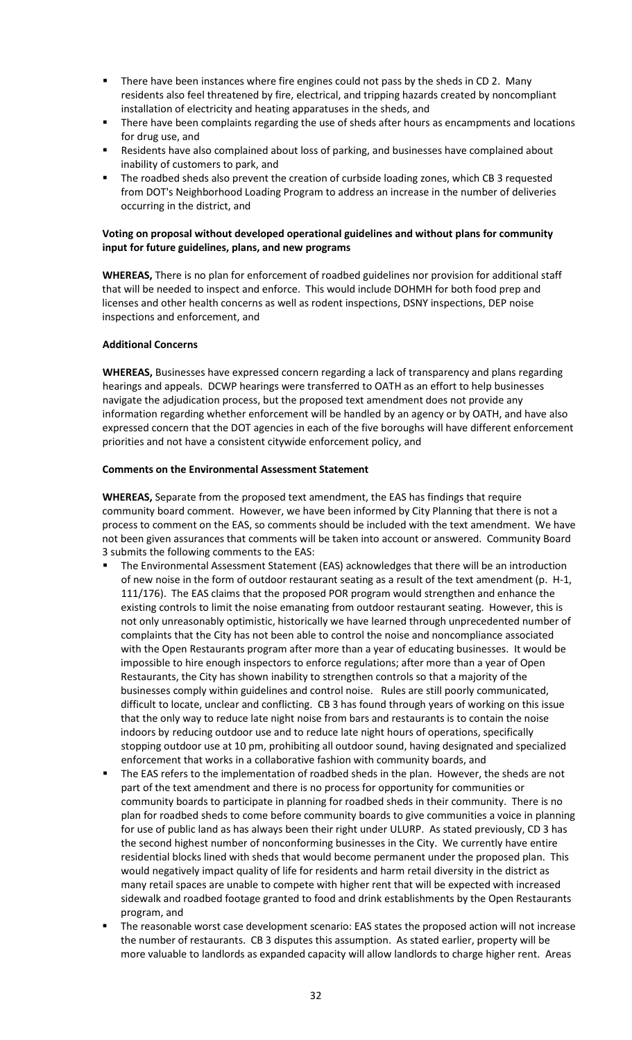- There have been instances where fire engines could not pass by the sheds in CD 2. Many residents also feel threatened by fire, electrical, and tripping hazards created by noncompliant installation of electricity and heating apparatuses in the sheds, and
- There have been complaints regarding the use of sheds after hours as encampments and locations for drug use, and
- Residents have also complained about loss of parking, and businesses have complained about inability of customers to park, and
- The roadbed sheds also prevent the creation of curbside loading zones, which CB 3 requested from DOT's Neighborhood Loading Program to address an increase in the number of deliveries occurring in the district, and

**Voting on proposal without developed operational guidelines and without plans for community input for future guidelines, plans, and new programs**

**WHEREAS,** There is no plan for enforcement of roadbed guidelines nor provision for additional staff that will be needed to inspect and enforce. This would include DOHMH for both food prep and licenses and other health concerns as well as rodent inspections, DSNY inspections, DEP noise inspections and enforcement, and

**Additional Concerns**

**WHEREAS,** Businesses have expressed concern regarding a lack of transparency and plans regarding hearings and appeals. DCWP hearings were transferred to OATH as an effort to help businesses navigate the adjudication process, but the proposed text amendment does not provide any information regarding whether enforcement will be handled by an agency or by OATH, and have also expressed concern that the DOT agencies in each of the five boroughs will have different enforcement priorities and not have a consistent citywide enforcement policy, and

**Comments on the Environmental Assessment Statement**

**WHEREAS,** Separate from the proposed text amendment, the EAS has findings that require community board comment. However, we have been informed by City Planning that there is not a process to comment on the EAS, so comments should be included with the text amendment. We have not been given assurances that comments will be taken into account or answered. Community Board 3 submits the following comments to the EAS:

- The Environmental Assessment Statement (EAS) acknowledges that there will be an introduction of new noise in the form of outdoor restaurant seating as a result of the text amendment (p. H-1, 111/176). The EAS claims that the proposed POR program would strengthen and enhance the existing controls to limit the noise emanating from outdoor restaurant seating. However, this is not only unreasonably optimistic, historically we have learned through unprecedented number of complaints that the City has not been able to control the noise and noncompliance associated with the Open Restaurants program after more than a year of educating businesses. It would be impossible to hire enough inspectors to enforce regulations; after more than a year of Open Restaurants, the City has shown inability to strengthen controls so that a majority of the businesses comply within guidelines and control noise. Rules are still poorly communicated, difficult to locate, unclear and conflicting. CB 3 has found through years of working on this issue that the only way to reduce late night noise from bars and restaurants is to contain the noise indoors by reducing outdoor use and to reduce late night hours of operations, specifically stopping outdoor use at 10 pm, prohibiting all outdoor sound, having designated and specialized enforcement that works in a collaborative fashion with community boards, and
- The EAS refers to the implementation of roadbed sheds in the plan. However, the sheds are not part of the text amendment and there is no process for opportunity for communities or community boards to participate in planning for roadbed sheds in their community. There is no plan for roadbed sheds to come before community boards to give communities a voice in planning for use of public land as has always been their right under ULURP. As stated previously, CD 3 has the second highest number of nonconforming businesses in the City. We currently have entire residential blocks lined with sheds that would become permanent under the proposed plan. This would negatively impact quality of life for residents and harm retail diversity in the district as many retail spaces are unable to compete with higher rent that will be expected with increased sidewalk and roadbed footage granted to food and drink establishments by the Open Restaurants program, and
- The reasonable worst case development scenario: EAS states the proposed action will not increase the number of restaurants. CB 3 disputes this assumption. As stated earlier, property will be more valuable to landlords as expanded capacity will allow landlords to charge higher rent. Areas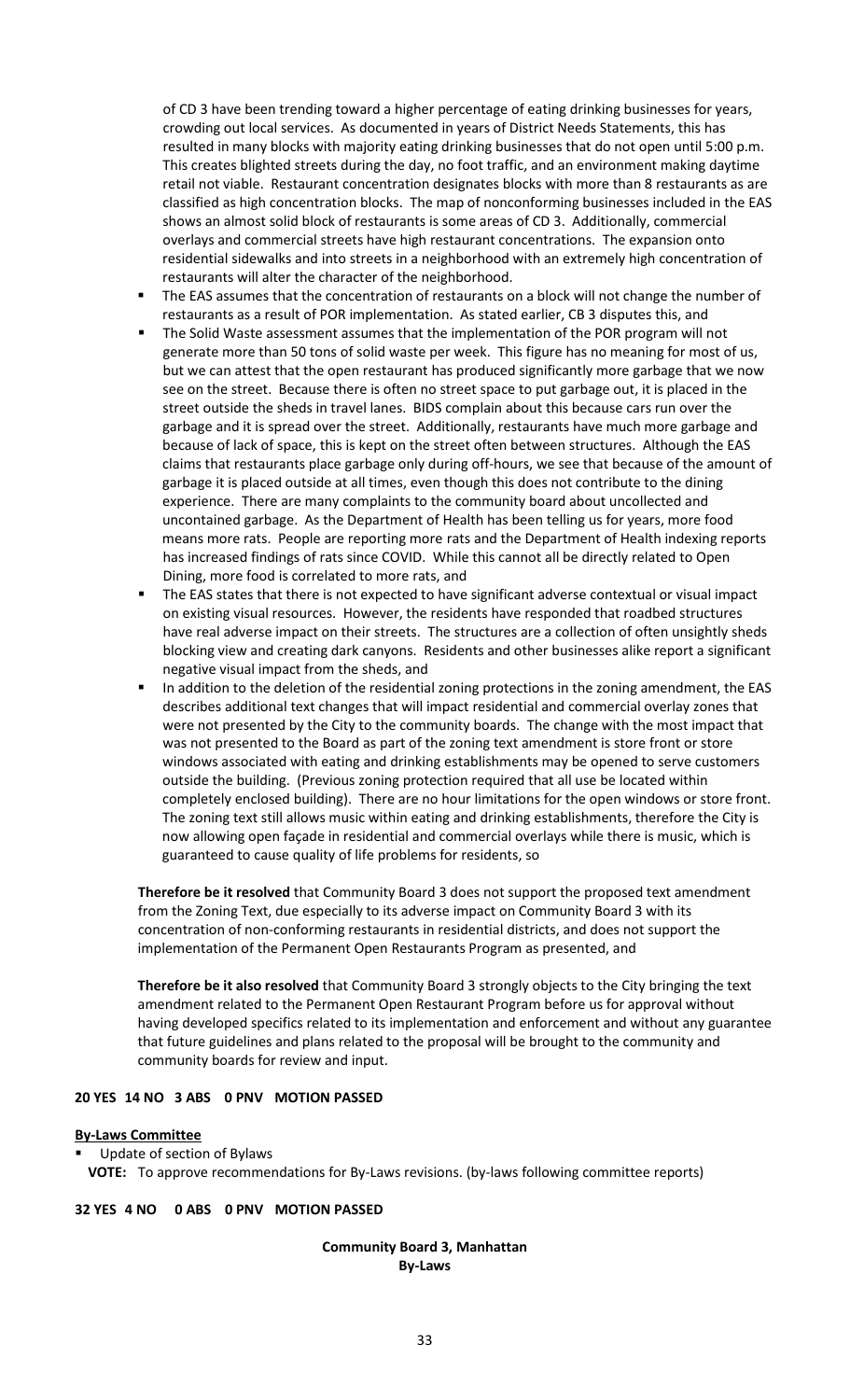of CD 3 have been trending toward a higher percentage of eating drinking businesses for years, crowding out local services. As documented in years of District Needs Statements, this has resulted in many blocks with majority eating drinking businesses that do not open until 5:00 p.m. This creates blighted streets during the day, no foot traffic, and an environment making daytime retail not viable. Restaurant concentration designates blocks with more than 8 restaurants as are classified as high concentration blocks. The map of nonconforming businesses included in the EAS shows an almost solid block of restaurants is some areas of CD 3. Additionally, commercial overlays and commercial streets have high restaurant concentrations. The expansion onto residential sidewalks and into streets in a neighborhood with an extremely high concentration of restaurants will alter the character of the neighborhood.

- The EAS assumes that the concentration of restaurants on a block will not change the number of restaurants as a result of POR implementation. As stated earlier, CB 3 disputes this, and
- The Solid Waste assessment assumes that the implementation of the POR program will not generate more than 50 tons of solid waste per week. This figure has no meaning for most of us, but we can attest that the open restaurant has produced significantly more garbage that we now see on the street. Because there is often no street space to put garbage out, it is placed in the street outside the sheds in travel lanes. BIDS complain about this because cars run over the garbage and it is spread over the street. Additionally, restaurants have much more garbage and because of lack of space, this is kept on the street often between structures. Although the EAS claims that restaurants place garbage only during off-hours, we see that because of the amount of garbage it is placed outside at all times, even though this does not contribute to the dining experience. There are many complaints to the community board about uncollected and uncontained garbage. As the Department of Health has been telling us for years, more food means more rats. People are reporting more rats and the Department of Health indexing reports has increased findings of rats since COVID. While this cannot all be directly related to Open Dining, more food is correlated to more rats, and
- The EAS states that there is not expected to have significant adverse contextual or visual impact on existing visual resources. However, the residents have responded that roadbed structures have real adverse impact on their streets. The structures are a collection of often unsightly sheds blocking view and creating dark canyons. Residents and other businesses alike report a significant negative visual impact from the sheds, and
- In addition to the deletion of the residential zoning protections in the zoning amendment, the EAS describes additional text changes that will impact residential and commercial overlay zones that were not presented by the City to the community boards. The change with the most impact that was not presented to the Board as part of the zoning text amendment is store front or store windows associated with eating and drinking establishments may be opened to serve customers outside the building. (Previous zoning protection required that all use be located within completely enclosed building). There are no hour limitations for the open windows or store front. The zoning text still allows music within eating and drinking establishments, therefore the City is now allowing open façade in residential and commercial overlays while there is music, which is guaranteed to cause quality of life problems for residents, so

**Therefore be it resolved** that Community Board 3 does not support the proposed text amendment from the Zoning Text, due especially to its adverse impact on Community Board 3 with its concentration of non-conforming restaurants in residential districts, and does not support the implementation of the Permanent Open Restaurants Program as presented, and

**Therefore be it also resolved** that Community Board 3 strongly objects to the City bringing the text amendment related to the Permanent Open Restaurant Program before us for approval without having developed specifics related to its implementation and enforcement and without any guarantee that future guidelines and plans related to the proposal will be brought to the community and community boards for review and input.

**20 YES 14 NO 3 ABS 0 PNV MOTION PASSED**

**By-Laws Committee**

- Update of section of Bylaws

**VOTE:** To approve recommendations for By-Laws revisions. (by-laws following committee reports)

**32 YES 4 NO 0 ABS 0 PNV MOTION PASSED**

**Community Board 3, Manhattan**
**By-Laws**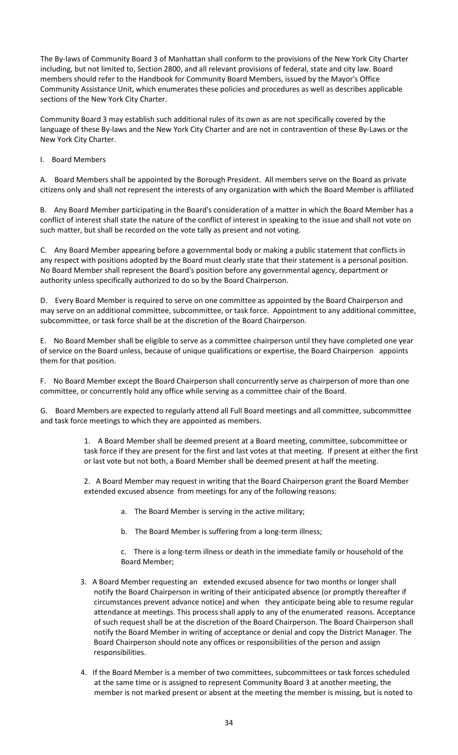The By-laws of Community Board 3 of Manhattan shall conform to the provisions of the New York City Charter including, but not limited to, Section 2800, and all relevant provisions of federal, state and city law. Board members should refer to the Handbook for Community Board Members, issued by the Mayor's Office Community Assistance Unit, which enumerates these policies and procedures as well as describes applicable sections of the New York City Charter.

Community Board 3 may establish such additional rules of its own as are not specifically covered by the language of these By-laws and the New York City Charter and are not in contravention of these By-Laws or the New York City Charter.

I. Board Members

A. Board Members shall be appointed by the Borough President. All members serve on the Board as private citizens only and shall not represent the interests of any organization with which the Board Member is affiliated

B. Any Board Member participating in the Board's consideration of a matter in which the Board Member has a conflict of interest shall state the nature of the conflict of interest in speaking to the issue and shall not vote on such matter, but shall be recorded on the vote tally as present and not voting.

C. Any Board Member appearing before a governmental body or making a public statement that conflicts in any respect with positions adopted by the Board must clearly state that their statement is a personal position. No Board Member shall represent the Board's position before any governmental agency, department or authority unless specifically authorized to do so by the Board Chairperson.

D. Every Board Member is required to serve on one committee as appointed by the Board Chairperson and may serve on an additional committee, subcommittee, or task force. Appointment to any additional committee, subcommittee, or task force shall be at the discretion of the Board Chairperson.

E. No Board Member shall be eligible to serve as a committee chairperson until they have completed one year of service on the Board unless, because of unique qualifications or expertise, the Board Chairperson appoints them for that position.

F. No Board Member except the Board Chairperson shall concurrently serve as chairperson of more than one committee, or concurrently hold any office while serving as a committee chair of the Board.

G. Board Members are expected to regularly attend all Full Board meetings and all committee, subcommittee and task force meetings to which they are appointed as members.

1. A Board Member shall be deemed present at a Board meeting, committee, subcommittee or task force if they are present for the first and last votes at that meeting. If present at either the first or last vote but not both, a Board Member shall be deemed present at half the meeting.

2. A Board Member may request in writing that the Board Chairperson grant the Board Member extended excused absence from meetings for any of the following reasons:

   a. The Board Member is serving in the active military;

   b. The Board Member is suffering from a long-term illness;

   c. There is a long-term illness or death in the immediate family or household of the Board Member;

3. A Board Member requesting an extended excused absence for two months or longer shall notify the Board Chairperson in writing of their anticipated absence (or promptly thereafter if circumstances prevent advance notice) and when they anticipate being able to resume regular attendance at meetings. This process shall apply to any of the enumerated reasons. Acceptance of such request shall be at the discretion of the Board Chairperson. The Board Chairperson shall notify the Board Member in writing of acceptance or denial and copy the District Manager. The Board Chairperson should note any offices or responsibilities of the person and assign responsibilities.

4. If the Board Member is a member of two committees, subcommittees or task forces scheduled at the same time or is assigned to represent Community Board 3 at another meeting, the member is not marked present or absent at the meeting the member is missing, but is noted to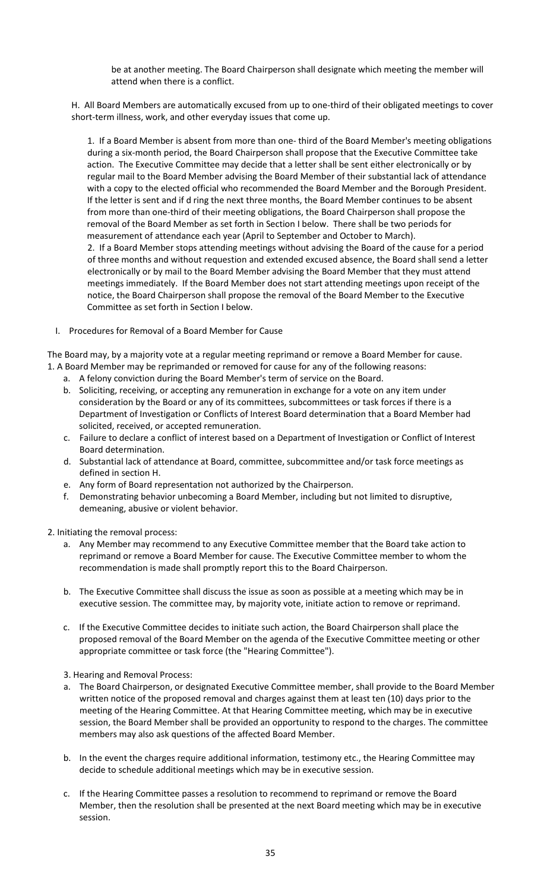be at another meeting. The Board Chairperson shall designate which meeting the member will attend when there is a conflict.

H. All Board Members are automatically excused from up to one-third of their obligated meetings to cover short-term illness, work, and other everyday issues that come up.

1. If a Board Member is absent from more than one- third of the Board Member's meeting obligations during a six-month period, the Board Chairperson shall propose that the Executive Committee take action. The Executive Committee may decide that a letter shall be sent either electronically or by regular mail to the Board Member advising the Board Member of their substantial lack of attendance with a copy to the elected official who recommended the Board Member and the Borough President. If the letter is sent and if d ring the next three months, the Board Member continues to be absent from more than one-third of their meeting obligations, the Board Chairperson shall propose the removal of the Board Member as set forth in Section I below. There shall be two periods for measurement of attendance each year (April to September and October to March).
2. If a Board Member stops attending meetings without advising the Board of the cause for a period of three months and without requestion and extended excused absence, the Board shall send a letter electronically or by mail to the Board Member advising the Board Member that they must attend meetings immediately. If the Board Member does not start attending meetings upon receipt of the notice, the Board Chairperson shall propose the removal of the Board Member to the Executive Committee as set forth in Section I below.

I. Procedures for Removal of a Board Member for Cause

The Board may, by a majority vote at a regular meeting reprimand or remove a Board Member for cause.

1. A Board Member may be reprimanded or removed for cause for any of the following reasons:
   a. A felony conviction during the Board Member's term of service on the Board.
   b. Soliciting, receiving, or accepting any remuneration in exchange for a vote on any item under consideration by the Board or any of its committees, subcommittees or task forces if there is a Department of Investigation or Conflicts of Interest Board determination that a Board Member had solicited, received, or accepted remuneration.
   c. Failure to declare a conflict of interest based on a Department of Investigation or Conflict of Interest Board determination.
   d. Substantial lack of attendance at Board, committee, subcommittee and/or task force meetings as defined in section H.
   e. Any form of Board representation not authorized by the Chairperson.
   f. Demonstrating behavior unbecoming a Board Member, including but not limited to disruptive, demeaning, abusive or violent behavior.

2. Initiating the removal process:
   a. Any Member may recommend to any Executive Committee member that the Board take action to reprimand or remove a Board Member for cause. The Executive Committee member to whom the recommendation is made shall promptly report this to the Board Chairperson.

   b. The Executive Committee shall discuss the issue as soon as possible at a meeting which may be in executive session. The committee may, by majority vote, initiate action to remove or reprimand.

   c. If the Executive Committee decides to initiate such action, the Board Chairperson shall place the proposed removal of the Board Member on the agenda of the Executive Committee meeting or other appropriate committee or task force (the "Hearing Committee").

3. Hearing and Removal Process:
   a. The Board Chairperson, or designated Executive Committee member, shall provide to the Board Member written notice of the proposed removal and charges against them at least ten (10) days prior to the meeting of the Hearing Committee. At that Hearing Committee meeting, which may be in executive session, the Board Member shall be provided an opportunity to respond to the charges. The committee members may also ask questions of the affected Board Member.

   b. In the event the charges require additional information, testimony etc., the Hearing Committee may decide to schedule additional meetings which may be in executive session.

   c. If the Hearing Committee passes a resolution to recommend to reprimand or remove the Board Member, then the resolution shall be presented at the next Board meeting which may be in executive session.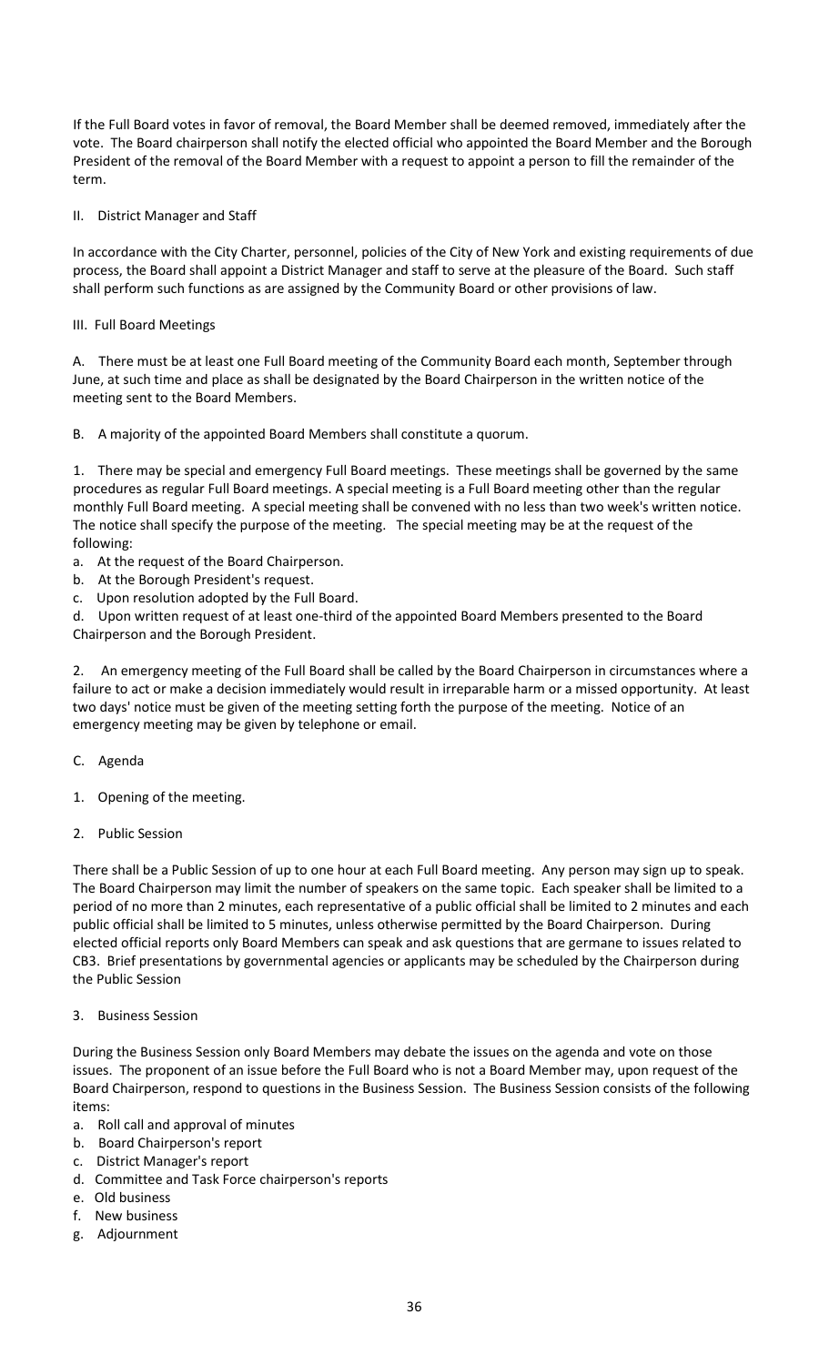If the Full Board votes in favor of removal, the Board Member shall be deemed removed, immediately after the vote. The Board chairperson shall notify the elected official who appointed the Board Member and the Borough President of the removal of the Board Member with a request to appoint a person to fill the remainder of the term.

## II. District Manager and Staff

In accordance with the City Charter, personnel, policies of the City of New York and existing requirements of due process, the Board shall appoint a District Manager and staff to serve at the pleasure of the Board. Such staff shall perform such functions as are assigned by the Community Board or other provisions of law.

## III. Full Board Meetings

A. There must be at least one Full Board meeting of the Community Board each month, September through June, at such time and place as shall be designated by the Board Chairperson in the written notice of the meeting sent to the Board Members.

B. A majority of the appointed Board Members shall constitute a quorum.

1. There may be special and emergency Full Board meetings. These meetings shall be governed by the same procedures as regular Full Board meetings. A special meeting is a Full Board meeting other than the regular monthly Full Board meeting. A special meeting shall be convened with no less than two week's written notice. The notice shall specify the purpose of the meeting. The special meeting may be at the request of the following:

a. At the request of the Board Chairperson.
b. At the Borough President's request.
c. Upon resolution adopted by the Full Board.
d. Upon written request of at least one-third of the appointed Board Members presented to the Board Chairperson and the Borough President.

2. An emergency meeting of the Full Board shall be called by the Board Chairperson in circumstances where a failure to act or make a decision immediately would result in irreparable harm or a missed opportunity. At least two days' notice must be given of the meeting setting forth the purpose of the meeting. Notice of an emergency meeting may be given by telephone or email.

C. Agenda

1. Opening of the meeting.

2. Public Session

There shall be a Public Session of up to one hour at each Full Board meeting. Any person may sign up to speak. The Board Chairperson may limit the number of speakers on the same topic. Each speaker shall be limited to a period of no more than 2 minutes, each representative of a public official shall be limited to 2 minutes and each public official shall be limited to 5 minutes, unless otherwise permitted by the Board Chairperson. During elected official reports only Board Members can speak and ask questions that are germane to issues related to CB3. Brief presentations by governmental agencies or applicants may be scheduled by the Chairperson during the Public Session

3. Business Session

During the Business Session only Board Members may debate the issues on the agenda and vote on those issues. The proponent of an issue before the Full Board who is not a Board Member may, upon request of the Board Chairperson, respond to questions in the Business Session. The Business Session consists of the following items:

a. Roll call and approval of minutes
b. Board Chairperson's report
c. District Manager's report
d. Committee and Task Force chairperson's reports
e. Old business
f. New business
g. Adjournment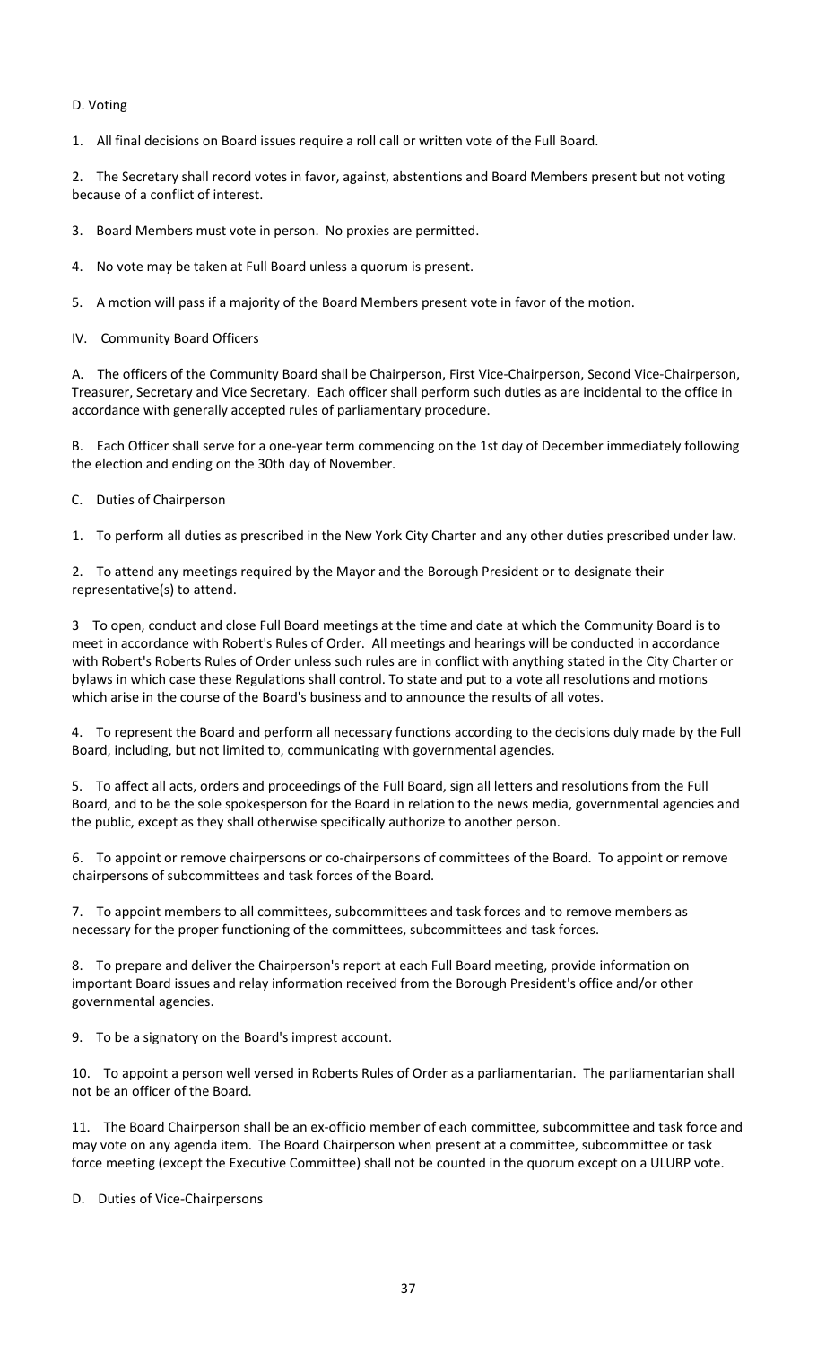D. Voting

1. All final decisions on Board issues require a roll call or written vote of the Full Board.

2. The Secretary shall record votes in favor, against, abstentions and Board Members present but not voting because of a conflict of interest.

3. Board Members must vote in person. No proxies are permitted.

4. No vote may be taken at Full Board unless a quorum is present.

5. A motion will pass if a majority of the Board Members present vote in favor of the motion.

IV. Community Board Officers

A. The officers of the Community Board shall be Chairperson, First Vice-Chairperson, Second Vice-Chairperson, Treasurer, Secretary and Vice Secretary. Each officer shall perform such duties as are incidental to the office in accordance with generally accepted rules of parliamentary procedure.

B. Each Officer shall serve for a one-year term commencing on the 1st day of December immediately following the election and ending on the 30th day of November.

C. Duties of Chairperson

1. To perform all duties as prescribed in the New York City Charter and any other duties prescribed under law.

2. To attend any meetings required by the Mayor and the Borough President or to designate their representative(s) to attend.

3 To open, conduct and close Full Board meetings at the time and date at which the Community Board is to meet in accordance with Robert's Rules of Order. All meetings and hearings will be conducted in accordance with Robert's Roberts Rules of Order unless such rules are in conflict with anything stated in the City Charter or bylaws in which case these Regulations shall control. To state and put to a vote all resolutions and motions which arise in the course of the Board's business and to announce the results of all votes.

4. To represent the Board and perform all necessary functions according to the decisions duly made by the Full Board, including, but not limited to, communicating with governmental agencies.

5. To affect all acts, orders and proceedings of the Full Board, sign all letters and resolutions from the Full Board, and to be the sole spokesperson for the Board in relation to the news media, governmental agencies and the public, except as they shall otherwise specifically authorize to another person.

6. To appoint or remove chairpersons or co-chairpersons of committees of the Board. To appoint or remove chairpersons of subcommittees and task forces of the Board.

7. To appoint members to all committees, subcommittees and task forces and to remove members as necessary for the proper functioning of the committees, subcommittees and task forces.

8. To prepare and deliver the Chairperson's report at each Full Board meeting, provide information on important Board issues and relay information received from the Borough President's office and/or other governmental agencies.

9. To be a signatory on the Board's imprest account.

10. To appoint a person well versed in Roberts Rules of Order as a parliamentarian. The parliamentarian shall not be an officer of the Board.

11. The Board Chairperson shall be an ex-officio member of each committee, subcommittee and task force and may vote on any agenda item. The Board Chairperson when present at a committee, subcommittee or task force meeting (except the Executive Committee) shall not be counted in the quorum except on a ULURP vote.

D. Duties of Vice-Chairpersons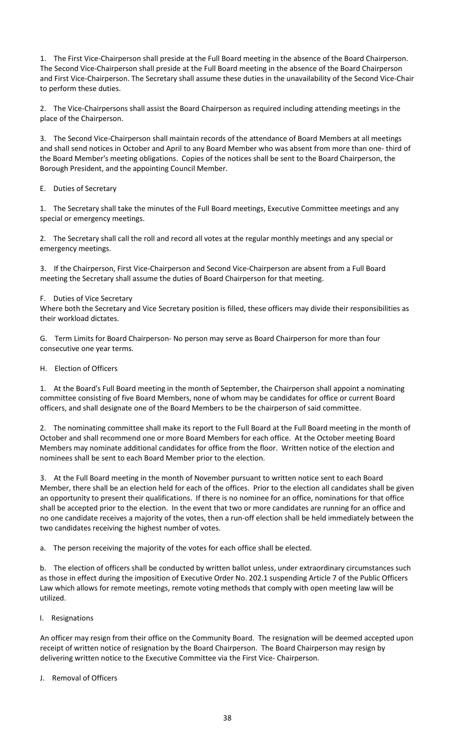1. The First Vice-Chairperson shall preside at the Full Board meeting in the absence of the Board Chairperson. The Second Vice-Chairperson shall preside at the Full Board meeting in the absence of the Board Chairperson and First Vice-Chairperson. The Secretary shall assume these duties in the unavailability of the Second Vice-Chair to perform these duties.

2. The Vice-Chairpersons shall assist the Board Chairperson as required including attending meetings in the place of the Chairperson.

3. The Second Vice-Chairperson shall maintain records of the attendance of Board Members at all meetings and shall send notices in October and April to any Board Member who was absent from more than one- third of the Board Member's meeting obligations. Copies of the notices shall be sent to the Board Chairperson, the Borough President, and the appointing Council Member.

E. Duties of Secretary

1. The Secretary shall take the minutes of the Full Board meetings, Executive Committee meetings and any special or emergency meetings.

2. The Secretary shall call the roll and record all votes at the regular monthly meetings and any special or emergency meetings.

3. If the Chairperson, First Vice-Chairperson and Second Vice-Chairperson are absent from a Full Board meeting the Secretary shall assume the duties of Board Chairperson for that meeting.

F. Duties of Vice Secretary

Where both the Secretary and Vice Secretary position is filled, these officers may divide their responsibilities as their workload dictates.

G. Term Limits for Board Chairperson- No person may serve as Board Chairperson for more than four consecutive one year terms.

H. Election of Officers

1. At the Board's Full Board meeting in the month of September, the Chairperson shall appoint a nominating committee consisting of five Board Members, none of whom may be candidates for office or current Board officers, and shall designate one of the Board Members to be the chairperson of said committee.

2. The nominating committee shall make its report to the Full Board at the Full Board meeting in the month of October and shall recommend one or more Board Members for each office. At the October meeting Board Members may nominate additional candidates for office from the floor. Written notice of the election and nominees shall be sent to each Board Member prior to the election.

3. At the Full Board meeting in the month of November pursuant to written notice sent to each Board Member, there shall be an election held for each of the offices. Prior to the election all candidates shall be given an opportunity to present their qualifications. If there is no nominee for an office, nominations for that office shall be accepted prior to the election. In the event that two or more candidates are running for an office and no one candidate receives a majority of the votes, then a run-off election shall be held immediately between the two candidates receiving the highest number of votes.

a. The person receiving the majority of the votes for each office shall be elected.

b. The election of officers shall be conducted by written ballot unless, under extraordinary circumstances such as those in effect during the imposition of Executive Order No. 202.1 suspending Article 7 of the Public Officers Law which allows for remote meetings, remote voting methods that comply with open meeting law will be utilized.

I. Resignations

An officer may resign from their office on the Community Board. The resignation will be deemed accepted upon receipt of written notice of resignation by the Board Chairperson. The Board Chairperson may resign by delivering written notice to the Executive Committee via the First Vice- Chairperson.

J. Removal of Officers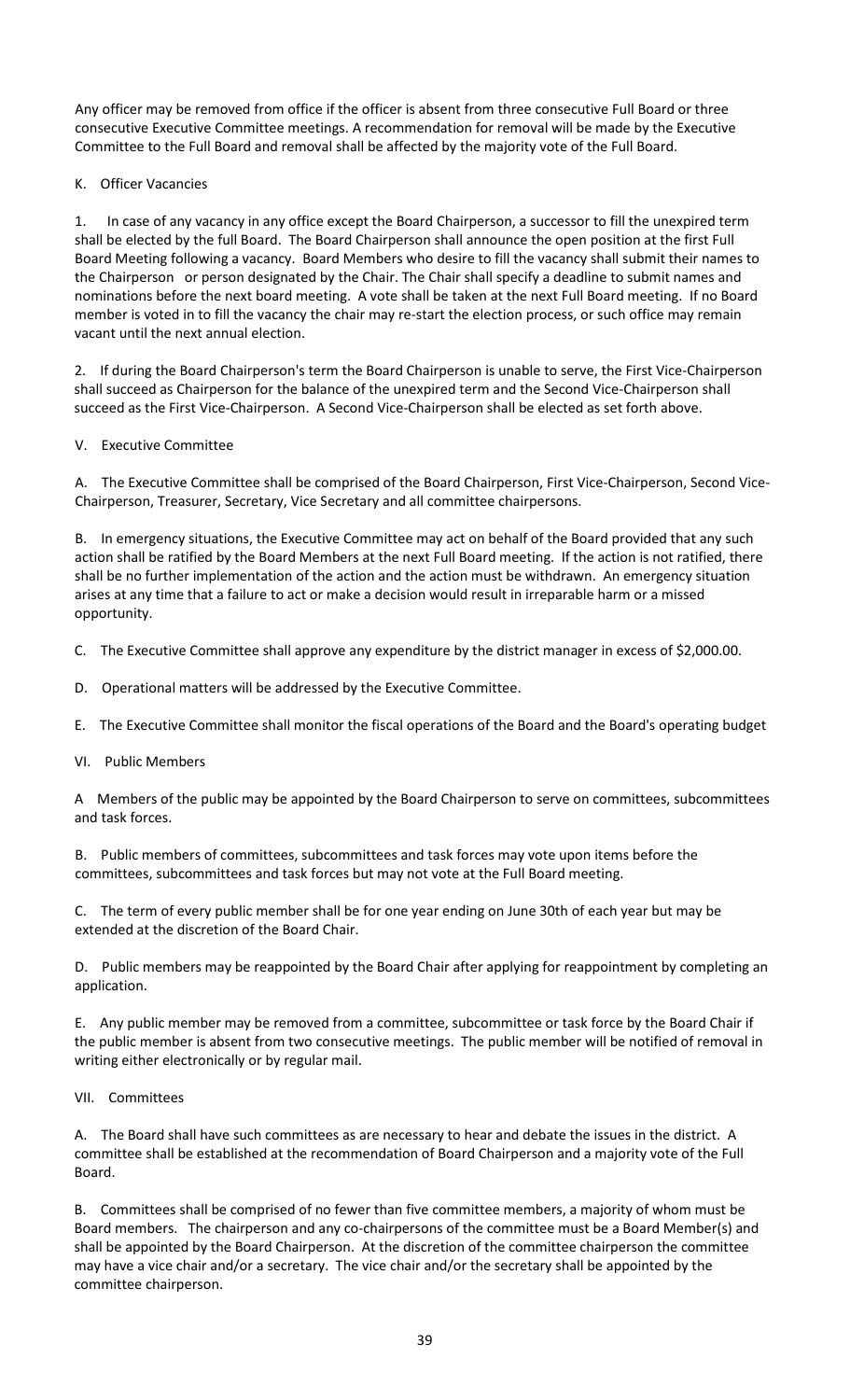Any officer may be removed from office if the officer is absent from three consecutive Full Board or three consecutive Executive Committee meetings. A recommendation for removal will be made by the Executive Committee to the Full Board and removal shall be affected by the majority vote of the Full Board.

K. Officer Vacancies

1. In case of any vacancy in any office except the Board Chairperson, a successor to fill the unexpired term shall be elected by the full Board. The Board Chairperson shall announce the open position at the first Full Board Meeting following a vacancy. Board Members who desire to fill the vacancy shall submit their names to the Chairperson or person designated by the Chair. The Chair shall specify a deadline to submit names and nominations before the next board meeting. A vote shall be taken at the next Full Board meeting. If no Board member is voted in to fill the vacancy the chair may re-start the election process, or such office may remain vacant until the next annual election.

2. If during the Board Chairperson's term the Board Chairperson is unable to serve, the First Vice-Chairperson shall succeed as Chairperson for the balance of the unexpired term and the Second Vice-Chairperson shall succeed as the First Vice-Chairperson. A Second Vice-Chairperson shall be elected as set forth above.

V. Executive Committee

A. The Executive Committee shall be comprised of the Board Chairperson, First Vice-Chairperson, Second Vice-Chairperson, Treasurer, Secretary, Vice Secretary and all committee chairpersons.

B. In emergency situations, the Executive Committee may act on behalf of the Board provided that any such action shall be ratified by the Board Members at the next Full Board meeting. If the action is not ratified, there shall be no further implementation of the action and the action must be withdrawn. An emergency situation arises at any time that a failure to act or make a decision would result in irreparable harm or a missed opportunity.

C. The Executive Committee shall approve any expenditure by the district manager in excess of $2,000.00.

D. Operational matters will be addressed by the Executive Committee.

E. The Executive Committee shall monitor the fiscal operations of the Board and the Board's operating budget

VI. Public Members

A Members of the public may be appointed by the Board Chairperson to serve on committees, subcommittees and task forces.

B. Public members of committees, subcommittees and task forces may vote upon items before the committees, subcommittees and task forces but may not vote at the Full Board meeting.

C. The term of every public member shall be for one year ending on June 30th of each year but may be extended at the discretion of the Board Chair.

D. Public members may be reappointed by the Board Chair after applying for reappointment by completing an application.

E. Any public member may be removed from a committee, subcommittee or task force by the Board Chair if the public member is absent from two consecutive meetings. The public member will be notified of removal in writing either electronically or by regular mail.

VII. Committees

A. The Board shall have such committees as are necessary to hear and debate the issues in the district. A committee shall be established at the recommendation of Board Chairperson and a majority vote of the Full Board.

B. Committees shall be comprised of no fewer than five committee members, a majority of whom must be Board members. The chairperson and any co-chairpersons of the committee must be a Board Member(s) and shall be appointed by the Board Chairperson. At the discretion of the committee chairperson the committee may have a vice chair and/or a secretary. The vice chair and/or the secretary shall be appointed by the committee chairperson.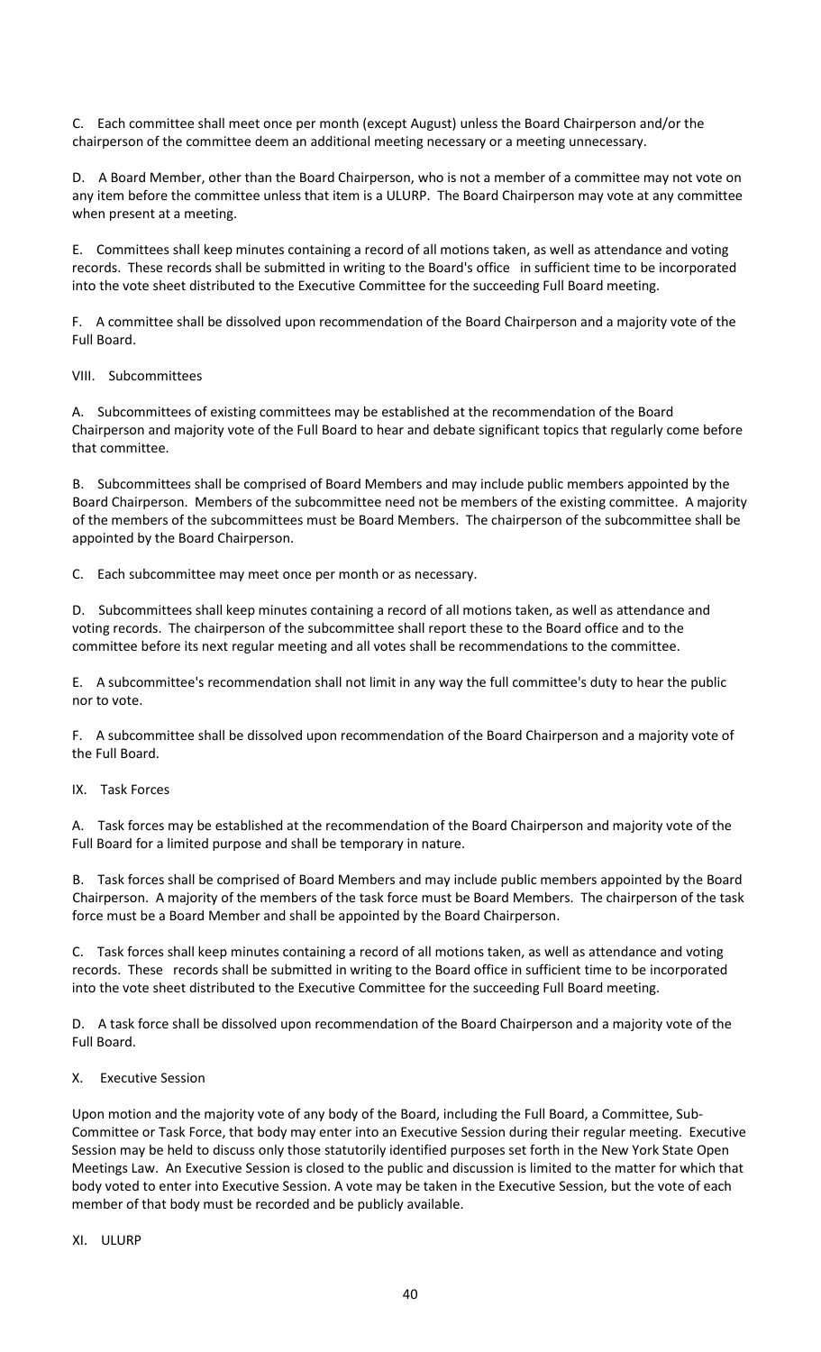C. Each committee shall meet once per month (except August) unless the Board Chairperson and/or the chairperson of the committee deem an additional meeting necessary or a meeting unnecessary.

D. A Board Member, other than the Board Chairperson, who is not a member of a committee may not vote on any item before the committee unless that item is a ULURP. The Board Chairperson may vote at any committee when present at a meeting.

E. Committees shall keep minutes containing a record of all motions taken, as well as attendance and voting records. These records shall be submitted in writing to the Board's office in sufficient time to be incorporated into the vote sheet distributed to the Executive Committee for the succeeding Full Board meeting.

F. A committee shall be dissolved upon recommendation of the Board Chairperson and a majority vote of the Full Board.

## VIII. Subcommittees

A. Subcommittees of existing committees may be established at the recommendation of the Board Chairperson and majority vote of the Full Board to hear and debate significant topics that regularly come before that committee.

B. Subcommittees shall be comprised of Board Members and may include public members appointed by the Board Chairperson. Members of the subcommittee need not be members of the existing committee. A majority of the members of the subcommittees must be Board Members. The chairperson of the subcommittee shall be appointed by the Board Chairperson.

C. Each subcommittee may meet once per month or as necessary.

D. Subcommittees shall keep minutes containing a record of all motions taken, as well as attendance and voting records. The chairperson of the subcommittee shall report these to the Board office and to the committee before its next regular meeting and all votes shall be recommendations to the committee.

E. A subcommittee's recommendation shall not limit in any way the full committee's duty to hear the public nor to vote.

F. A subcommittee shall be dissolved upon recommendation of the Board Chairperson and a majority vote of the Full Board.

## IX. Task Forces

A. Task forces may be established at the recommendation of the Board Chairperson and majority vote of the Full Board for a limited purpose and shall be temporary in nature.

B. Task forces shall be comprised of Board Members and may include public members appointed by the Board Chairperson. A majority of the members of the task force must be Board Members. The chairperson of the task force must be a Board Member and shall be appointed by the Board Chairperson.

C. Task forces shall keep minutes containing a record of all motions taken, as well as attendance and voting records. These records shall be submitted in writing to the Board office in sufficient time to be incorporated into the vote sheet distributed to the Executive Committee for the succeeding Full Board meeting.

D. A task force shall be dissolved upon recommendation of the Board Chairperson and a majority vote of the Full Board.

## X. Executive Session

Upon motion and the majority vote of any body of the Board, including the Full Board, a Committee, Sub-Committee or Task Force, that body may enter into an Executive Session during their regular meeting. Executive Session may be held to discuss only those statutorily identified purposes set forth in the New York State Open Meetings Law. An Executive Session is closed to the public and discussion is limited to the matter for which that body voted to enter into Executive Session. A vote may be taken in the Executive Session, but the vote of each member of that body must be recorded and be publicly available.

## XI. ULURP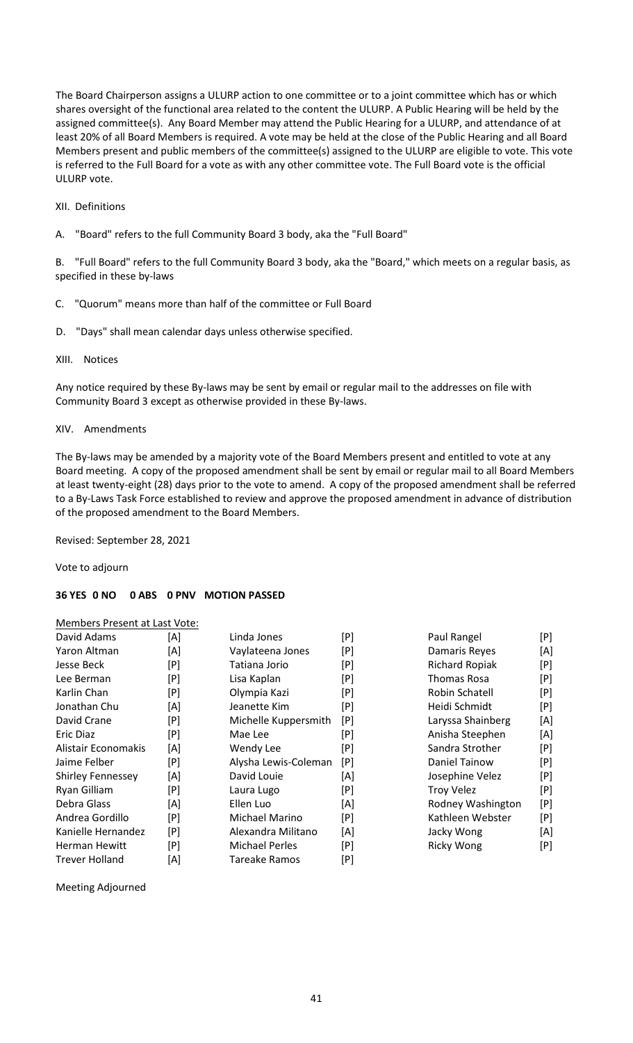The Board Chairperson assigns a ULURP action to one committee or to a joint committee which has or which shares oversight of the functional area related to the content the ULURP. A Public Hearing will be held by the assigned committee(s). Any Board Member may attend the Public Hearing for a ULURP, and attendance of at least 20% of all Board Members is required. A vote may be held at the close of the Public Hearing and all Board Members present and public members of the committee(s) assigned to the ULURP are eligible to vote. This vote is referred to the Full Board for a vote as with any other committee vote. The Full Board vote is the official ULURP vote.

XII. Definitions

A. "Board" refers to the full Community Board 3 body, aka the "Full Board"

B. "Full Board" refers to the full Community Board 3 body, aka the "Board," which meets on a regular basis, as specified in these by-laws

C. "Quorum" means more than half of the committee or Full Board

D. "Days" shall mean calendar days unless otherwise specified.

XIII. Notices

Any notice required by these By-laws may be sent by email or regular mail to the addresses on file with Community Board 3 except as otherwise provided in these By-laws.

XIV. Amendments

The By-laws may be amended by a majority vote of the Board Members present and entitled to vote at any Board meeting. A copy of the proposed amendment shall be sent by email or regular mail to all Board Members at least twenty-eight (28) days prior to the vote to amend. A copy of the proposed amendment shall be referred to a By-Laws Task Force established to review and approve the proposed amendment in advance of distribution of the proposed amendment to the Board Members.

Revised: September 28, 2021

Vote to adjourn

**36 YES 0 NO 0 ABS 0 PNV MOTION PASSED**

Members Present at Last Vote:

| | | | | | |
|---|---|---|---|---|---|
| David Adams | [A] | Linda Jones | [P] | Paul Rangel | [P] |
| Yaron Altman | [A] | Vaylateena Jones | [P] | Damaris Reyes | [A] |
| Jesse Beck | [P] | Tatiana Jorio | [P] | Richard Ropiak | [P] |
| Lee Berman | [P] | Lisa Kaplan | [P] | Thomas Rosa | [P] |
| Karlin Chan | [P] | Olympia Kazi | [P] | Robin Schatell | [P] |
| Jonathan Chu | [A] | Jeanette Kim | [P] | Heidi Schmidt | [P] |
| David Crane | [P] | Michelle Kuppersmith | [P] | Laryssa Shainberg | [A] |
| Eric Diaz | [P] | Mae Lee | [P] | Anisha Steephen | [A] |
| Alistair Economakis | [A] | Wendy Lee | [P] | Sandra Strother | [P] |
| Jaime Felber | [P] | Alysha Lewis-Coleman | [P] | Daniel Tainow | [P] |
| Shirley Fennessey | [A] | David Louie | [A] | Josephine Velez | [P] |
| Ryan Gilliam | [P] | Laura Lugo | [P] | Troy Velez | [P] |
| Debra Glass | [A] | Ellen Luo | [A] | Rodney Washington | [P] |
| Andrea Gordillo | [P] | Michael Marino | [P] | Kathleen Webster | [P] |
| Kanielle Hernandez | [P] | Alexandra Militano | [A] | Jacky Wong | [A] |
| Herman Hewitt | [P] | Michael Perles | [P] | Ricky Wong | [P] |
| Trever Holland | [A] | Tareake Ramos | [P] | | |

Meeting Adjourned